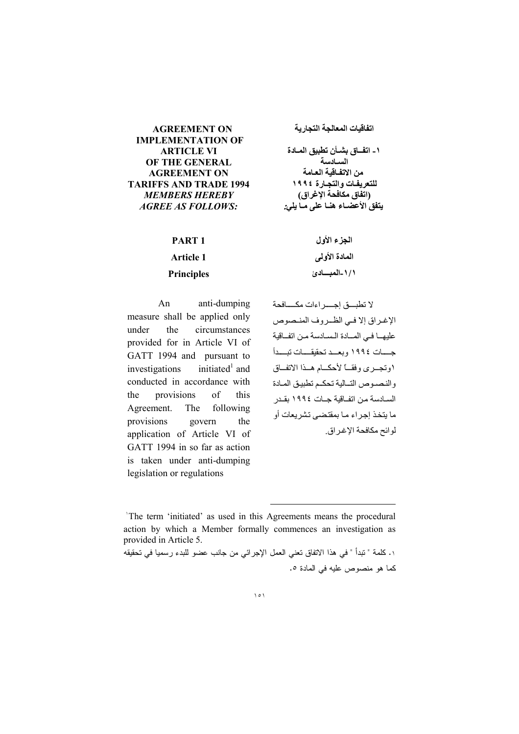**AGREEMENT ON IMPLEMENTATION OF ARTICLE VI OF THE GENERAL AGREEMENT ON TARIFFS AND TRADE 1994**

***MEMBERS HEREBY AGREE AS FOLLOWS:***

**اتفاقيات المعالجة التجارية**

**١- اتفــاق بشـأن تطبيق المـادة السـادسة من الاتفـاقية العـامة للتعريفـات والتجـارة ١٩٩٤ (اتفاق مكافحة الإغراق) يتفق الأعضـاء هنـا على مـا يلي:**

## PART 1

### Article 1

### Principles

## الجزء الأول

### المادة الأولى

### ١/١-المبـــادئ

An anti-dumping measure shall be applied only under the circumstances provided for in Article VI of GATT 1994 and pursuant to investigations initiated[1] and conducted in accordance with the provisions of this Agreement. The following provisions govern the application of Article VI of GATT 1994 in so far as action is taken under anti-dumping legislation or regulations

لا تطبـــق إجـــــراءات مكـــــافحة الإغـراق إلا فــي الظــروف المنـصوص عليهـا فـي المــادة الـسادسة مـن اتفــاقية جـــات ١٩٩٤ وبعـــد تحقيقـــات تبـــدأ ١وتجـرى وفقـاً لأحكــام هــذا الاتفــاق والنصـوص التــالية تحكـم تطبيـق المـادة السـادسة من اتفـاقية جـات ١٩٩٤ بقـدر ما يتخذ إجراء مـا بمقتضـى تشريعات أو لوائح مكافحة الإغـراق.

---

[1] The term 'initiated' as used in this Agreements means the procedural action by which a Member formally commences an investigation as provided in Article 5.

١. كلمة " تبدأ " في هذا الاتفاق تعني العمل الإجرائي من جانب عضو للبدء رسميا في تحقيقه كما هو منصوص عليه في المادة ٥.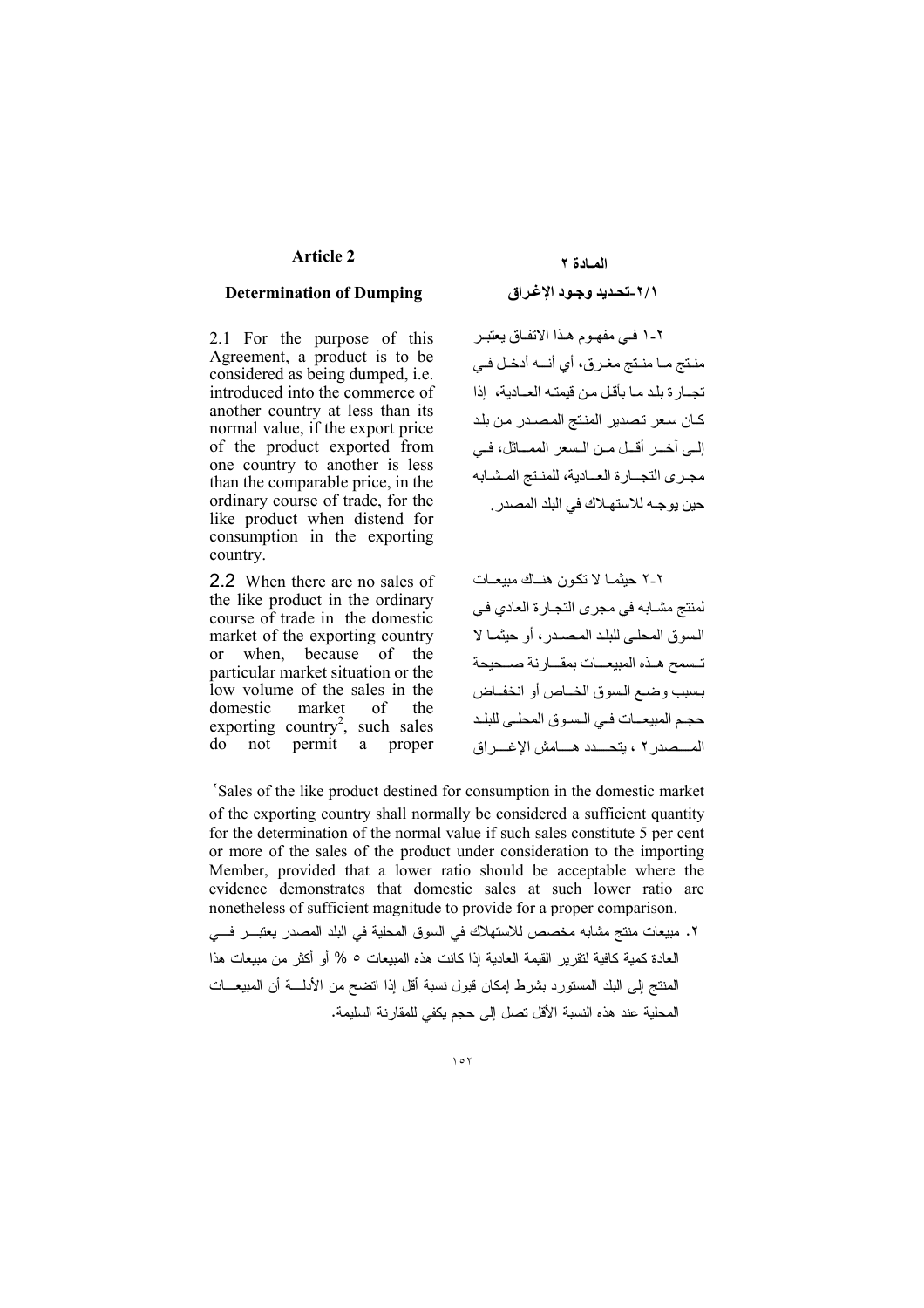## Article 2

### Determination of Dumping

2.1 For the purpose of this Agreement, a product is to be considered as being dumped, i.e. introduced into the commerce of another country at less than its normal value, if the export price of the product exported from one country to another is less than the comparable price, in the ordinary course of trade, for the like product when distend for consumption in the exporting country.

2.2 When there are no sales of the like product in the ordinary course of trade in the domestic market of the exporting country or when, because of the particular market situation or the low volume of the sales in the domestic market of the exporting country[2], such sales do not permit a proper

## المـادة ٢

### ٢/١-تحديد وجود الإغراق

٢-١ فـي مفهـوم هـذا الاتفـاق يعتبـر منـتج مـا منـتج مغـرق، أي أنـــه أدخـل فـي تجـارة بلد مـا بأقل مـن قيمتـه العـادية، إذا كـان سـعر تـصدير المنـتج المـصدر مـن بلد إلـى آخـر أقـل مـن الـسعر الممـاثل، فـي مجـرى التجـارة العـادية، للمنـتج المـشابه حين يوجـه للاستهـلاك في البلد المصدر.

٢-٢ حيثمـا لا تكـون هنـاك مبيعـات لمنتج مشـابه في مجرى التجـارة العادي فـي السوق المحلـي للبلـد المـصدر، أو حيثمـا لا تـسمح هـذه المبيعـات بمقـارنة صـحيحة بـسبب وضـع الـسوق الخـاص أو انخفـاض حجـم المبيعـات فـي الـسوق المحلـي للبلـد المـصدر ٢ ، يتحـدد هـامش الإغـراق

---

[2] Sales of the like product destined for consumption in the domestic market of the exporting country shall normally be considered a sufficient quantity for the determination of the normal value if such sales constitute 5 per cent or more of the sales of the product under consideration to the importing Member, provided that a lower ratio should be acceptable where the evidence demonstrates that domestic sales at such lower ratio are nonetheless of sufficient magnitude to provide for a proper comparison.

٢. مبيعات منتج مشابه مخصص للاستهلاك في السوق المحلية في البلد المصدر يعتبـر فـي العادة كمية كافية لتقرير القيمة العادية إذا كانت هذه المبيعات ٥ % أو أكثر من مبيعات هذا المنتج إلى البلد المستورد بشرط إمكان قبول نسبة أقل إذا اتضح من الأدلـة أن المبيعـات المحلية عند هذه النسبة الأقل تصل إلى حجم يكفي للمقارنة السليمة.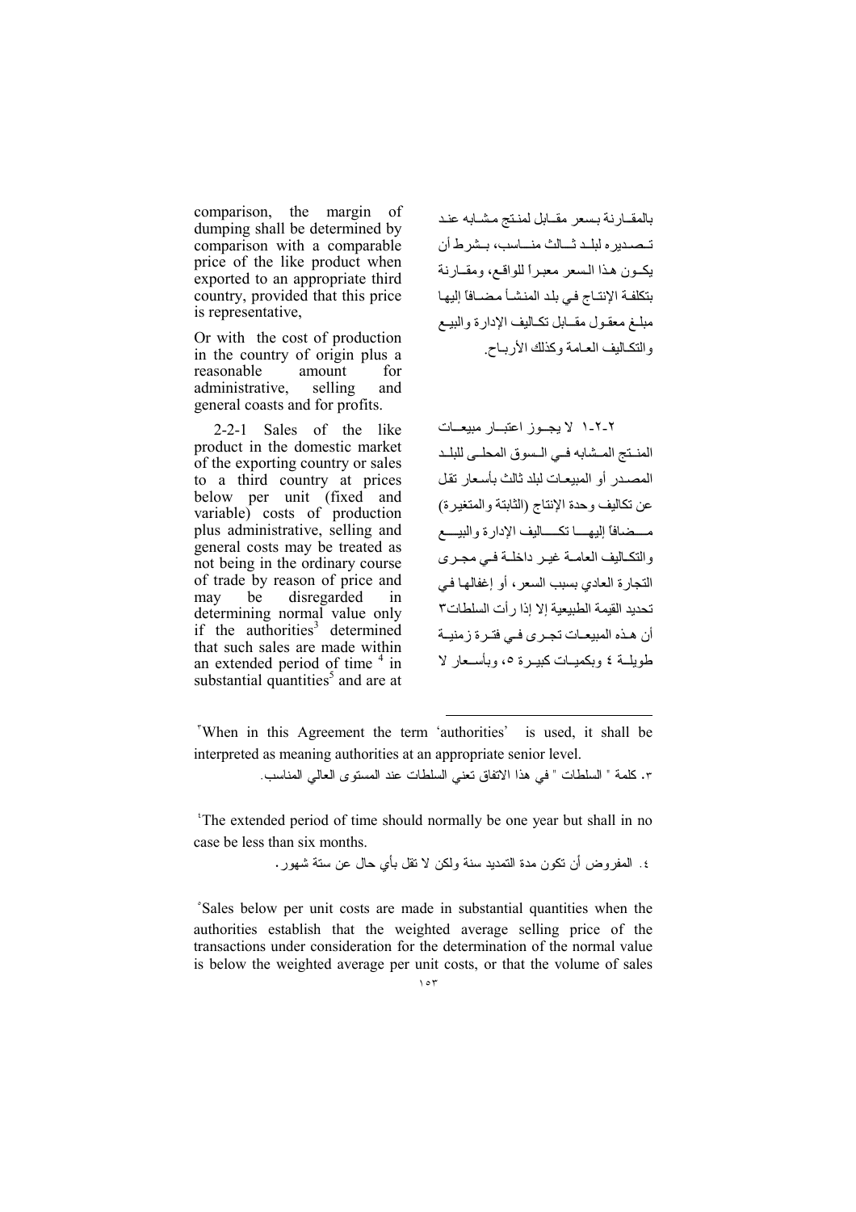comparison, the margin of dumping shall be determined by comparison with a comparable price of the like product when exported to an appropriate third country, provided that this price is representative,

Or with the cost of production in the country of origin plus a reasonable amount for administrative, selling and general coasts and for profits.

2-2-1 Sales of the like product in the domestic market of the exporting country or sales to a third country at prices below per unit (fixed and variable) costs of production plus administrative, selling and general costs may be treated as not being in the ordinary course of trade by reason of price and may be disregarded in determining normal value only if the authorities[3] determined that such sales are made within an extended period of time [4] in substantial quantities[5] and are at

بالمقارنة بسعر مقابل لمنتج مشابه عند تصديره لبلد ثالث مناسب، بشرط أن يكون هذا السعر معبراً للواقع، ومقارنة بتكلفة الإنتاج في بلد المنشأ مضافاً إليها مبلغ معقول مقابل تكاليف الإدارة والبيع والتكاليف العامة وكذلك الأرباح.

٢-٢-١ لا يجوز اعتبار مبيعات المنتج المشابه في السوق المحلي للبلد المصدر أو المبيعات لبلد ثالث بأسعار تقل عن تكاليف وحدة الإنتاج (الثابتة والمتغيرة) مضافاً إليها تكاليف الإدارة والبيع والتكاليف العامة غير داخلة في مجرى التجارة العادي بسبب السعر، أو إغفالها في تحديد القيمة الطبيعية إلا إذا رأت السلطات٣ أن هذه المبيعات تجرى في فترة زمنية طويلة ٤ وبكميات كبيرة ٥، وبأسعار لا

---

[3] When in this Agreement the term 'authorities' is used, it shall be interpreted as meaning authorities at an appropriate senior level.

٣. كلمة " السلطات " في هذا الاتفاق تعني السلطات عند المستوى العالي المناسب.

[4] The extended period of time should normally be one year but shall in no case be less than six months.

٤. المفروض أن تكون مدة التمديد سنة ولكن لا تقل بأي حال عن ستة شهور.

[5] Sales below per unit costs are made in substantial quantities when the authorities establish that the weighted average selling price of the transactions under consideration for the determination of the normal value is below the weighted average per unit costs, or that the volume of sales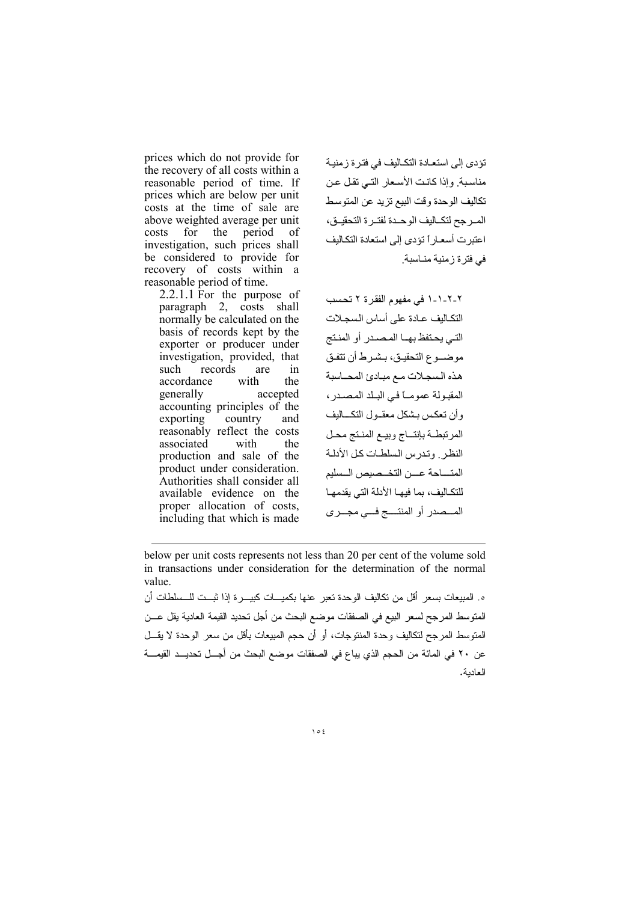prices which do not provide for the recovery of all costs within a reasonable period of time. If prices which are below per unit costs at the time of sale are above weighted average per unit costs for the period of investigation, such prices shall be considered to provide for recovery of costs within a reasonable period of time.

2.2.1.1 For the purpose of paragraph 2, costs shall normally be calculated on the basis of records kept by the exporter or producer under investigation, provided, that such records are in accordance with the generally accepted accounting principles of the exporting country and reasonably reflect the costs associated with the production and sale of the product under consideration. Authorities shall consider all available evidence on the proper allocation of costs, including that which is made

تؤدى إلى استعادة التكاليف في فترة زمنية مناسبة. وإذا كانت الأسعار التي تقل عن تكاليف الوحدة وقت البيع تزيد عن المتوسط المرجح لتكاليف الوحدة لفترة التحقيق، اعتبرت أسعاراً تؤدى إلى استعادة التكاليف في فترة زمنية مناسبة.

٢-٢-١-١ في مفهوم الفقرة ٢ تحسب التكاليف عادة على أساس السجلات التي يحتفظ بها المصدر أو المنتج موضوع التحقيق، بشرط أن تتفق هذه السجلات مع مبادئ المحاسبة المقبولة عموماً في البلد المصدر، وأن تعكس بشكل معقول التكاليف المرتبطة بإنتاج وبيع المنتج محل النظر. وتدرس السلطات كل الأدلة المتاحة عن التخصيص السليم للتكاليف، بما فيها الأدلة التي يقدمها المصدر أو المنتج في مجرى

---

below per unit costs represents not less than 20 per cent of the volume sold in transactions under consideration for the determination of the normal value.

٥. المبيعات بسعر أقل من تكاليف الوحدة تعبر عنها بكميات كبيرة إذا ثبت للسلطات أن المتوسط المرجح لسعر البيع في الصفقات موضع البحث من أجل تحديد القيمة العادية يقل عن المتوسط المرجح لتكاليف وحدة المنتوجات، أو أن حجم المبيعات بأقل من سعر الوحدة لا يقل عن ٢٠ في المائة من الحجم الذي يباع في الصفقات موضع البحث من أجل تحديد القيمة العادية.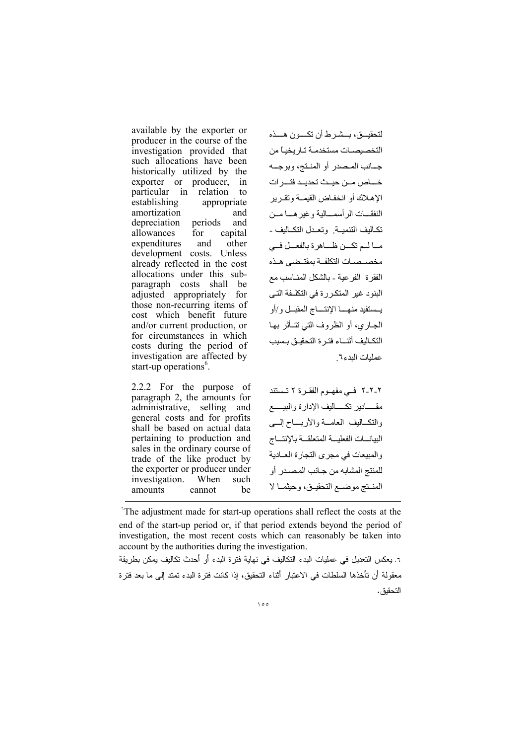available by the exporter or producer in the course of the investigation provided that such allocations have been historically utilized by the exporter or producer, in particular in relation to establishing appropriate amortization and depreciation periods and allowances for capital expenditures and other development costs. Unless already reflected in the cost allocations under this sub-paragraph costs shall be adjusted appropriately for those non-recurring items of cost which benefit future and/or current production, or for circumstances in which costs during the period of investigation are affected by start-up operations[6].

لتحقيق، بشرط أن تكون هذه التخصيصات مستخدمة تاريخياً من جانب المصدر أو المنتج، وبوجه خاص من حيث تحديد فترات الإهلاك أو انخفاض القيمة وتقرير النفقات الرأسمالية وغيرها من تكاليف التنمية. وتعدل التكاليف - ما لم تكن ظاهرة بالفعل في مخصصات التكلفة بمقتضى هذه الفقرة الفرعية - بالشكل المناسب مع البنود غير المتكررة في التكلفة التي يستفيد منها الإنتاج المقبل و/أو الجاري، أو الظروف التي تتأثر بها التكاليف أثناء فترة التحقيق بسبب عمليات البدء٦.

2.2.2 For the purpose of paragraph 2, the amounts for administrative, selling and general costs and for profits shall be based on actual data pertaining to production and sales in the ordinary course of trade of the like product by the exporter or producer under investigation. When such amounts cannot be

٢-٢-٢ في مفهوم الفقرة ٢ تستند مقادير تكاليف الإدارة والبيع والتكاليف العامة والأرباح إلى البيانات الفعلية المتعلقة بالإنتاج والمبيعات في مجرى التجارة العادية للمنتج المشابه من جانب المصدر أو المنتج موضع التحقيق، وحيثما لا

---

[6] The adjustment made for start-up operations shall reflect the costs at the end of the start-up period or, if that period extends beyond the period of investigation, the most recent costs which can reasonably be taken into account by the authorities during the investigation.

٦. يعكس التعديل في عمليات البدء التكاليف في نهاية فترة البدء أو أحدث تكاليف يمكن بطريقة معقولة أن تأخذها السلطات في الاعتبار أثناء التحقيق، إذا كانت فترة البدء تمتد إلى ما بعد فترة التحقيق.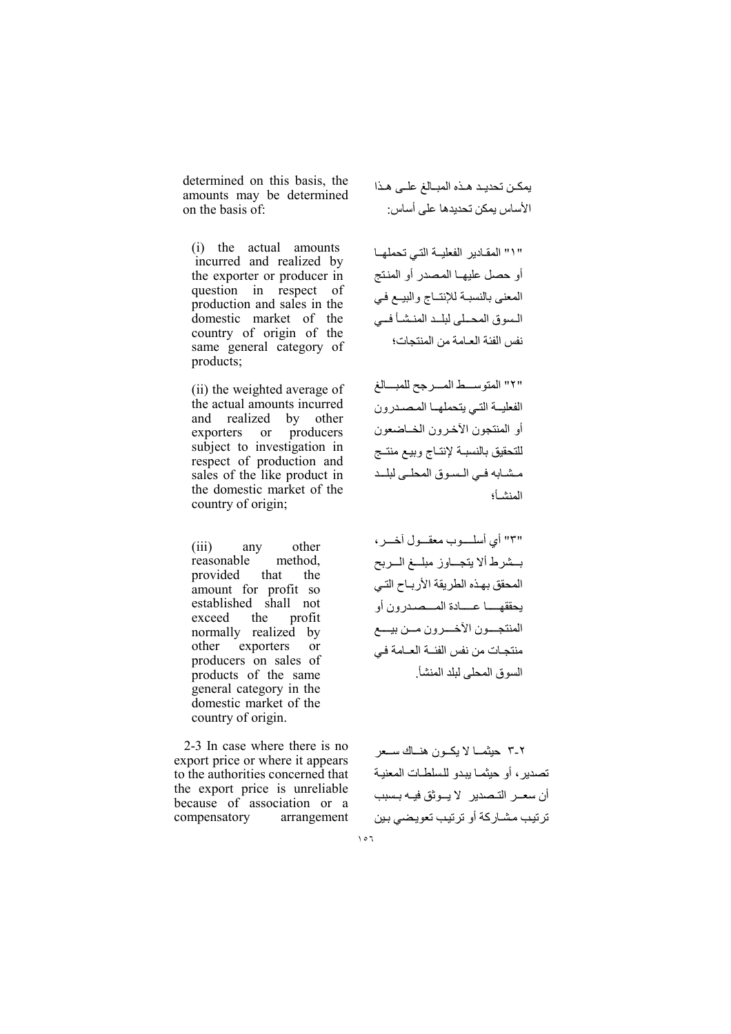determined on this basis, the amounts may be determined on the basis of:

(i) the actual amounts incurred and realized by the exporter or producer in question in respect of production and sales in the domestic market of the country of origin of the same general category of products;

(ii) the weighted average of the actual amounts incurred and realized by other exporters or producers subject to investigation in respect of production and sales of the like product in the domestic market of the country of origin;

(iii) any other reasonable method, provided that the amount for profit so established shall not exceed the profit normally realized by other exporters or producers on sales of products of the same general category in the domestic market of the country of origin.

2-3 In case where there is no export price or where it appears to the authorities concerned that the export price is unreliable because of association or a compensatory arrangement

يمكن تحديد هذه المبالغ على هذا الأساس يمكن تحديدها على أساس:

"١" المقادير الفعلية التي تحملها أو حصل عليها المصدر أو المنتج المعنى بالنسبة للإنتاج والبيع في السوق المحلى لبلد المنشأ في نفس الفئة العامة من المنتجات؛

"٢" المتوسط المرجح للمبالغ الفعلية التي يتحملها المصدرون أو المنتجون الآخرون الخاضعون للتحقيق بالنسبة لإنتاج وبيع منتج مشابه في السوق المحلى لبلد المنشأ؛

"٣" أي أسلوب معقول آخر، بشرط ألا يتجاوز مبلغ الربح المحقق بهذه الطريقة الأرباح التي يحققها عادة المصدرون أو المنتجون الآخرون من بيع منتجات من نفس الفئة العامة في السوق المحلى لبلد المنشأ.

٢-٣ حيثما لا يكون هناك سعر تصدير، أو حيثما يبدو للسلطات المعنية أن سعر التصدير لا يوثق فيه بسبب ترتيب مشاركة أو ترتيب تعويضي بين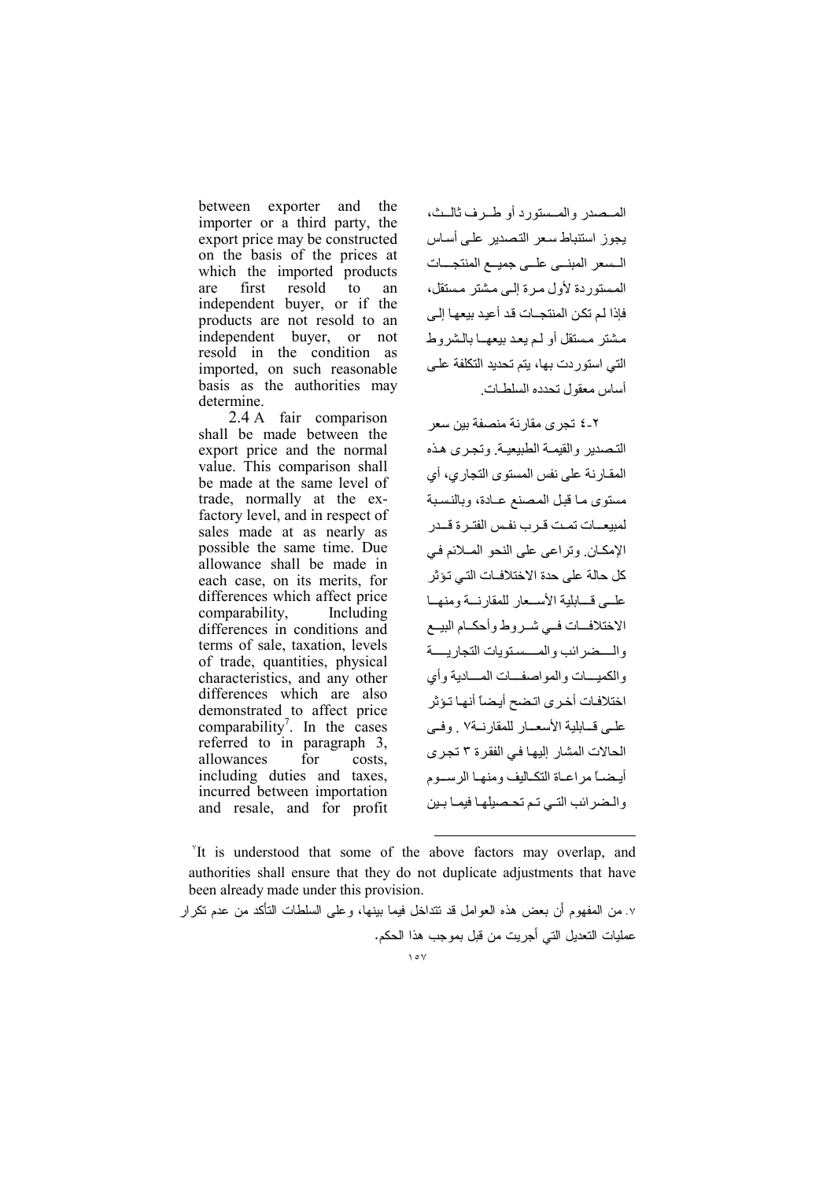between exporter and the importer or a third party, the export price may be constructed on the basis of the prices at which the imported products are first resold to an independent buyer, or if the products are not resold to an independent buyer, or not resold in the condition as imported, on such reasonable basis as the authorities may determine.

2.4 A fair comparison shall be made between the export price and the normal value. This comparison shall be made at the same level of trade, normally at the ex-factory level, and in respect of sales made at as nearly as possible the same time. Due allowance shall be made in each case, on its merits, for differences which affect price comparability, Including differences in conditions and terms of sale, taxation, levels of trade, quantities, physical characteristics, and any other differences which are also demonstrated to affect price comparability[7]. In the cases referred to in paragraph 3, allowances for costs, including duties and taxes, incurred between importation and resale, and for profit

المصدر والمستورد أو طرف ثالث، يجوز استنباط سعر التصدير على أساس السعر المبني على جميع المنتجات المستوردة لأول مرة إلى مشتر مستقل، فإذا لم تكن المنتجات قد أعيد بيعها إلى مشتر مستقل أو لم يعد بيعها بالشروط التي استوردت بها، يتم تحديد التكلفة على أساس معقول تحدده السلطات.

٢-٤ تجرى مقارنة منصفة بين سعر التصدير والقيمة الطبيعية. وتجرى هذه المقارنة على نفس المستوى التجاري، أي مستوى ما قبل المصنع عادة، وبالنسبة لمبيعات تمت قرب نفس الفترة قدر الإمكان. وتراعى على النحو الملائم في كل حالة على حدة الاختلافات التي تؤثر على قابلية الأسعار للمقارنة ومنها الاختلافات في شروط وأحكام البيع والضرائب والمستويات التجارية والكميات والمواصفات المادية وأي اختلافات أخرى اتضح أيضاً أنها تؤثر على قابلية الأسعار للمقارنة٧ . وفي الحالات المشار إليها في الفقرة ٣ تجرى أيضاً مراعاة التكاليف ومنها الرسوم والضرائب التي تم تحصيلها فيما بين

---

[7] It is understood that some of the above factors may overlap, and authorities shall ensure that they do not duplicate adjustments that have been already made under this provision.

٧. من المفهوم أن بعض هذه العوامل قد تتداخل فيما بينها، وعلى السلطات التأكد من عدم تكرار عمليات التعديل التي أجريت من قبل بموجب هذا الحكم.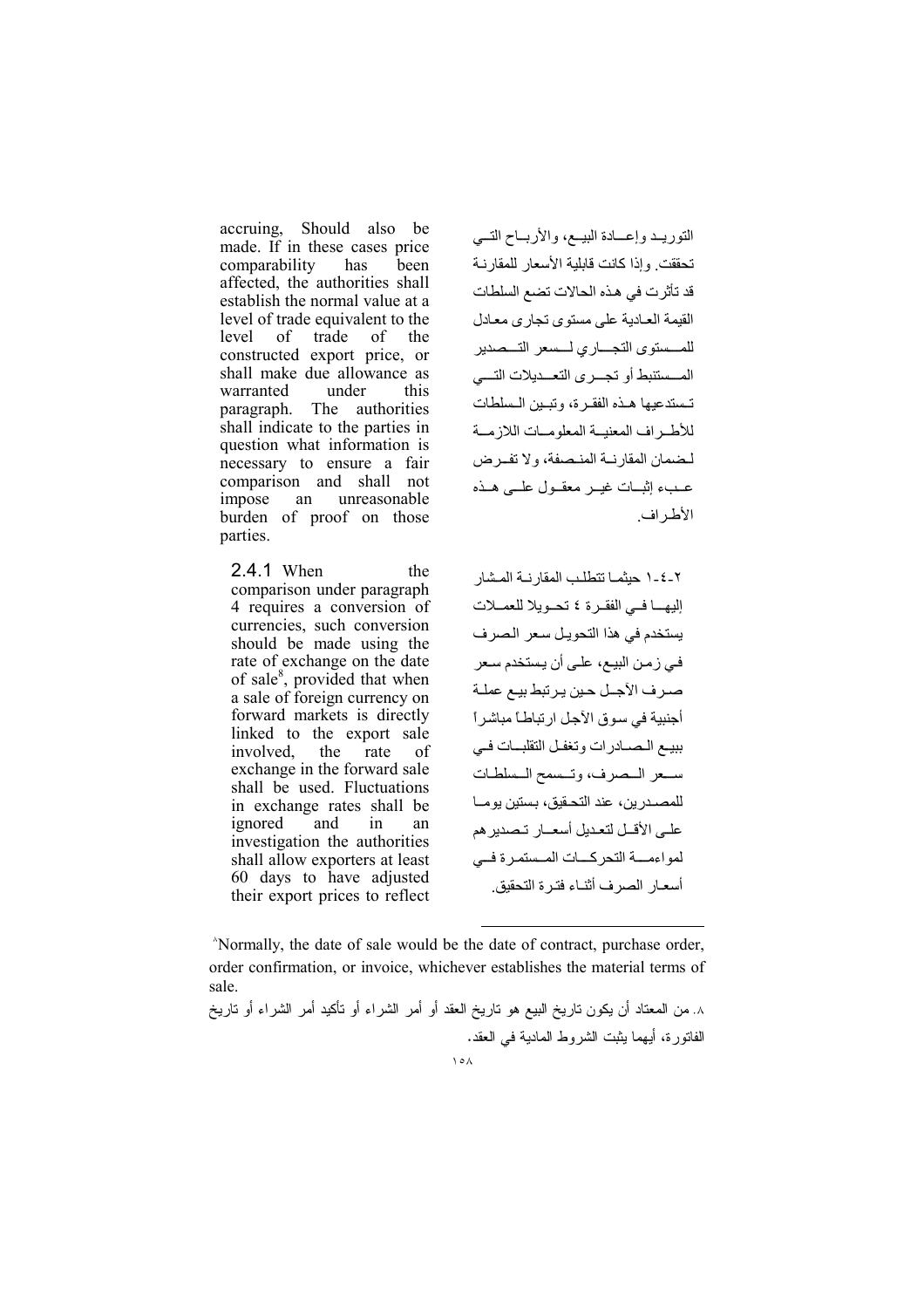accruing, Should also be made. If in these cases price comparability has been affected, the authorities shall establish the normal value at a level of trade equivalent to the level of trade of the constructed export price, or shall make due allowance as warranted under this paragraph. The authorities shall indicate to the parties in question what information is necessary to ensure a fair comparison and shall not impose an unreasonable burden of proof on those parties.

2.4.1 When the comparison under paragraph 4 requires a conversion of currencies, such conversion should be made using the rate of exchange on the date of sale[8], provided that when a sale of foreign currency on forward markets is directly linked to the export sale involved, the rate of exchange in the forward sale shall be used. Fluctuations in exchange rates shall be ignored and in an investigation the authorities shall allow exporters at least 60 days to have adjusted their export prices to reflect

التوريد وإعـادة البيـع، والأربـاح التـي تحققت. وإذا كانت قابلية الأسعار للمقارنة قد تأثرت في هذه الحالات تضع السلطات القيمة العادية على مستوى تجارى معادل للمستوى التجاري لسعر التصدير المستنبط أو تجرى التعديلات التي تستدعيها هذه الفقرة، وتبين السلطات للأطراف المعنية المعلومات اللازمة لضمان المقارنة المنصفة، ولا تفرض عبء إثبات غير معقول على هذه الأطراف.

٢-٤-١ حيثما تتطلب المقارنة المشار إليها في الفقرة ٤ تحويلا للعملات يستخدم في هذا التحويل سعر الصرف في زمن البيع، على أن يستخدم سعر صرف الآجل حين يرتبط بيع عملة أجنبية في سوق الآجل ارتباطاً مباشراً ببيع الصادرات وتغفل التقلبات في سعر الصرف، وتسمح السلطات للمصدرين، عند التحقيق، بستين يوما على الأقل لتعديل أسعار تصديرهم لمواءمة التحركات المستمرة في أسعار الصرف أثناء فترة التحقيق.

[8] Normally, the date of sale would be the date of contract, purchase order, order confirmation, or invoice, whichever establishes the material terms of sale.

٨. من المعتاد أن يكون تاريخ البيع هو تاريخ العقد أو أمر الشراء أو تأكيد أمر الشراء أو تاريخ الفاتورة، أيهما يثبت الشروط المادية في العقد.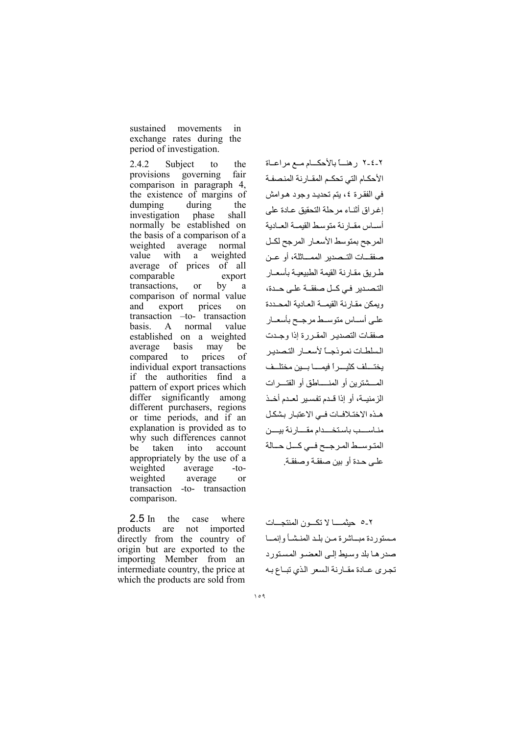sustained movements in exchange rates during the period of investigation.

2.4.2 Subject to the provisions governing fair comparison in paragraph 4, the existence of margins of dumping during the investigation phase shall normally be established on the basis of a comparison of a weighted average normal value with a weighted average of prices of all comparable export transactions, or by a comparison of normal value and export prices on transaction –to- transaction basis. A normal value established on a weighted average basis may be compared to prices of individual export transactions if the authorities find a pattern of export prices which differ significantly among different purchasers, regions or time periods, and if an explanation is provided as to why such differences cannot be taken into account appropriately by the use of a weighted average -to- weighted average or transaction -to- transaction comparison.

٢-٤-٢ رهناً بالأحكام مع مراعاة الأحكام التي تحكم المقارنة المنصفة في الفقرة ٤، يتم تحديد وجود هوامش إغراق أثناء مرحلة التحقيق عادة على أساس مقارنة متوسط القيمة العادية المرجح بمتوسط الأسعار المرجح لكل صفقات التصدير المماثلة، أو عن طريق مقارنة القيمة الطبيعية بأسعار التصدير في كل صفقة على حدة، ويمكن مقارنة القيمة العادية المحددة على أساس متوسط مرجح بأسعار صفقات التصدير المقررة إذا وجدت السلطات نموذجاً لأسعار التصدير يختلف كثيراً فيما بين مختلف المشترين أو المناطق أو الفترات الزمنية، أو إذا قدم تفسير لعدم أخذ هذه الاختلافات في الاعتبار بشكل مناسب باستخدام مقارنة بين المتوسط المرجح في كل حالة على حدة أو بين صفقة وصفقة.

2.5 In the case where products are not imported directly from the country of origin but are exported to the importing Member from an intermediate country, the price at which the products are sold from

٢-٥ حيثما لا تكون المنتجات مستوردة مباشرة من بلد المنشأ وإنما صدرها بلد وسيط إلى العضو المستورد تجرى عادة مقارنة السعر الذي تباع به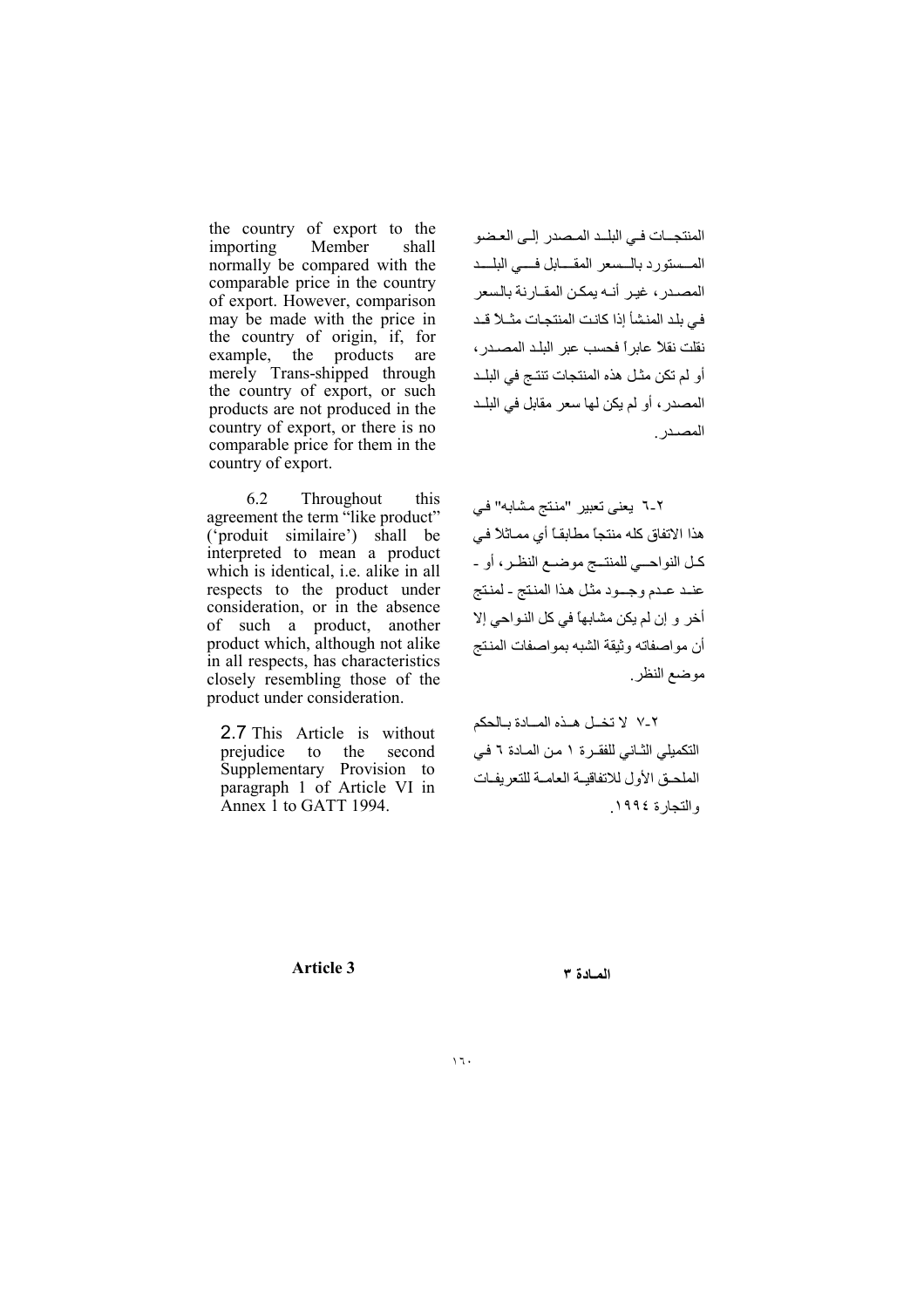the country of export to the importing Member shall normally be compared with the comparable price in the country of export. However, comparison may be made with the price in the country of origin, if, for example, the products are merely Trans-shipped through the country of export, or such products are not produced in the country of export, or there is no comparable price for them in the country of export.

المنتجات في البلد المصدر إلى العضو المستورد بالسعر المقابل في البلد المصدر، غير أنه يمكن المقارنة بالسعر في بلد المنشأ إذا كانت المنتجات مثلا قد نقلت نقلا عابراً فحسب عبر البلد المصدر، أو لم تكن مثل هذه المنتجات تنتج في البلد المصدر، أو لم يكن لها سعر مقابل في البلد المصدر.

6.2 Throughout this agreement the term "like product" ('produit similaire') shall be interpreted to mean a product which is identical, i.e. alike in all respects to the product under consideration, or in the absence of such a product, another product which, although not alike in all respects, has characteristics closely resembling those of the product under consideration.

٢-٦ يعنى تعبير "منتج مشابه" في هذا الاتفاق كله منتجاً مطابقاً أي مماثلا في كل النواحي للمنتج موضع النظر، أو - عند عدم وجود مثل هذا المنتج - لمنتج أخر و إن لم يكن مشابهاً في كل النواحي إلا أن مواصفاته وثيقة الشبه بمواصفات المنتج موضع النظر.

2.7 This Article is without prejudice to the second Supplementary Provision to paragraph 1 of Article VI in Annex 1 to GATT 1994.

٢-٧ لا تخل هذه المادة بالحكم التكميلي الثاني للفقرة ١ من المادة ٦ في الملحق الأول للاتفاقية العامة للتعريفات والتجارة ١٩٩٤.

## Article 3

## المـادة ٣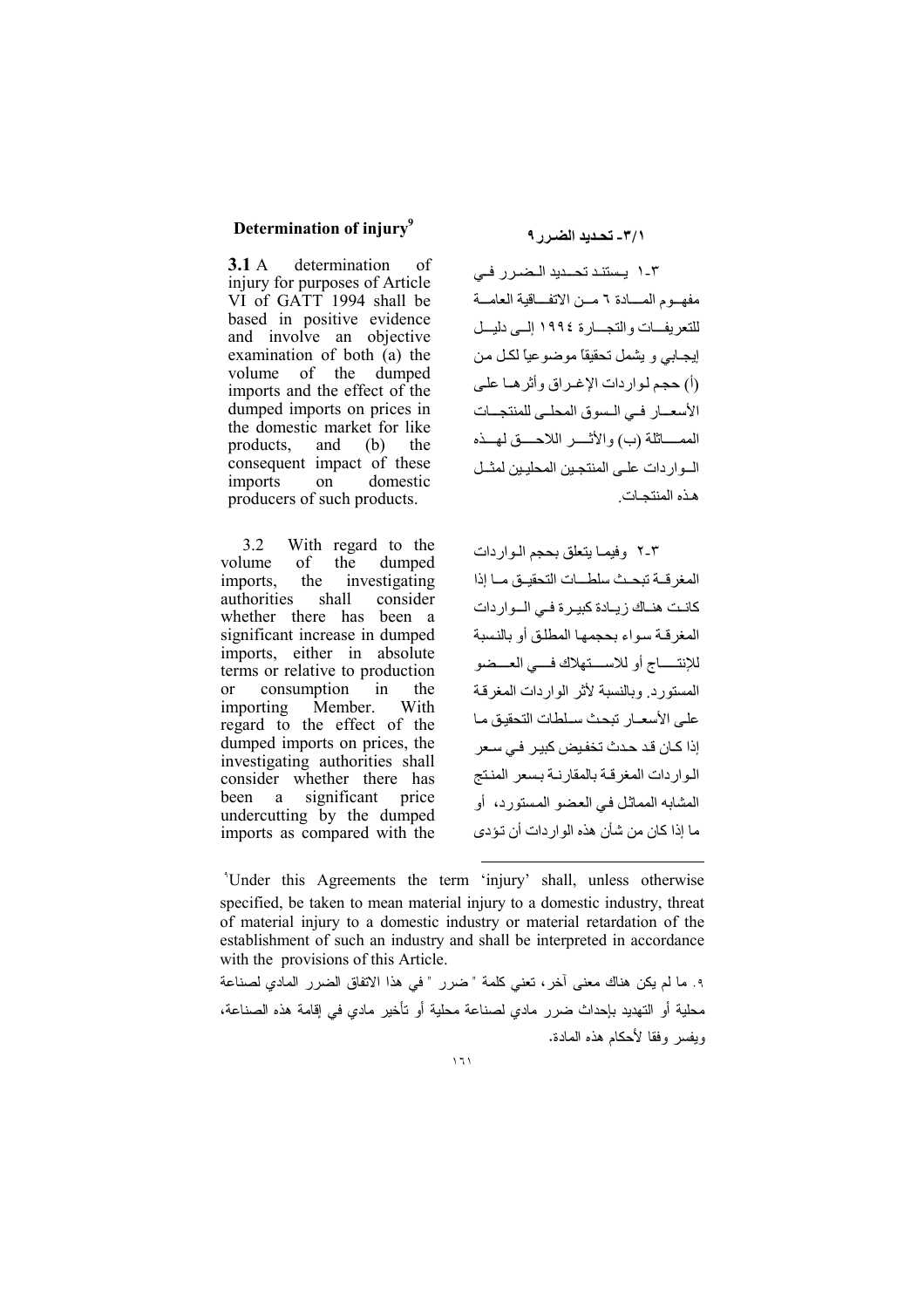## Determination of injury[9]

**3.1** A determination of injury for purposes of Article VI of GATT 1994 shall be based in positive evidence and involve an objective examination of both (a) the volume of the dumped imports and the effect of the dumped imports on prices in the domestic market for like products, and (b) the consequent impact of these imports on domestic producers of such products.

3.2 With regard to the volume of the dumped imports, the investigating authorities shall consider whether there has been a significant increase in dumped imports, either in absolute terms or relative to production or consumption in the importing Member. With regard to the effect of the dumped imports on prices, the investigating authorities shall consider whether there has been a significant price undercutting by the dumped imports as compared with the

## ٣/١- تحديد الضرر ٩

٣-١ يستند تحديد الضرر في مفهوم المادة ٦ من الاتفاقية العامة للتعريفات والتجارة ١٩٩٤ إلى دليل إيجابي و يشمل تحقيقاً موضوعياً لكل من (أ) حجم لواردات الإغراق وأثرها على الأسعار في السوق المحلي للمنتجات المماثلة (ب) والأثر اللاحق لهذه الواردات على المنتجين المحليين لمثل هذه المنتجات.

٣-٢ وفيما يتعلق بحجم الواردات المغرقة تبحث سلطات التحقيق ما إذا كانت هناك زيادة كبيرة في الواردات المغرقة سواء بحجمها المطلق أو بالنسبة للإنتاج أو للاستهلاك في العضو المستورد. وبالنسبة لأثر الواردات المغرقة على الأسعار تبحث سلطات التحقيق ما إذا كان قد حدث تخفيض كبير في سعر الواردات المغرقة بالمقارنة بسعر المنتج المشابه المماثل في العضو المستورد، أو ما إذا كان من شأن هذه الواردات أن تؤدى

---

[9] Under this Agreements the term 'injury' shall, unless otherwise specified, be taken to mean material injury to a domestic industry, threat of material injury to a domestic industry or material retardation of the establishment of such an industry and shall be interpreted in accordance with the provisions of this Article.

٩. ما لم يكن هناك معنى آخر، تعني كلمة " ضرر " في هذا الاتفاق الضرر المادي لصناعة محلية أو التهديد بإحداث ضرر مادي لصناعة محلية أو تأخير مادي في إقامة هذه الصناعة، ويفسر وفقا لأحكام هذه المادة.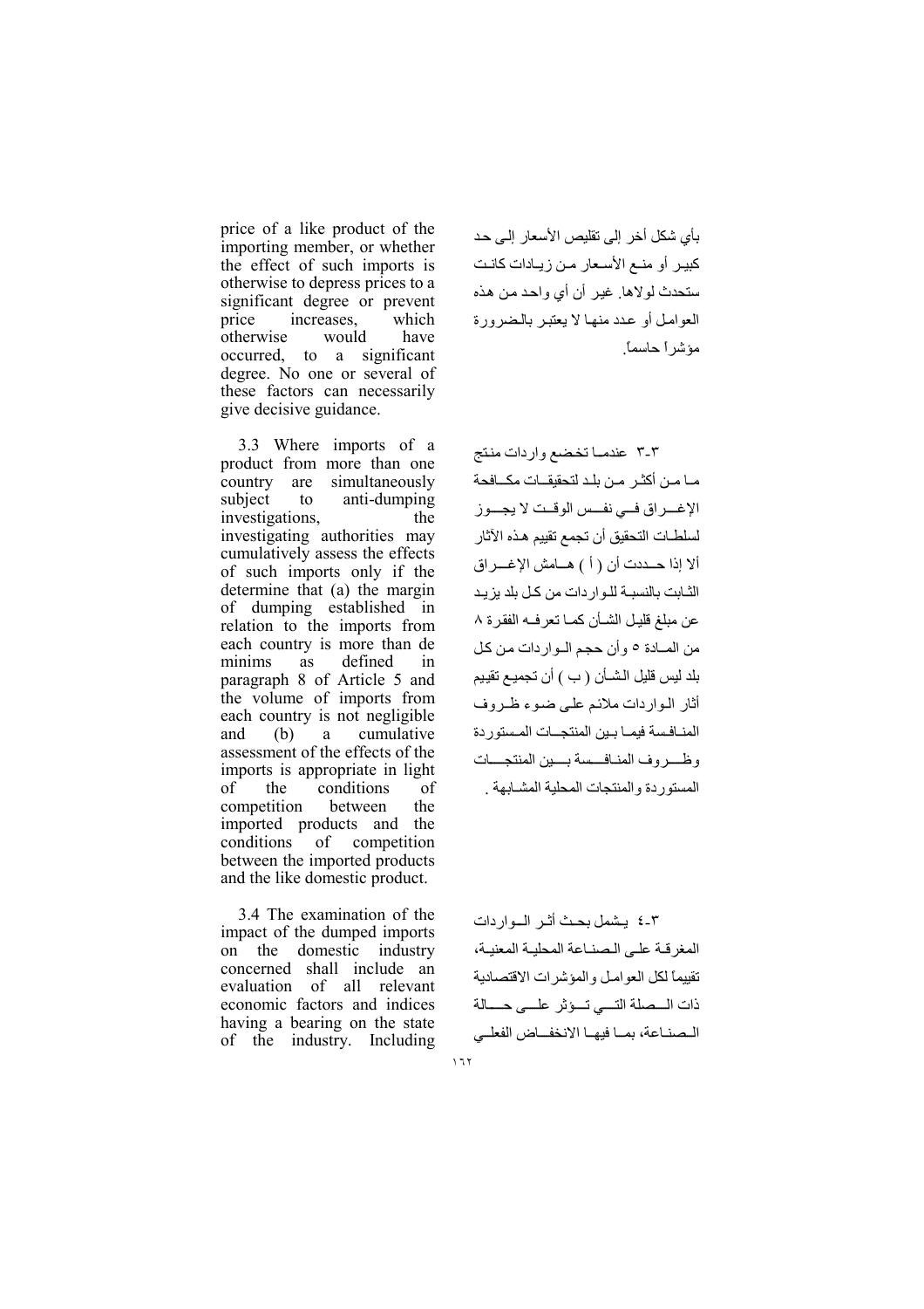price of a like product of the importing member, or whether the effect of such imports is otherwise to depress prices to a significant degree or prevent price increases, which otherwise would have occurred, to a significant degree. No one or several of these factors can necessarily give decisive guidance.

بأي شكل أخر إلى تقليص الأسعار إلى حد كبير أو منع الأسعار من زيادات كانت ستحدث لولاها. غير أن أي واحد من هذه العوامل أو عدد منها لا يعتبر بالضرورة مؤشراً حاسماً.

3.3 Where imports of a product from more than one country are simultaneously subject to anti-dumping investigations, the investigating authorities may cumulatively assess the effects of such imports only if the determine that (a) the margin of dumping established in relation to the imports from each country is more than de minims as defined in paragraph 8 of Article 5 and the volume of imports from each country is not negligible and (b) a cumulative assessment of the effects of the imports is appropriate in light of the conditions of competition between the imported products and the conditions of competition between the imported products and the like domestic product.

٣-٣ عندما تخضع واردات منتج ما من أكثر من بلد لتحقيقات مكافحة الإغراق في نفس الوقت لا يجوز لسلطات التحقيق أن تجمع تقييم هذه الآثار ألا إذا حددت أن ( أ ) هامش الإغراق الثابت بالنسبة للواردات من كل بلد يزيد عن مبلغ قليل الشأن كما تعرفه الفقرة ٨ من المادة ٥ وأن حجم الواردات من كل بلد ليس قليل الشأن ( ب ) أن تجميع تقييم أثار الواردات ملائم على ضوء ظروف المنافسة فيما بين المنتجات المستوردة وظروف المنافسة بين المنتجات المستوردة والمنتجات المحلية المشابهة .

3.4 The examination of the impact of the dumped imports on the domestic industry concerned shall include an evaluation of all relevant economic factors and indices having a bearing on the state of the industry. Including

٣-٤ يشمل بحث أثر الواردات المغرقة على الصناعة المحلية المعنية، تقييماً لكل العوامل والمؤشرات الاقتصادية ذات الصلة التي تؤثر على حالة الصناعة، بما فيها الانخفاض الفعلي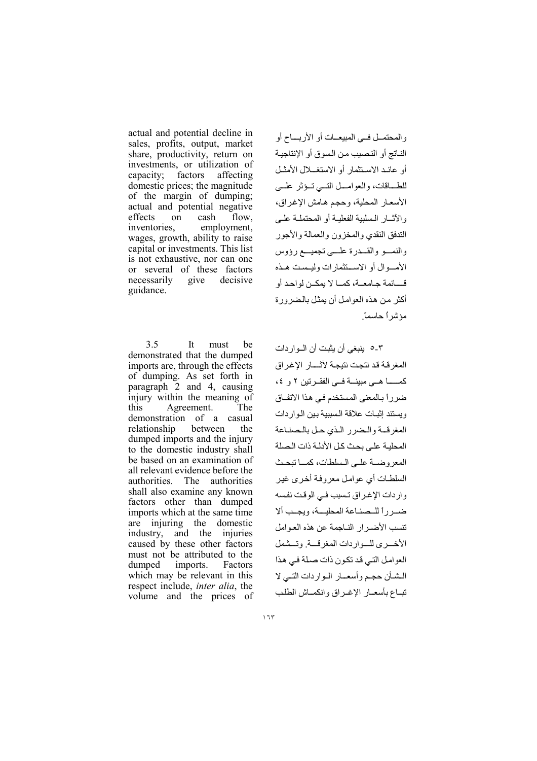actual and potential decline in sales, profits, output, market share, productivity, return on investments, or utilization of capacity; factors affecting domestic prices; the magnitude of the margin of dumping; actual and potential negative effects on cash flow, inventories, employment, wages, growth, ability to raise capital or investments. This list is not exhaustive, nor can one or several of these factors necessarily give decisive guidance.

والمحتمل في المبيعات أو الأرباح أو الناتج أو النصيب من السوق أو الإنتاجية أو عائد الاستثمار أو الاستغلال الأمثل للطاقات، والعوامل التي تؤثر على الأسعار المحلية، وحجم هامش الإغراق، والآثار السلبية الفعلية أو المحتملة على التدفق النقدي والمخزون والعمالة والأجور والنمو والقدرة على تجميع رؤوس الأموال أو الاستثمارات وليست هذه قائمة جامعة، كما لا يمكن لواحد أو أكثر من هذه العوامل أن يمثل بالضرورة مؤشراً حاسماً.

3.5 It must be demonstrated that the dumped imports are, through the effects of dumping. As set forth in paragraph 2 and 4, causing injury within the meaning of this Agreement. The demonstration of a casual relationship between the dumped imports and the injury to the domestic industry shall be based on an examination of all relevant evidence before the authorities. The authorities shall also examine any known factors other than dumped imports which at the same time are injuring the domestic industry, and the injuries caused by these other factors must not be attributed to the dumped imports. Factors which may be relevant in this respect include, *inter alia*, the volume and the prices of

٣-٥ ينبغي أن يثبت أن الواردات المغرقة قد نتجت نتيجة لآثار الإغراق كما هي مبينة في الفقرتين ٢ و ٤، ضرراً بالمعنى المستخدم في هذا الاتفاق ويستند إثبات علاقة السببية بين الواردات المغرقة والضرر الذي حل بالصناعة المحلية على بحث كل الأدلة ذات الصلة المعروضة على السلطات، كما تبحث السلطات أي عوامل معروفة أخرى غير واردات الإغراق تسبب في الوقت نفسه ضرراً للصناعة المحلية، ويجب ألا تنسب الأضرار الناجمة عن هذه العوامل الأخرى للواردات المغرقة. وتشمل العوامل التي قد تكون ذات صلة في هذا الشأن حجم وأسعار الواردات التي لا تباع بأسعار الإغراق وانكماش الطلب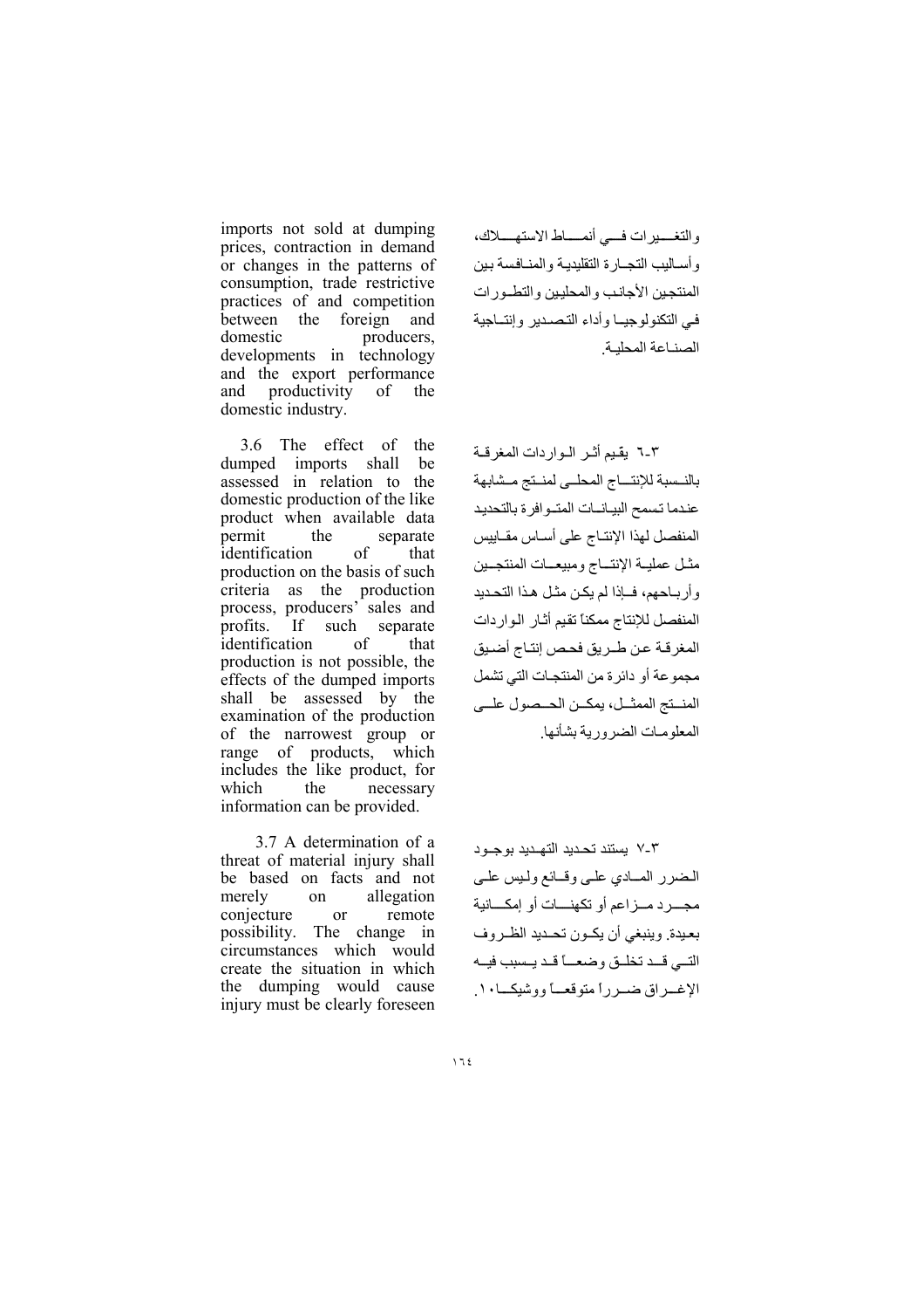imports not sold at dumping prices, contraction in demand or changes in the patterns of consumption, trade restrictive practices of and competition between the foreign and domestic producers, developments in technology and the export performance and productivity of the domestic industry.

والتغيرات في أنماط الاستهلاك، وأساليب التجارة التقليدية والمنافسة بين المنتجين الأجانب والمحليين والتطورات في التكنولوجيا وأداء التصدير وإنتاجية الصناعة المحلية.

3.6 The effect of the dumped imports shall be assessed in relation to the domestic production of the like product when available data permit the separate identification of that production on the basis of such criteria as the production process, producers' sales and profits. If such separate identification of that production is not possible, the effects of the dumped imports shall be assessed by the examination of the production of the narrowest group or range of products, which includes the like product, for which the necessary information can be provided.

٣-٦ يقيم أثر الواردات المغرقة بالنسبة للإنتاج المحلي لمنتج مشابهة عندما تسمح البيانات المتوافرة بالتحديد المنفصل لهذا الإنتاج على أساس مقاييس مثل عملية الإنتاج ومبيعات المنتجين وأرباحهم، فإذا لم يكن مثل هذا التحديد المنفصل للإنتاج ممكناً تقيم آثار الواردات المغرقة عن طريق فحص إنتاج أضيق مجموعة أو دائرة من المنتجات التي تشمل المنتج المماثل، يمكن الحصول على المعلومات الضرورية بشأنها.

3.7 A determination of a threat of material injury shall be based on facts and not merely on allegation conjecture or remote possibility. The change in circumstances which would create the situation in which the dumping would cause injury must be clearly foreseen

٣-٧ يستند تحديد التهديد بوجود الضرر المادي على وقائع وليس على مجرد مزاعم أو تكهنات أو إمكانية بعيدة. وينبغي أن يكون تحديد الظروف التي قد تخلق وضعاً قد يسبب فيه الإغراق ضرراً متوقعاً ووشيكاً١٠.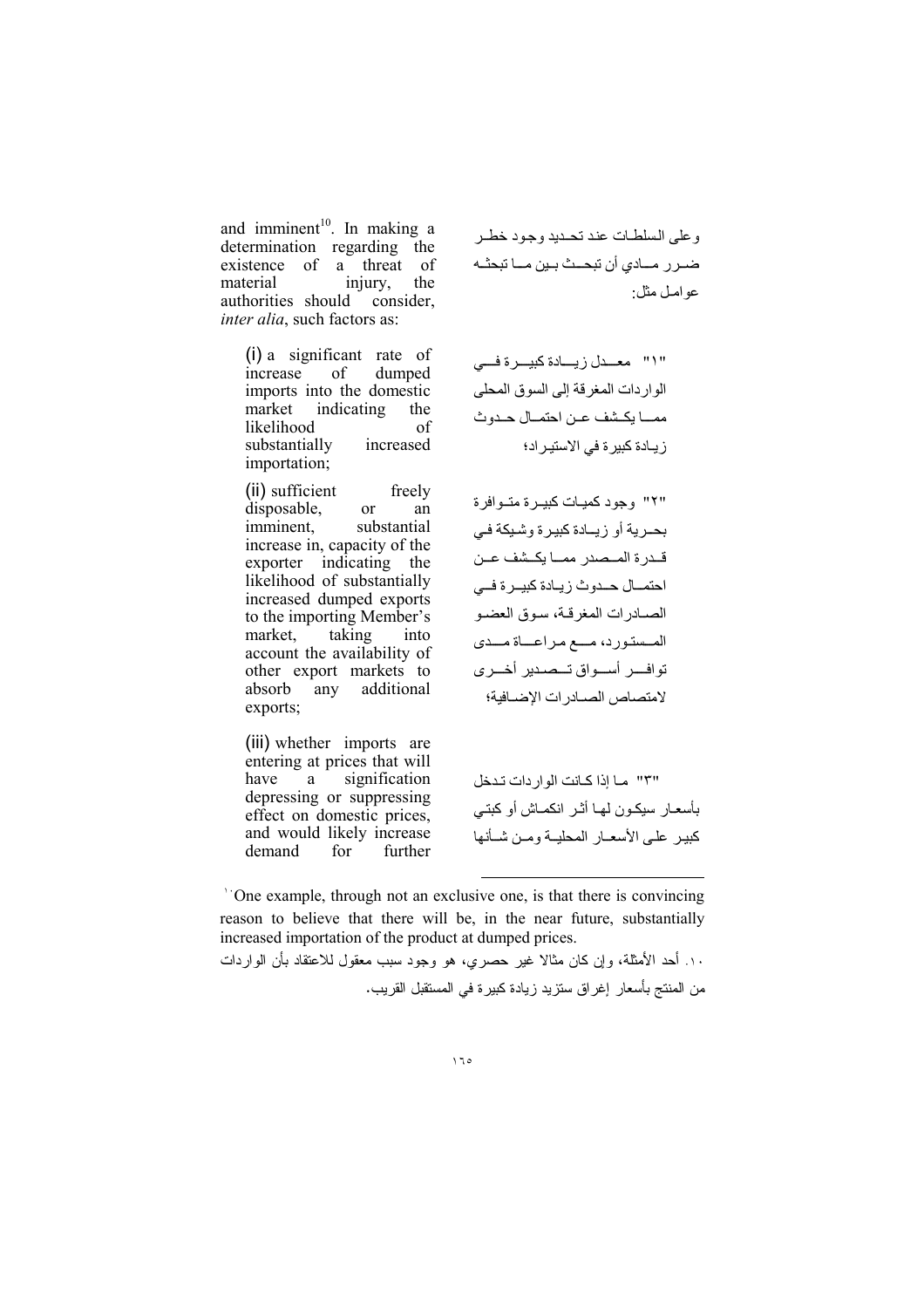and imminent[10]. In making a determination regarding the existence of a threat of material injury, the authorities should consider, *inter alia*, such factors as:

وعلى السلطات عند تحديد وجود خطر ضرر مادي أن تبحث بين ما تبحثه عوامل مثل:

(i) a significant rate of increase of dumped imports into the domestic market indicating the likelihood of substantially increased importation;

"١" معدل زيادة كبيرة في الواردات المغرقة إلى السوق المحلى مما يكشف عن احتمال حدوث زيادة كبيرة في الاستيراد؛

(ii) sufficient freely disposable, or an imminent, substantial increase in, capacity of the exporter indicating the likelihood of substantially increased dumped exports to the importing Member's market, taking into account the availability of other export markets to absorb any additional exports;

"٢" وجود كميات كبيرة متوافرة بحرية أو زيادة كبيرة وشيكة في قدرة المصدر مما يكشف عن احتمال حدوث زيادة كبيرة في الصادرات المغرقة، سوق العضو المستورد، مع مراعاة مدى توافر أسواق تصدير أخرى لامتصاص الصادرات الإضافية؛

(iii) whether imports are entering at prices that will have a signification depressing or suppressing effect on domestic prices, and would likely increase demand for further

"٣" ما إذا كانت الواردات تدخل بأسعار سيكون لها أثر انكماش أو كبتي كبير على الأسعار المحلية ومن شأنها

---

[10] One example, through not an exclusive one, is that there is convincing reason to believe that there will be, in the near future, substantially increased importation of the product at dumped prices.

١٠. أحد الأمثلة، وإن كان مثالا غير حصري، هو وجود سبب معقول للاعتقاد بأن الواردات من المنتج بأسعار إغراق ستزيد زيادة كبيرة في المستقبل القريب.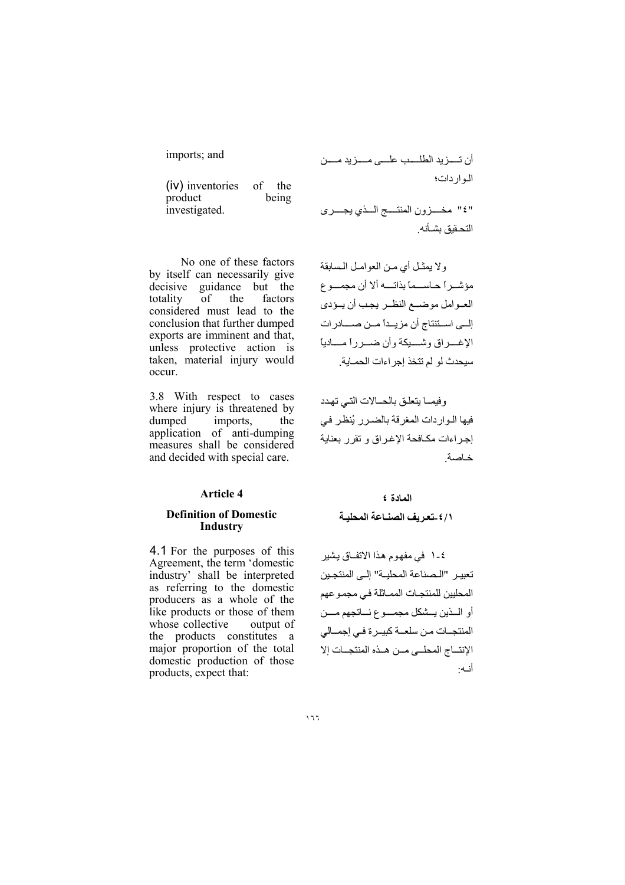imports; and

أن تــزيد الطلــب علــى مــزيد مــن الـواردات؛

(iv) inventories of the product being investigated.

"٤" مخــزون المنتــج الــذي يجــرى التحقيق بشأنه.

No one of these factors by itself can necessarily give decisive guidance but the totality of the factors considered must lead to the conclusion that further dumped exports are imminent and that, unless protective action is taken, material injury would occur.

ولا يمثل أي من العوامل السابقة مؤشــراً حاســماً بذاتــه ألا أن مجمــوع العـوامل موضــع النظـر يجب أن يـؤدى إلــى اســتنتاج أن مزيــداً مــن صــادرات الإغــراق وشــيكة وأن ضــرراً مــادياً سيحدث لو لم تتخذ إجراءات الحماية.

3.8 With respect to cases where injury is threatened by dumped imports, the application of anti-dumping measures shall be considered and decided with special care.

وفيمـا يتعلق بالحـالات التي تهدد فيها الـواردات المغرقة بالضـرر يُنظر في إجـراءات مكـافحة الإغـراق و تقرر بعناية خـاصة.

## Article 4

## المادة ٤

### Definition of Domestic Industry

### ٤/١-تعريف الصنـاعة المحليـة

4.1 For the purposes of this Agreement, the term 'domestic industry' shall be interpreted as referring to the domestic producers as a whole of the like products or those of them whose collective output of the products constitutes a major proportion of the total domestic production of those products, expect that:

٤-١ في مفهوم هذا الاتفـاق يشير تعبيـر "الـصناعة المحليـة" إلـى المنتجين المحليين للمنتجـات المماثلة في مجموعهم أو الــذين يــشكل مجمــوع نــاتجهم مــن المنتجـات مـن سلعــة كبيـرة في إجمــالي الإنتــاج المحلــى مــن هــذه المنتجــات إلا أنـه: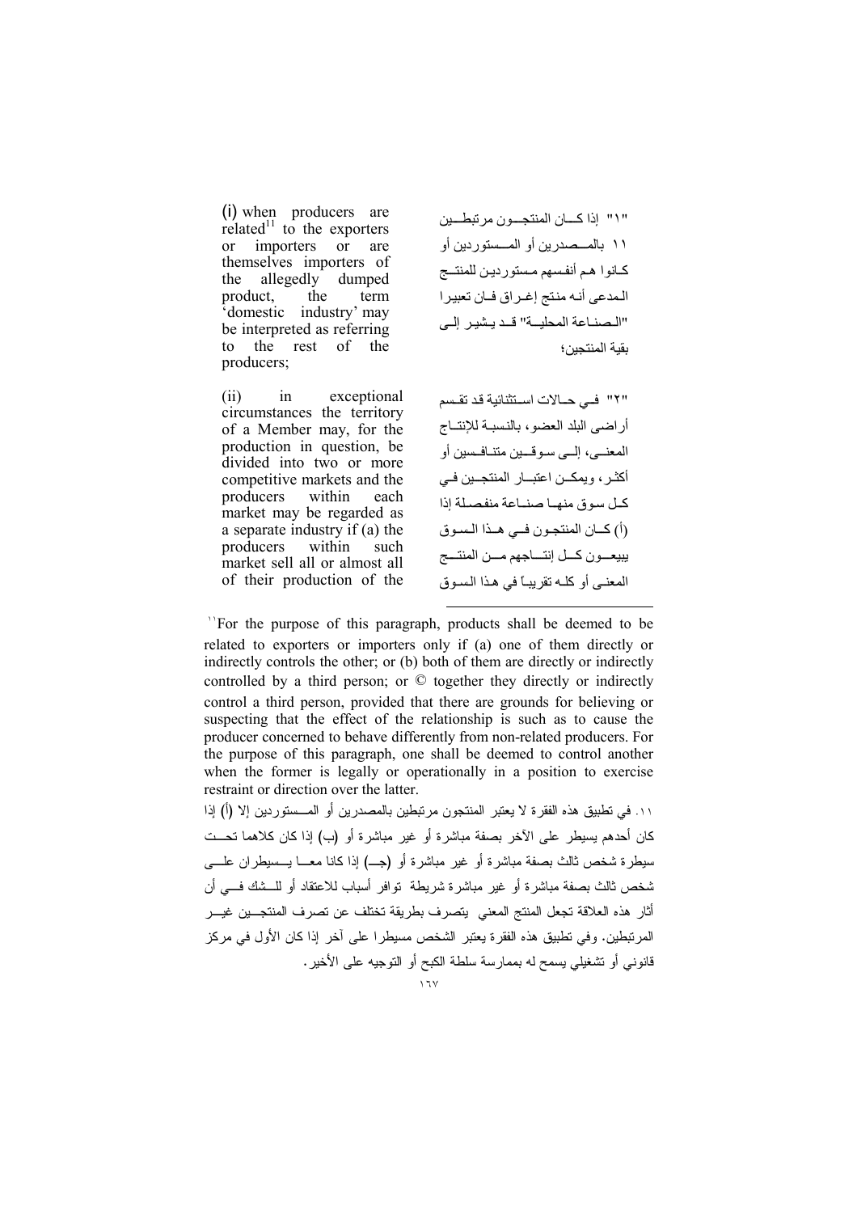(i) when producers are related[11] to the exporters or importers or are themselves importers of the allegedly dumped product, the term 'domestic industry' may be interpreted as referring to the rest of the producers;

"١" إذا كــان المنتجــون مرتبطــين ١١ بالمــصدرين أو المــستوردين أو كـانوا هـم أنفسهم مـستوردين للمنتـج المدعى أنـه منتج إغـراق فـان تعبيرا "الـصناعة المحليــة" قـد يـشير إلـى بقية المنتجين؛

(ii) in exceptional circumstances the territory of a Member may, for the production in question, be divided into two or more competitive markets and the producers within each market may be regarded as a separate industry if (a) the producers within such market sell all or almost all of their production of the

"٢" فـي حـالات اسـتثنائية قد تقـسم أراضـي البلد العضو، بالنسبة للإنتـاج المعنـى، إلـى سوقـين متنـافسين أو أكثـر، ويمكـن اعتبـار المنتجـين فـي كـل سوق منهـا صنـاعة منفصلـة إذا (أ) كـان المنتجـون فـي هـذا الـسوق يبيعــون كــل إنتــاجهم مــن المنتــج المعنـى أو كلـه تقريبـاً في هـذا الـسوق

---

[11] For the purpose of this paragraph, products shall be deemed to be related to exporters or importers only if (a) one of them directly or indirectly controls the other; or (b) both of them are directly or indirectly controlled by a third person; or © together they directly or indirectly control a third person, provided that there are grounds for believing or suspecting that the effect of the relationship is such as to cause the producer concerned to behave differently from non-related producers. For the purpose of this paragraph, one shall be deemed to control another when the former is legally or operationally in a position to exercise restraint or direction over the latter.

١١. في تطبيق هذه الفقرة لا يعتبر المنتجون مرتبطين بالمصدرين أو المـستوردين إلا (أ) إذا كان أحدهم يسيطر على الآخر بصفة مباشرة أو غير مباشرة أو (ب) إذا كان كلاهما تحـت سيطرة شخص ثالث بصفة مباشرة أو غير مباشرة أو (جـ) إذا كانا معـا يـسيطران علـى شخص ثالث بصفة مباشرة أو غير مباشرة شريطة توافر أسباب للاعتقاد أو للـشك فـي أن أثار هذه العلاقة تجعل المنتج المعني يتصرف بطريقة تختلف عن تصرف المنتجـين غيـر المرتبطين. وفي تطبيق هذه الفقرة يعتبر الشخص مسيطرا على آخر إذا كان الأول في مركز قانوني أو تشغيلي يسمح له بممارسة سلطة الكبح أو التوجيه على الأخير.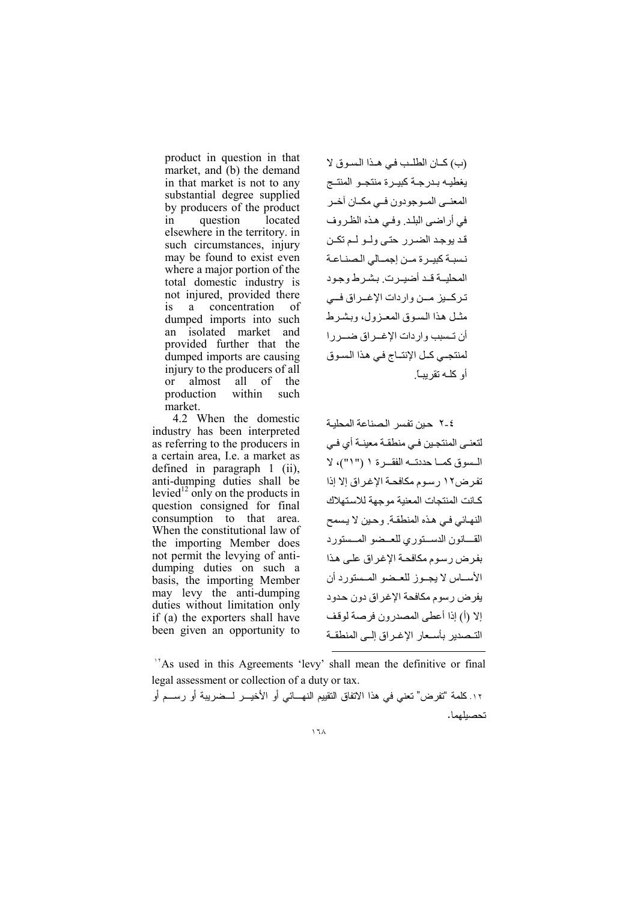product in question in that market, and (b) the demand in that market is not to any substantial degree supplied by producers of the product in question located elsewhere in the territory. in such circumstances, injury may be found to exist even where a major portion of the total domestic industry is not injured, provided there is a concentration of dumped imports into such an isolated market and provided further that the dumped imports are causing injury to the producers of all or almost all of the production within such market.

4.2 When the domestic industry has been interpreted as referring to the producers in a certain area, I.e. a market as defined in paragraph 1 (ii), anti-dumping duties shall be levied[12] only on the products in question consigned for final consumption to that area. When the constitutional law of the importing Member does not permit the levying of anti-dumping duties on such a basis, the importing Member may levy the anti-dumping duties without limitation only if (a) the exporters shall have been given an opportunity to

(ب) كـان الطلـب في هـذا السـوق لا يغطيـه بـدرجـة كبيـرة منتجـو المنتـج المعنـى المـوجودون فـي مكـان آخـر في أراضى البلـد. وفـي هـذه الظـروف قـد يوجـد الضـرر حتـى ولـو لـم تكـن نسبـة كبيـرة مـن إجمـالي الصنـاعـة المحليـة قـد أضيـرت. بشـرط وجـود تـركـيز مـن واردات الإغـراق فـي مثـل هـذا السـوق المعـزول، وبشـرط أن تـسبب واردات الإغـراق ضـررا لمنتجـي كـل الإنتـاج في هـذا السـوق أو كلـه تقريبـاً.

٤-٢ حين تفسر الصناعة المحلية لتعنـى المنتجين فـي منطقـة معينـة أي فـي الـسوق كمـا حددتـه الفقـرة ١ ("١")، لا تفرض١٢ رسوم مكافحـة الإغراق إلا إذا كـانت المنتجات المعنية موجهة للاستهلاك النهـائي فـي هـذه المنطقـة. وحـين لا يـسمح القـانون الدسـتوري للعـضو المـستورد بفرض رسوم مكافحـة الإغراق علـى هـذا الأسـاس لا يجـوز للعـضو المـستورد أن يفرض رسوم مكافحة الإغراق دون حـدود إلا (أ) إذا أعطى المصدرون فرصـة لوقـف التـصدير بأسـعار الإغـراق إلـى المنطقـة

---

[12] As used in this Agreements 'levy' shall mean the definitive or final legal assessment or collection of a duty or tax.

١٢. كلمة "تفرض" تعني في هذا الاتفاق التقييم النهـائي أو الأخيـر لـضريبة أو رسـم أو تحصيلهما.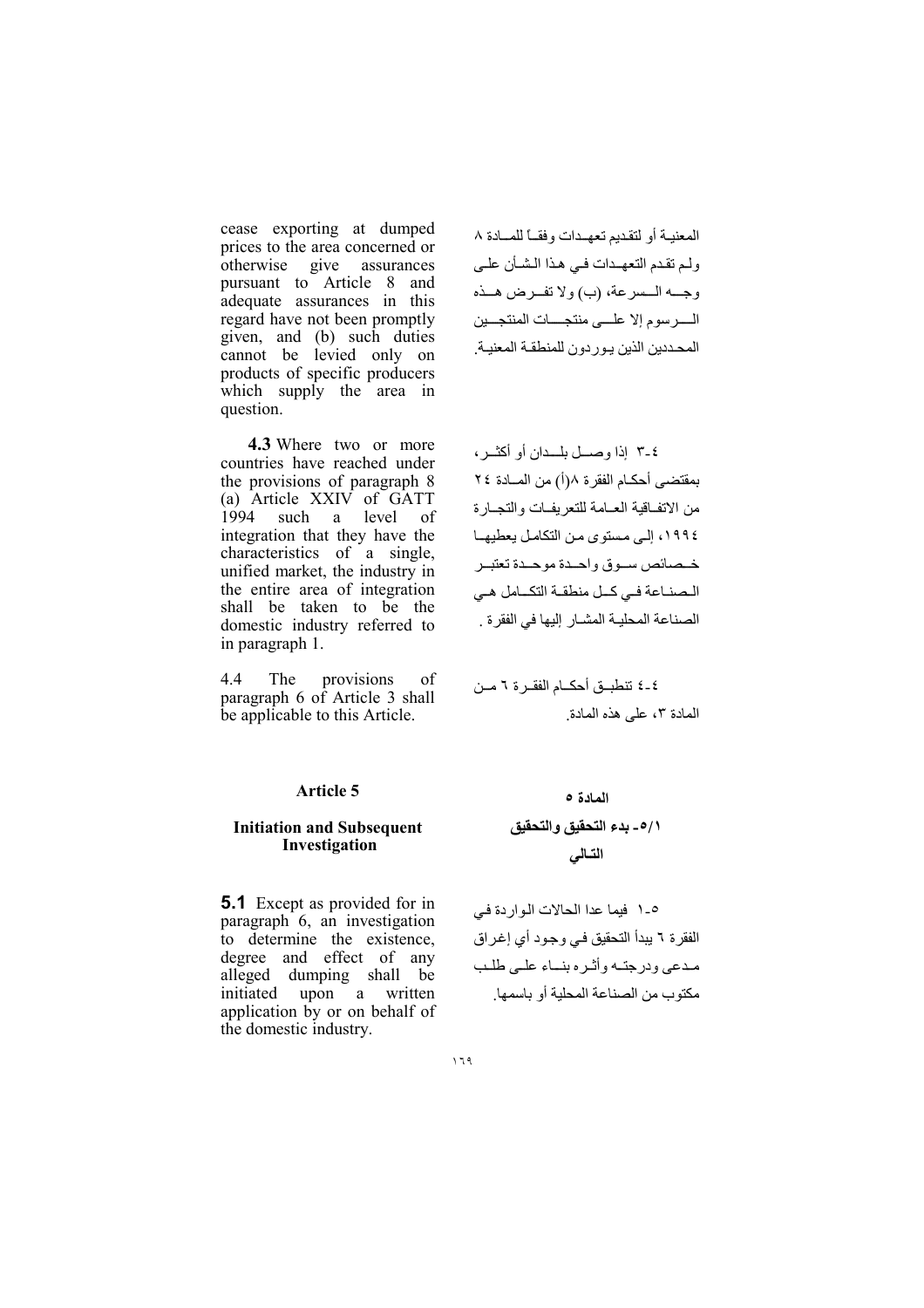cease exporting at dumped prices to the area concerned or otherwise give assurances pursuant to Article 8 and adequate assurances in this regard have not been promptly given, and (b) such duties cannot be levied only on products of specific producers which supply the area in question.

المعنية أو لتقديم تعهدات وفقاً للمادة ٨ ولم تقدم التعهدات في هذا الشأن على وجه السرعة، (ب) ولا تفرض هذه الرسوم إلا على منتجات المنتجين المحددين الذين يوردون للمنطقة المعنية.

**4.3** Where two or more countries have reached under the provisions of paragraph 8 (a) Article XXIV of GATT 1994 such a level of integration that they have the characteristics of a single, unified market, the industry in the entire area of integration shall be taken to be the domestic industry referred to in paragraph 1.

٤-٣ إذا وصل بلدان أو أكثر، بمقتضى أحكام الفقرة ٨(أ) من المادة ٢٤ من الاتفاقية العامة للتعريفات والتجارة ١٩٩٤، إلى مستوى من التكامل يعطيها خصائص سوق واحدة موحدة تعتبر الصناعة في كل منطقة التكامل هي الصناعة المحلية المشار إليها في الفقرة .

4.4 The provisions of paragraph 6 of Article 3 shall be applicable to this Article.

٤-٤ تنطبق أحكام الفقرة ٦ من المادة ٣، على هذه المادة.

## Article 5

## المادة ٥

### Initiation and Subsequent Investigation

### ٥/١- بدء التحقيق والتحقيق التالي

**5.1** Except as provided for in paragraph 6, an investigation to determine the existence, degree and effect of any alleged dumping shall be initiated upon a written application by or on behalf of the domestic industry.

٥-١ فيما عدا الحالات الواردة في الفقرة ٦ يبدأ التحقيق في وجود أي إغراق مدعى ودرجته وأثره بناء على طلب مكتوب من الصناعة المحلية أو باسمها.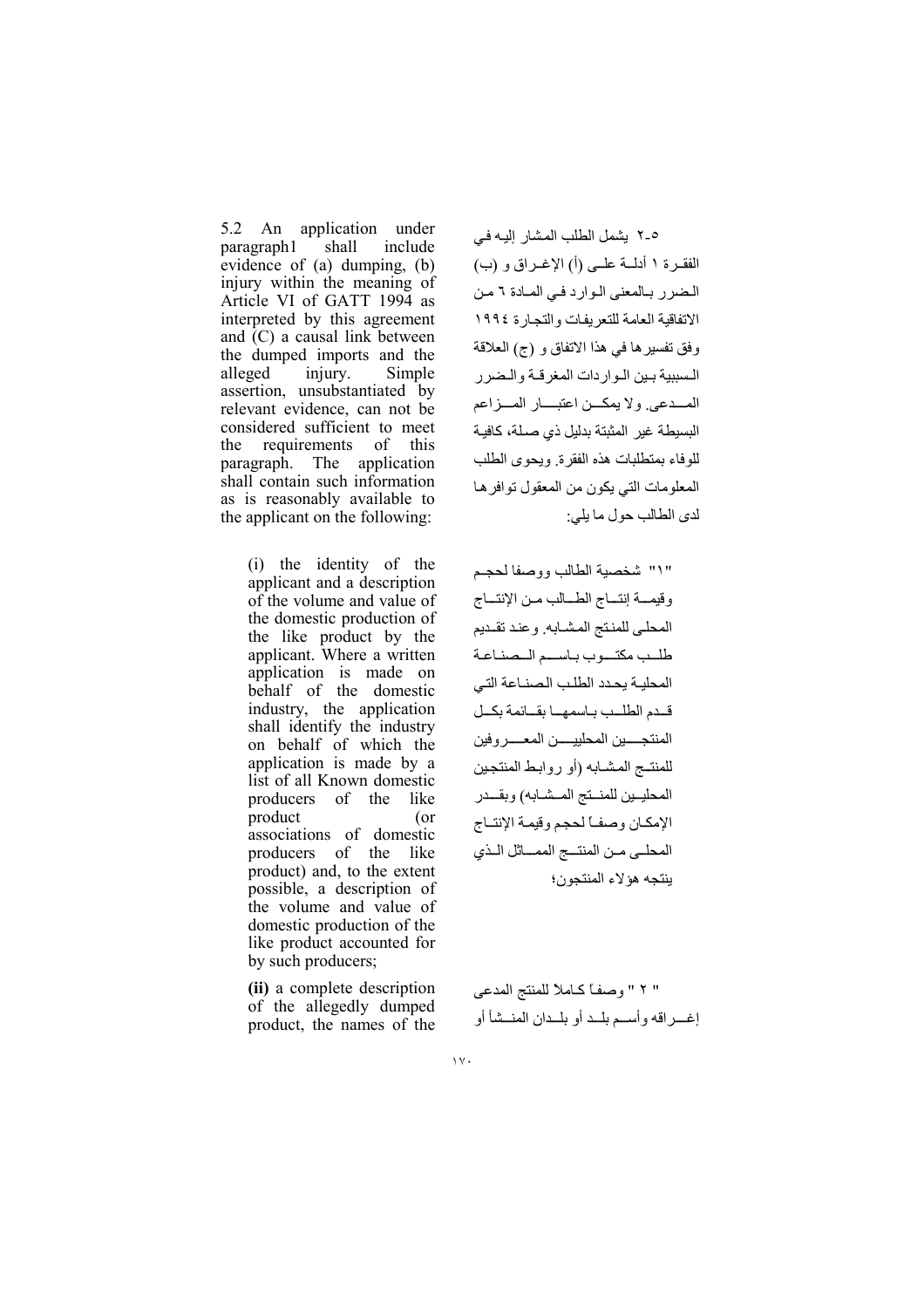5.2 An application under paragraph1 shall include evidence of (a) dumping, (b) injury within the meaning of Article VI of GATT 1994 as interpreted by this agreement and (C) a causal link between the dumped imports and the alleged injury. Simple assertion, unsubstantiated by relevant evidence, can not be considered sufficient to meet the requirements of this paragraph. The application shall contain such information as is reasonably available to the applicant on the following:

٥-٢ يشمل الطلب المشار إليه في الفقرة ١ أدلة على (أ) الإغراق و (ب) الضرر بالمعنى الوارد في المادة ٦ من الاتفاقية العامة للتعريفات والتجارة ١٩٩٤ وفق تفسيرها في هذا الاتفاق و (ج) العلاقة السببية بين الواردات المغرقة والضرر المدعى. ولا يمكن اعتبار المزاعم البسيطة غير المثبتة بدليل ذي صلة، كافية للوفاء بمتطلبات هذه الفقرة. ويحوى الطلب المعلومات التي يكون من المعقول توافرها لدى الطالب حول ما يلي:

(i) the identity of the applicant and a description of the volume and value of the domestic production of the like product by the applicant. Where a written application is made on behalf of the domestic industry, the application shall identify the industry on behalf of which the application is made by a list of all Known domestic producers of the like product (or associations of domestic producers of the like product) and, to the extent possible, a description of the volume and value of domestic production of the like product accounted for by such producers;

"١" شخصية الطالب ووصفا لحجم وقيمة إنتاج الطالب من الإنتاج المحلى للمنتج المشابه. وعند تقديم طلب مكتوب باسم الصناعة المحلية يحدد الطلب الصناعة التي قدم الطلب باسمها بقائمة بكل المنتجين المحليين المعروفين للمنتج المشابه (أو روابط المنتجين المحليين للمنتج المشابه) وبقدر الإمكان وصفاً لحجم وقيمة الإنتاج المحلى من المنتج المماثل الذي ينتجه هؤلاء المنتجون؛

**(ii)** a complete description of the allegedly dumped product, the names of the

" ٢ " وصفاً كاملاً للمنتج المدعى إغراقه وأسم بلد أو بلدان المنشأ أو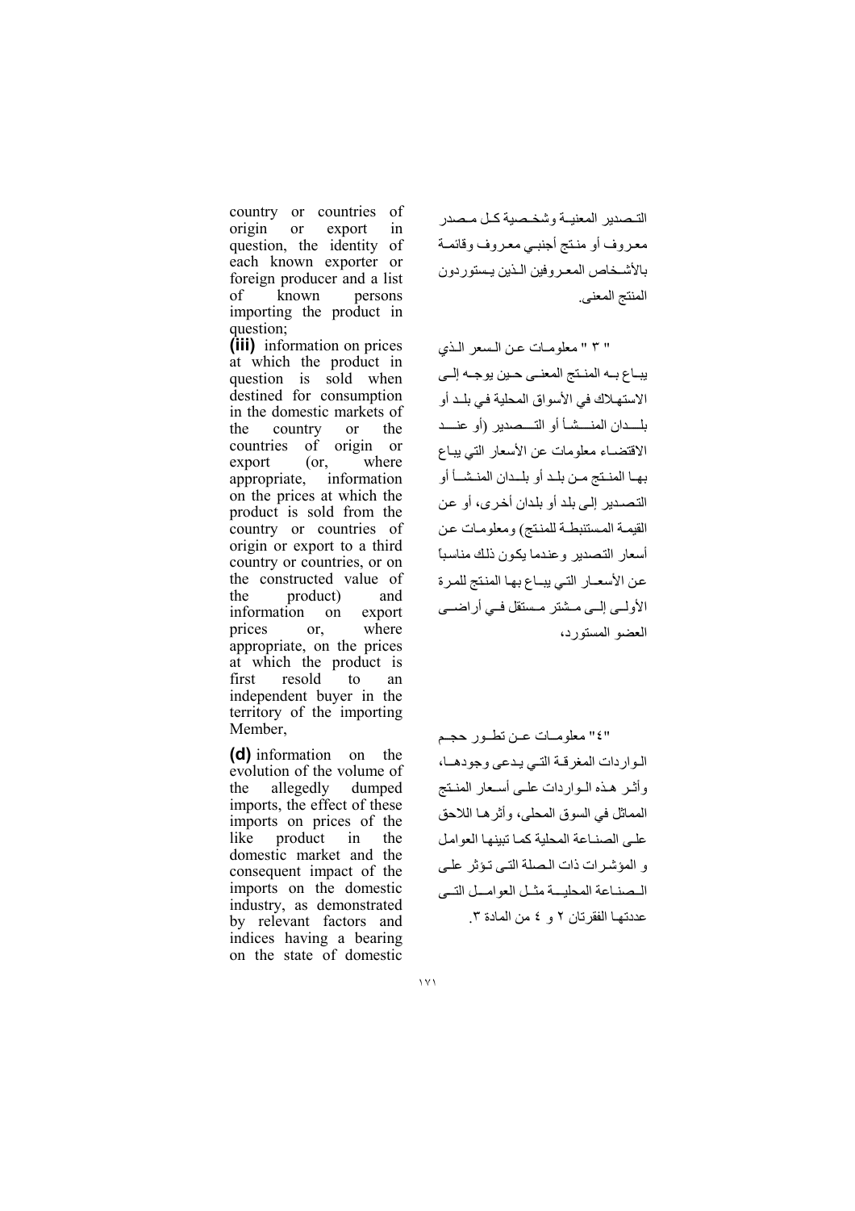country or countries of origin or export in question, the identity of each known exporter or foreign producer and a list of known persons importing the product in question;

**(iii)** information on prices at which the product in question is sold when destined for consumption in the domestic markets of the country or the countries of origin or export (or, where appropriate, information on the prices at which the product is sold from the country or countries of origin or export to a third country or countries, or on the constructed value of the product) and information on export prices or, where appropriate, on the prices at which the product is first resold to an independent buyer in the territory of the importing Member,

**(d)** information on the evolution of the volume of the allegedly dumped imports, the effect of these imports on prices of the like product in the domestic market and the consequent impact of the imports on the domestic industry, as demonstrated by relevant factors and indices having a bearing on the state of domestic

التـصدير المعنيـة وشخـصية كـل مـصدر معـروف أو منـتج أجنبـي معـروف وقائمـة بالأشـخاص المعـروفين الـذين يـستوردون المنتج المعنى.

" ٣ " معلومـات عـن الـسعر الـذي يبـاع بـه المنـتج المعنـى حـين يوجـه إلـى الاستهـلاك في الأسواق المحلية في بلـد أو بلـــدان المنـــشـأ أو التـــصدير (أو عنـــد الاقتضـاء معلومات عن الأسعار التي يبـاع بهـا المنـتج مـن بلـد أو بلـدان المنـشـأ أو التصـدير إلـى بلد أو بلدان أخرى، أو عن القيمـة المستنبطـة للمنتج) ومعلومـات عن أسعار التصدير وعندما يكون ذلك مناسباً عن الأسعـار التـي يبـاع بهـا المنتج للمرة الأولـى إلـى مـشتر مـستقل فـي أراضـي العضو المستورد،

"٤" معلومـات عـن تطـور حجـم الـواردات المغرقـة التـي يـدعى وجودهـا، وأثـر هـذه الـواردات علـى أسـعار المنـتج المماثل في السوق المحلى، وأثرهـا اللاحق علـى الصنـاعة المحلية كمـا تبينهـا العوامل و المؤشـرات ذات الـصلة التـى تـؤثر علـى الـصنـاعة المحليــة مثـل العوامـــل التـــى عددتهـا الفقرتـان ٢ و ٤ من المادة ٣.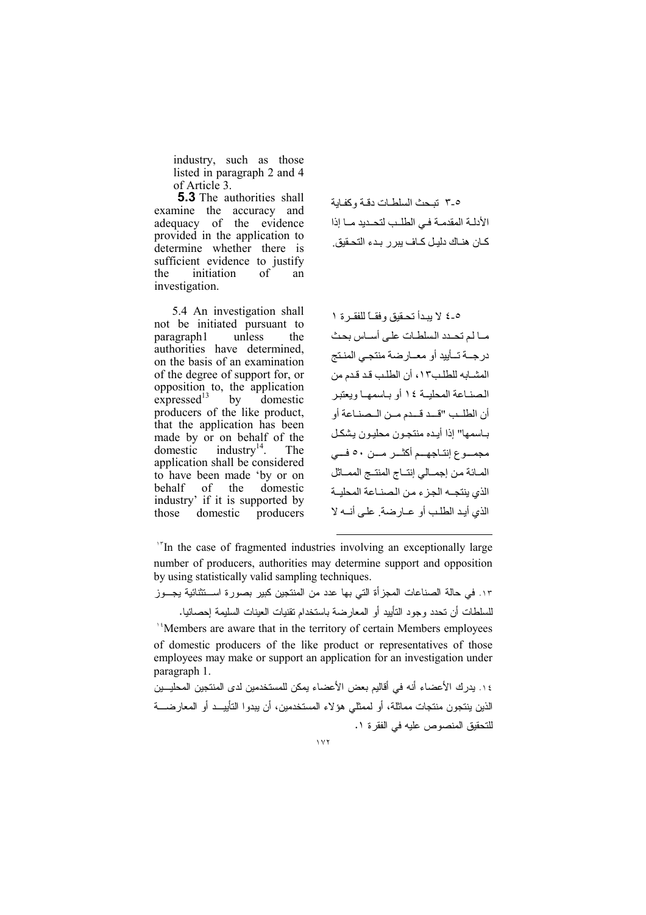industry, such as those listed in paragraph 2 and 4 of Article 3.

**5.3** The authorities shall examine the accuracy and adequacy of the evidence provided in the application to determine whether there is sufficient evidence to justify the initiation of an investigation.

٥-٣ تبحث السلطات دقة وكفاية الأدلة المقدمة في الطلب لتحديد ما إذا كان هناك دليل كاف يبرر بدء التحقيق.

5.4 An investigation shall not be initiated pursuant to paragraph1 unless the authorities have determined, on the basis of an examination of the degree of support for, or opposition to, the application expressed[13] by domestic producers of the like product, that the application has been made by or on behalf of the domestic industry[14]. The application shall be considered to have been made 'by or on behalf of the domestic industry' if it is supported by those domestic producers

٥-٤ لا يبدأ تحقيق وفقاً للفقرة ١ ما لم تحدد السلطات على أساس بحث درجة تأييد أو معارضة منتجي المنتج المشابه للطلب١٣، أن الطلب قد قدم من الصناعة المحلية ١٤ أو باسمها ويعتبر أن الطلب "قد قدم من الصناعة أو باسمها" إذا أيده منتجون محليون يشكل مجموع إنتاجهم أكثر من ٥٠ في المائة من إجمالي إنتاج المنتج المماثل الذي ينتجه الجزء من الصناعة المحلية الذي أيد الطلب أو عارضه. على أنه لا

---

[13] In the case of fragmented industries involving an exceptionally large number of producers, authorities may determine support and opposition by using statistically valid sampling techniques.

١٣. في حالة الصناعات المجزأة التي بها عدد من المنتجين كبير بصورة استثنائية يجوز للسلطات أن تحدد وجود التأييد أو المعارضة باستخدام تقنيات العينات السليمة إحصائيا.

[14] Members are aware that in the territory of certain Members employees of domestic producers of the like product or representatives of those employees may make or support an application for an investigation under paragraph 1.

١٤. يدرك الأعضاء أنه في أقاليم بعض الأعضاء يمكن للمستخدمين لدى المنتجين المحليين الذين ينتجون منتجات مماثلة، أو لممثلي هؤلاء المستخدمين، أن يبدوا التأييد أو المعارضة للتحقيق المنصوص عليه في الفقرة ١.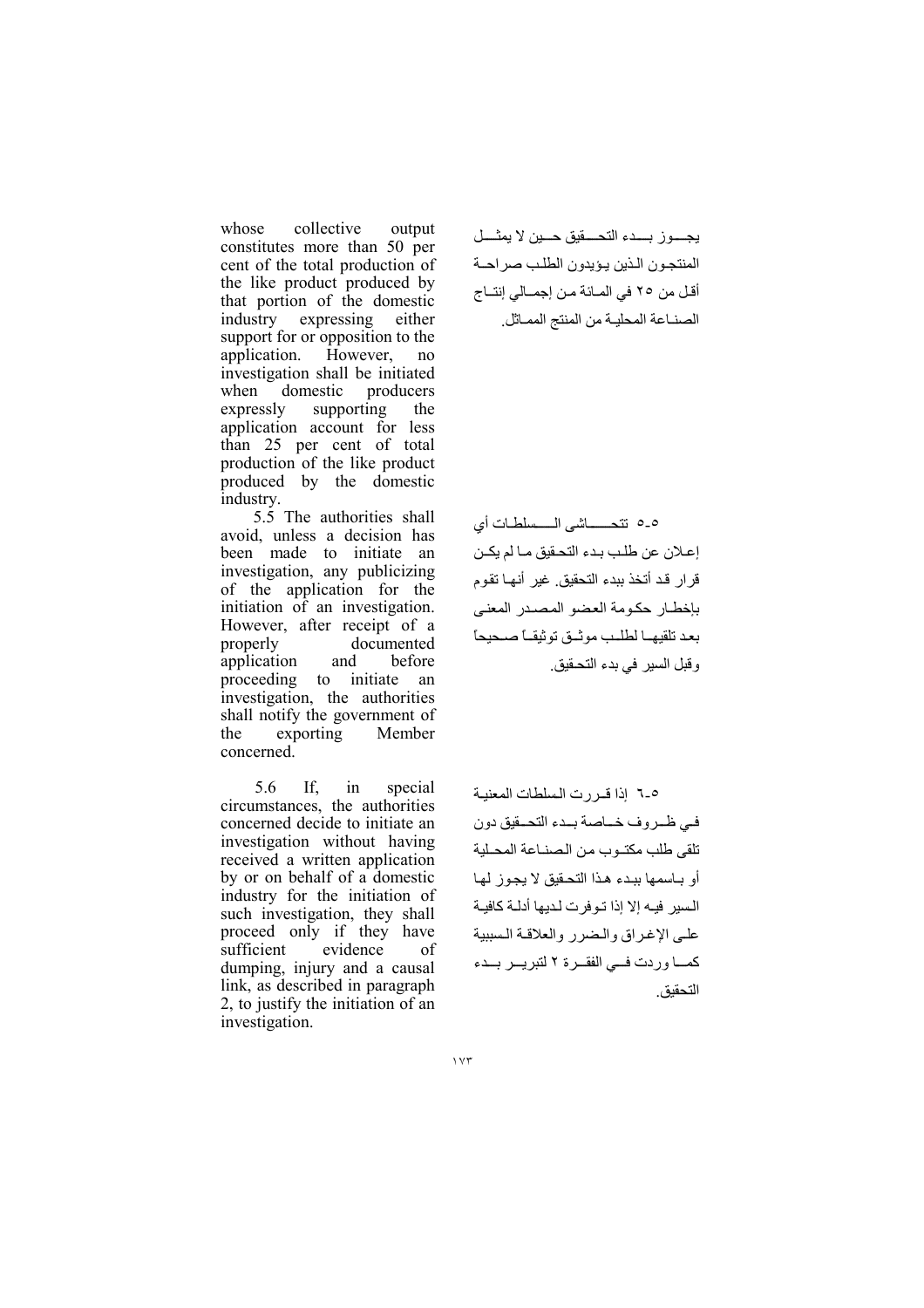whose collective output constitutes more than 50 per cent of the total production of the like product produced by that portion of the domestic industry expressing either support for or opposition to the application. However, no investigation shall be initiated when domestic producers expressly supporting the application account for less than 25 per cent of total production of the like product produced by the domestic industry.

يجوز بدء التحقيق حين لا يمثل المنتجون الذين يؤيدون الطلب صراحة أقل من ٢٥ في المائة من إجمالي إنتاج الصناعة المحلية من المنتج المماثل.

5.5 The authorities shall avoid, unless a decision has been made to initiate an investigation, any publicizing of the application for the initiation of an investigation. However, after receipt of a properly documented application and before proceeding to initiate an investigation, the authorities shall notify the government of the exporting Member concerned.

٥-٥ تتحاشى السلطات أي إعلان عن طلب بدء التحقيق ما لم يكن قرار قد أتخذ ببدء التحقيق. غير أنها تقوم بإخطار حكومة العضو المصدر المعنى بعد تلقيها لطلب موثق توثيقاً صحيحاً وقبل السير في بدء التحقيق.

5.6 If, in special circumstances, the authorities concerned decide to initiate an investigation without having received a written application by or on behalf of a domestic industry for the initiation of such investigation, they shall proceed only if they have sufficient evidence of dumping, injury and a causal link, as described in paragraph 2, to justify the initiation of an investigation.

٥-٦ إذا قررت السلطات المعنية في ظروف خاصة بدء التحقيق دون تلقى طلب مكتوب من الصناعة المحلية أو باسمها ببدء هذا التحقيق لا يجوز لها السير فيه إلا إذا توفرت لديها أدلة كافية على الإغراق والضرر والعلاقة السببية كما وردت في الفقرة ٢ لتبرير بدء التحقيق.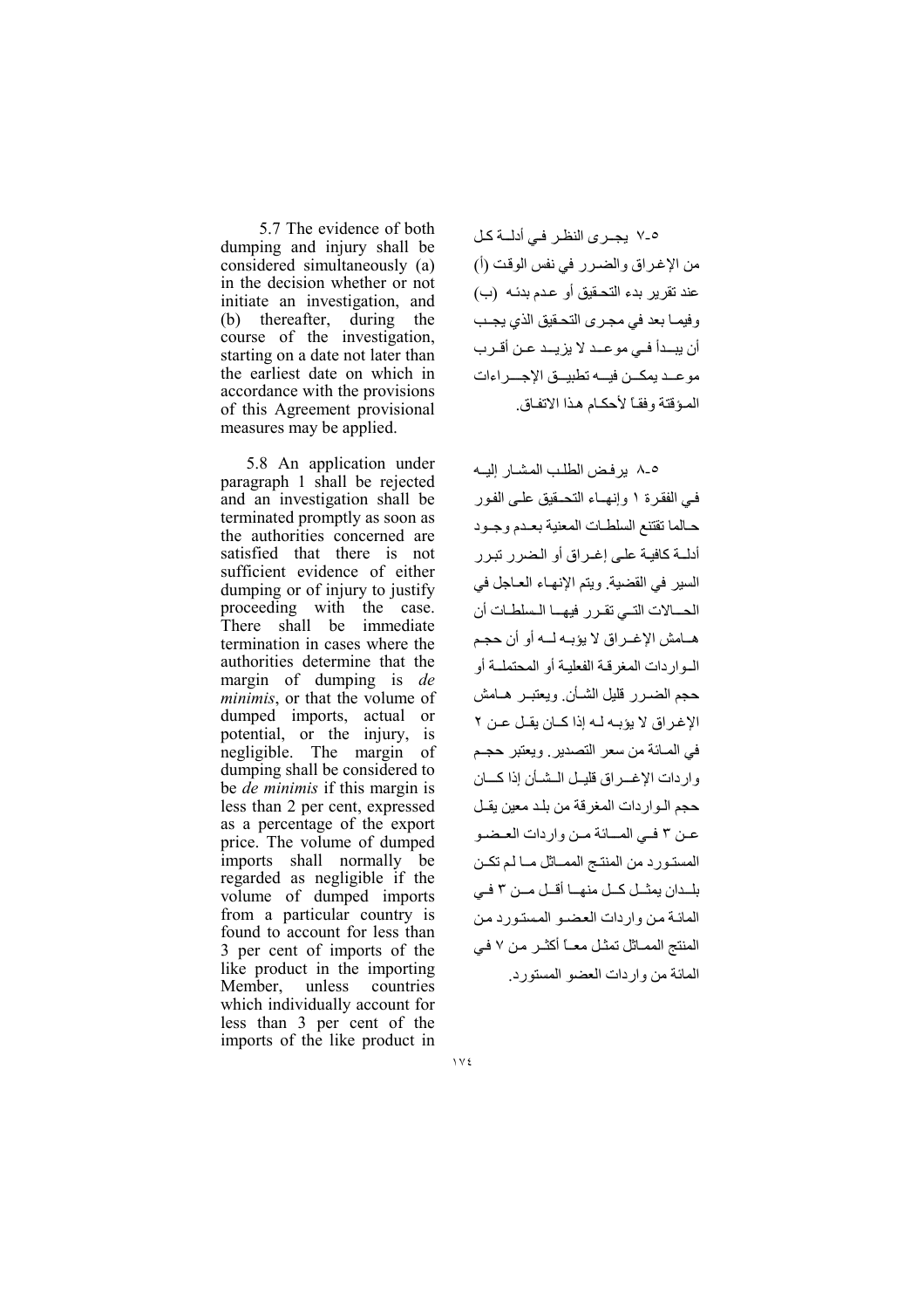5.7 The evidence of both dumping and injury shall be considered simultaneously (a) in the decision whether or not initiate an investigation, and (b) thereafter, during the course of the investigation, starting on a date not later than the earliest date on which in accordance with the provisions of this Agreement provisional measures may be applied.

5.8 An application under paragraph 1 shall be rejected and an investigation shall be terminated promptly as soon as the authorities concerned are satisfied that there is not sufficient evidence of either dumping or of injury to justify proceeding with the case. There shall be immediate termination in cases where the authorities determine that the margin of dumping is *de minimis*, or that the volume of dumped imports, actual or potential, or the injury, is negligible. The margin of dumping shall be considered to be *de minimis* if this margin is less than 2 per cent, expressed as a percentage of the export price. The volume of dumped imports shall normally be regarded as negligible if the volume of dumped imports from a particular country is found to account for less than 3 per cent of imports of the like product in the importing Member, unless countries which individually account for less than 3 per cent of the imports of the like product in

٥-٧ يجرى النظر في أدلة كل من الإغراق والضرر في نفس الوقت (أ) عند تقرير بدء التحقيق أو عدم بدئه (ب) وفيما بعد في مجرى التحقيق الذي يجب أن يبدأ في موعد لا يزيد عن أقرب موعد يمكن فيه تطبيق الإجراءات المؤقتة وفقاً لأحكام هذا الاتفاق.

٥-٨ يرفض الطلب المشار إليه في الفقرة ١ وإنهاء التحقيق على الفور حالما تقتنع السلطات المعنية بعدم وجود أدلة كافية على إغراق أو الضرر تبرر السير في القضية. ويتم الإنهاء العاجل في الحالات التي تقرر فيها السلطات أن هامش الإغراق لا يؤبه له أو أن حجم الواردات المغرقة الفعلية أو المحتملة أو حجم الضرر قليل الشأن. ويعتبر هامش الإغراق لا يؤبه له إذا كان يقل عن ٢ في المائة من سعر التصدير. ويعتبر حجم واردات الإغراق قليل الشأن إذا كان حجم الواردات المغرقة من بلد معين يقل عن ٣ في المائة من واردات العضو المستورد من المنتج المماثل ما لم تكن بلدان يمثل كل منها أقل من ٣ في المائة من واردات العضو المستورد من المنتج المماثل تمثل معاً أكثر من ٧ في المائة من واردات العضو المستورد.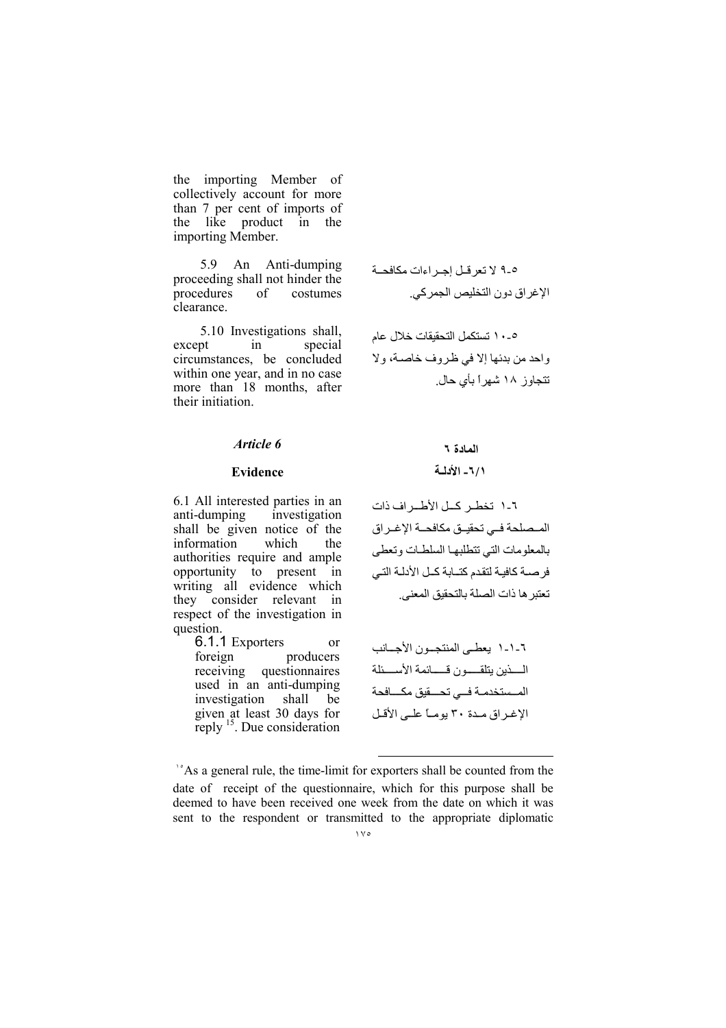the importing Member of collectively account for more than 7 per cent of imports of the like product in the importing Member.

5.9 An Anti-dumping proceeding shall not hinder the procedures of costumes clearance.

٥-٩ لا تعرقل إجراءات مكافحة الإغراق دون التخليص الجمركي.

5.10 Investigations shall, except in special circumstances, be concluded within one year, and in no case more than 18 months, after their initiation.

٥-١٠ تستكمل التحقيقات خلال عام واحد من بدئها إلا في ظروف خاصة، ولا تتجاوز ١٨ شهراً بأي حال.

## *Article 6*

### Evidence

## المادة ٦

### ٦/١- الأدلة

6.1 All interested parties in an anti-dumping investigation shall be given notice of the information which the authorities require and ample opportunity to present in writing all evidence which they consider relevant in respect of the investigation in question.

٦-١ تخطر كل الأطراف ذات المصلحة في تحقيق مكافحة الإغراق بالمعلومات التي تتطلبها السلطات وتعطى فرصة كافية لتقدم كتابة كل الأدلة التي تعتبرها ذات الصلة بالتحقيق المعنى.

6.1.1 Exporters or foreign producers receiving questionnaires used in an anti-dumping investigation shall be given at least 30 days for reply [15]. Due consideration

٦-١-١ يعطى المنتجون الأجانب الذين يتلقون قائمة الأسئلة المستخدمة في تحقيق مكافحة الإغراق مدة ٣٠ يوماً على الأقل

---

[15] As a general rule, the time-limit for exporters shall be counted from the date of receipt of the questionnaire, which for this purpose shall be deemed to have been received one week from the date on which it was sent to the respondent or transmitted to the appropriate diplomatic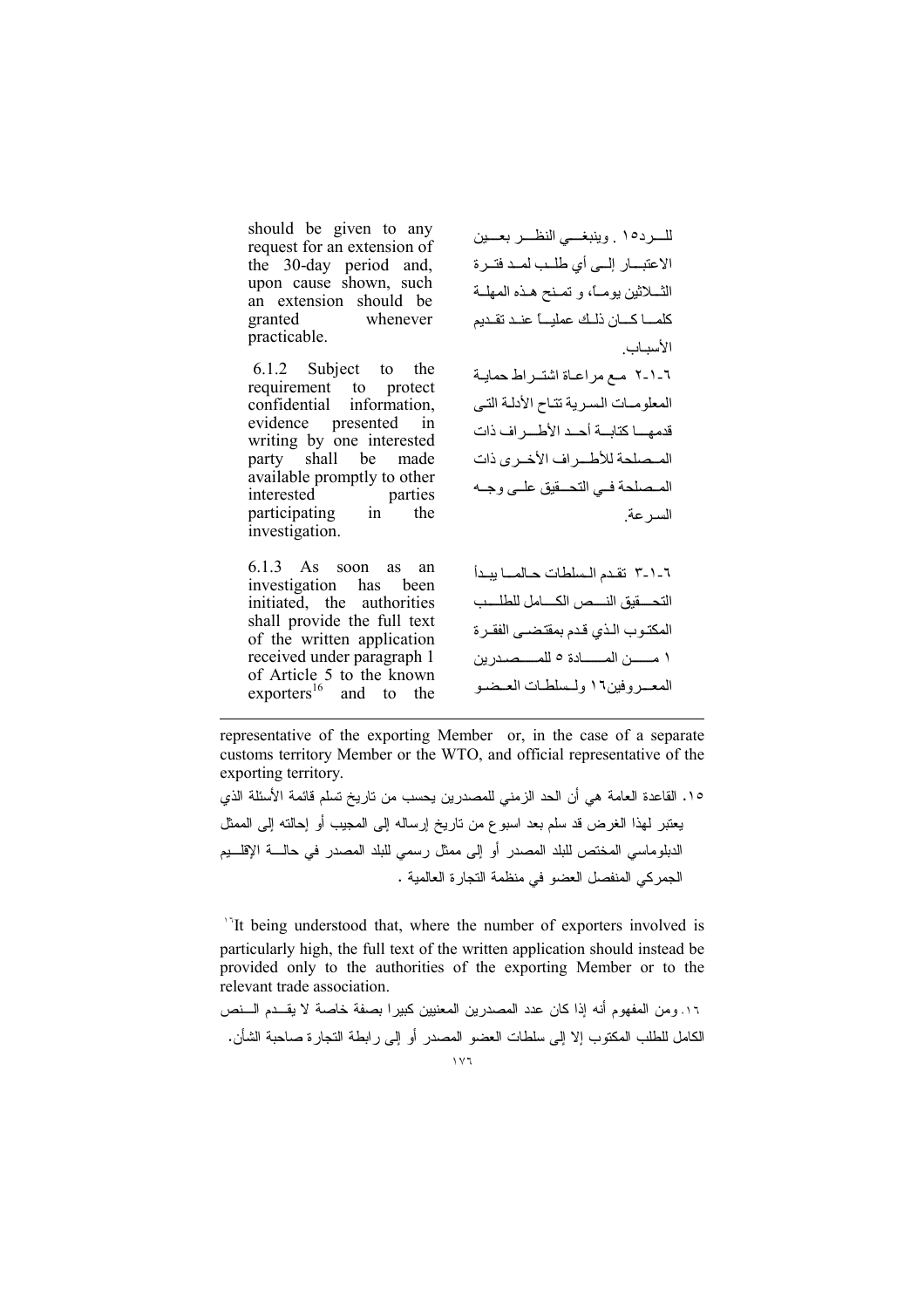should be given to any request for an extension of the 30-day period and, upon cause shown, such an extension should be granted whenever practicable.

للـــرد١٥ . وينبغـــي النظـــر بعـــين الاعتبـــار إلـــى أي طلـــب لمـــد فتـــرة الثـــلاثين يومـــاً، و تمـــنح هـــذه المهلـــة كلمـــا كـــان ذلـــك عمليـــاً عنـــد تقـــديم الأسبـاب.

6.1.2 Subject to the requirement to protect confidential information, evidence presented in writing by one interested party shall be made available promptly to other interested parties participating in the investigation.

٦-١-٢ مـع مراعـاة اشتـراط حمايـة المعلومـات السرية تتـاح الأدلـة التـى قدمهـــا كتابـــة أحـــد الأطـــراف ذات المـصلحة للأطـــراف الأخـــرى ذات المـصلحة فـــي التحـــقيق علـــى وجـــه السرعة.

6.1.3 As soon as an investigation has been initiated, the authorities shall provide the full text of the written application received under paragraph 1 of Article 5 to the known exporters[16] and to the

٦-١-٣ تقـدم الـسلطات حـالمـــا يبـدأ التحـــقيق النـــص الكـــامل للطلـــب المكتـوب الـذي قـدم بمقتضـــى الفقـرة ١ مـــــن المـــــادة ٥ للمـــــصدرين المعـــروفين١٦ ولـــسلطات العـــضو

---

representative of the exporting Member or, in the case of a separate customs territory Member or the WTO, and official representative of the exporting territory.

١٥. القاعدة العامة هي أن الحد الزمني للمصدرين يحسب من تاريخ تسلم قائمة الأسئلة الذي يعتبر لهذا الغرض قد سلم بعد اسبوع من تاريخ إرساله إلى المجيب أو إحالته إلى الممثل الدبلوماسي المختص للبلد المصدر أو إلى ممثل رسمي للبلد المصدر في حالـــة الإقلـــيم الجمركي المنفصل العضو في منظمة التجارة العالمية .

[16]It being understood that, where the number of exporters involved is particularly high, the full text of the written application should instead be provided only to the authorities of the exporting Member or to the relevant trade association.

١٦. ومن المفهوم أنه إذا كان عدد المصدرين المعنيين كبيرا بصفة خاصة لا يقـــدم الـــنص الكامل للطلب المكتوب إلا إلى سلطات العضو المصدر أو إلى رابطة التجارة صاحبة الشأن.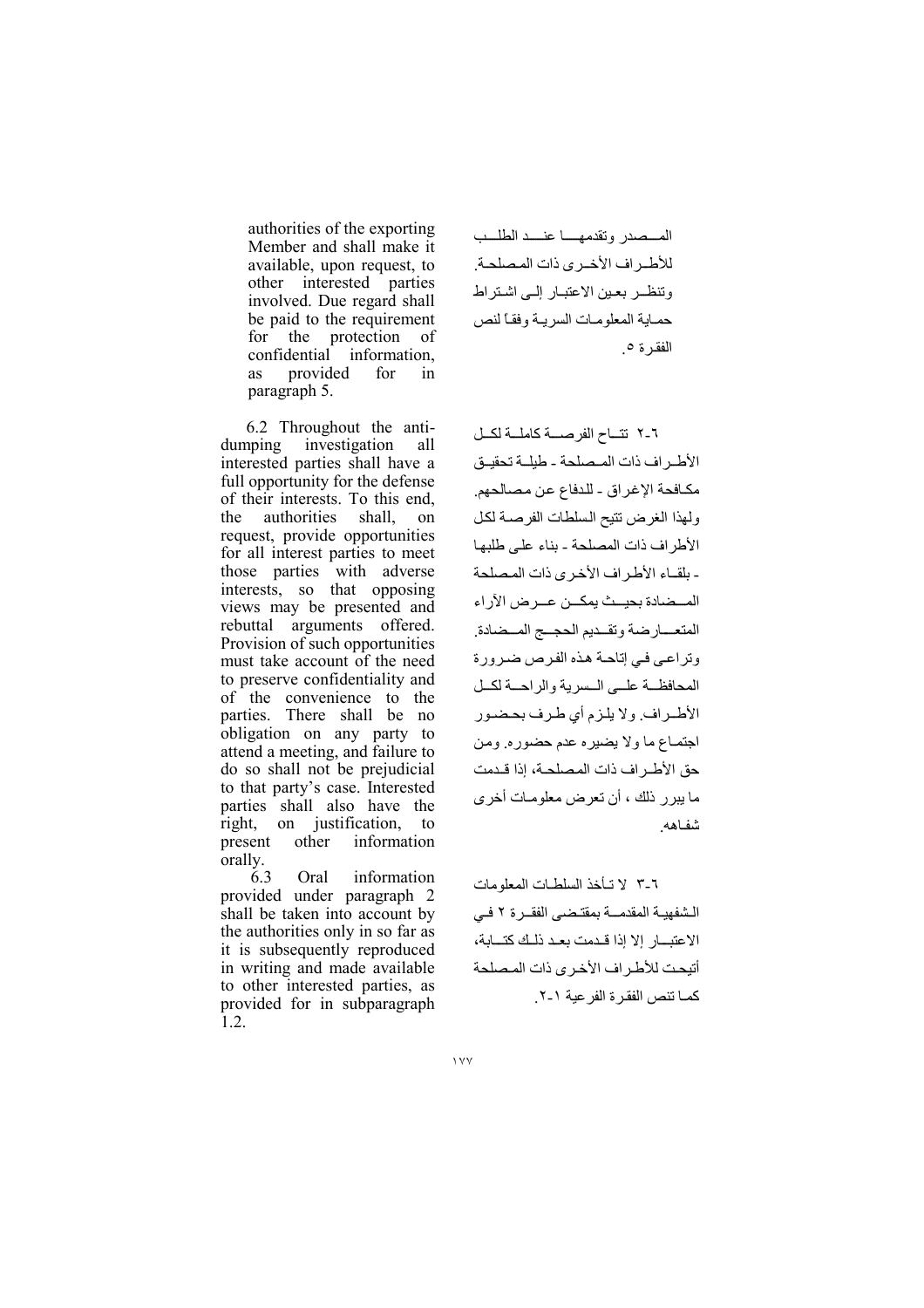authorities of the exporting Member and shall make it available, upon request, to other interested parties involved. Due regard shall be paid to the requirement for the protection of confidential information, as provided for in paragraph 5.

المصدر وتقدمها عند الطلب للأطراف الأخرى ذات المصلحة. وتنظر بعين الاعتبار إلى اشتراط حماية المعلومات السرية وفقاً لنص الفقرة ٥.

6.2 Throughout the anti-dumping investigation all interested parties shall have a full opportunity for the defense of their interests. To this end, the authorities shall, on request, provide opportunities for all interest parties to meet those parties with adverse interests, so that opposing views may be presented and rebuttal arguments offered. Provision of such opportunities must take account of the need to preserve confidentiality and of the convenience to the parties. There shall be no obligation on any party to attend a meeting, and failure to do so shall not be prejudicial to that party's case. Interested parties shall also have the right, on justification, to present other information orally.

٦-٢ تتاح الفرصة كاملة لكل الأطراف ذات المصلحة - طيلة تحقيق مكافحة الإغراق - للدفاع عن مصالحهم. ولهذا الغرض تتيح السلطات الفرصة لكل الأطراف ذات المصلحة - بناء على طلبها - بلقاء الأطراف الأخرى ذات المصلحة المضادة بحيث يمكن عرض الآراء المتعارضة وتقديم الحجج المضادة. وتراعى في إتاحة هذه الفرص ضرورة المحافظة على السرية والراحة لكل الأطراف. ولا يلزم أي طرف بحضور اجتماع ما ولا يضيره عدم حضوره. ومن حق الأطراف ذات المصلحة، إذا قدمت ما يبرر ذلك ، أن تعرض معلومات أخرى شفاهه.

6.3 Oral information provided under paragraph 2 shall be taken into account by the authorities only in so far as it is subsequently reproduced in writing and made available to other interested parties, as provided for in subparagraph 1.2.

٦-٣ لا تأخذ السلطات المعلومات الشفهية المقدمة بمقتضى الفقرة ٢ في الاعتبار إلا إذا قدمت بعد ذلك كتابة، أتيحت للأطراف الأخرى ذات المصلحة كما تنص الفقرة الفرعية ١-٢.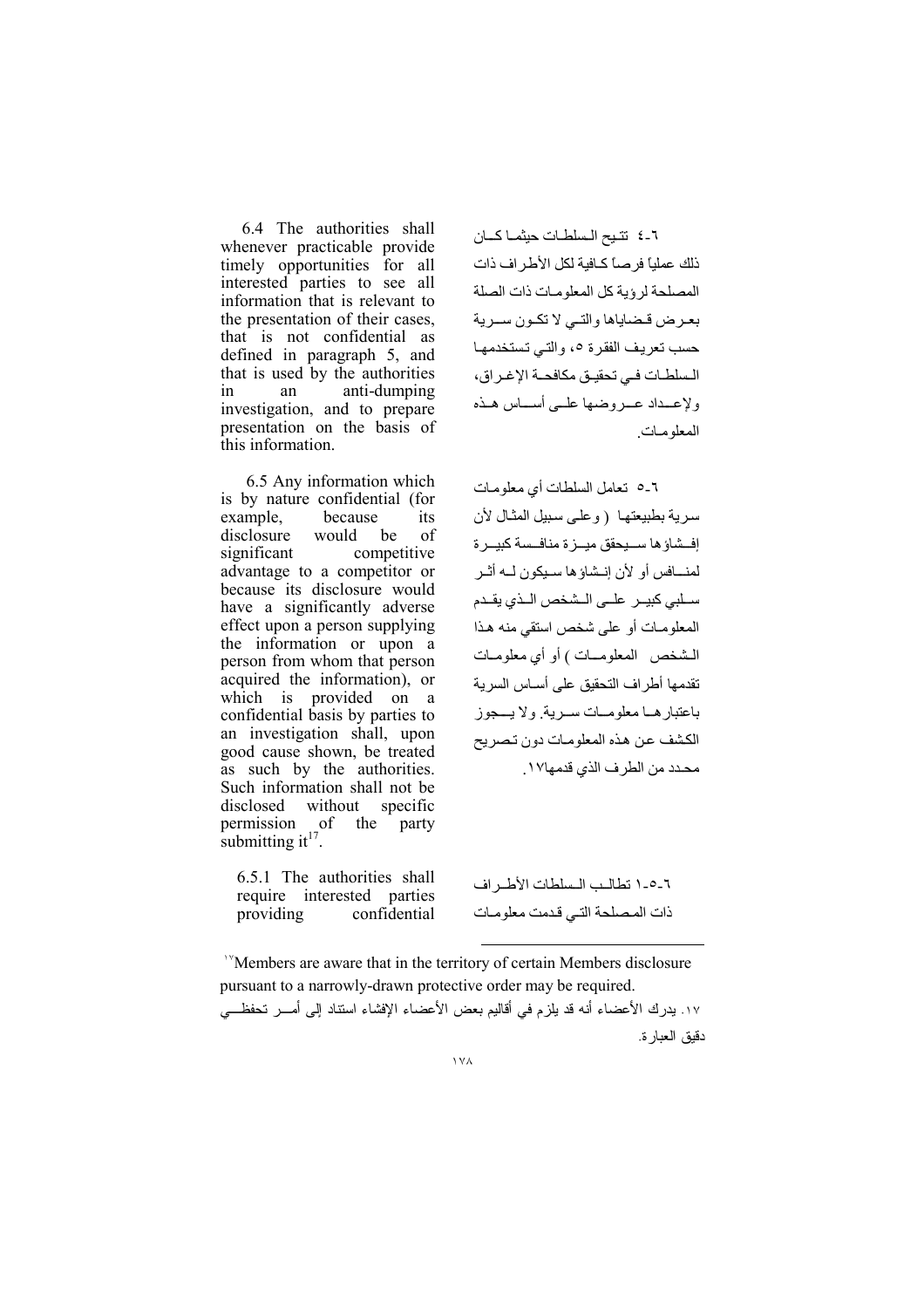6.4 The authorities shall whenever practicable provide timely opportunities for all interested parties to see all information that is relevant to the presentation of their cases, that is not confidential as defined in paragraph 5, and that is used by the authorities in an anti-dumping investigation, and to prepare presentation on the basis of this information.

٦-٤ تتيح السلطات حيثما كان ذلك عملياً فرصاً كافية لكل الأطراف ذات المصلحة لرؤية كل المعلومات ذات الصلة بعرض قضاياها والتي لا تكون سرية حسب تعريف الفقرة ٥، والتي تستخدمها السلطات في تحقيق مكافحة الإغراق، ولإعداد عروضها على أساس هذه المعلومات.

6.5 Any information which is by nature confidential (for example, because its disclosure would be of significant competitive advantage to a competitor or because its disclosure would have a significantly adverse effect upon a person supplying the information or upon a person from whom that person acquired the information), or which is provided on a confidential basis by parties to an investigation shall, upon good cause shown, be treated as such by the authorities. Such information shall not be disclosed without specific permission of the party submitting it[17].

٦-٥ تعامل السلطات أي معلومات سرية بطبيعتها (وعلى سبيل المثال لأن إفشاؤها سيحقق ميزة منافسة كبيرة لمنافس أو لأن إنشاؤها سيكون له أثر سلبي كبير على الشخص الذي يقدم المعلومات أو على شخص استقي منه هذا الشخص المعلومات) أو أي معلومات تقدمها أطراف التحقيق على أساس السرية باعتبارها معلومات سرية. ولا يجوز الكشف عن هذه المعلومات دون تصريح محدد من الطرف الذي قدمها١٧.

6.5.1 The authorities shall require interested parties providing confidential

٦-٥-١ تطالب السلطات الأطراف ذات المصلحة التي قدمت معلومات

---

[17] Members are aware that in the territory of certain Members disclosure pursuant to a narrowly-drawn protective order may be required.

١٧. يدرك الأعضاء أنه قد يلزم في أقاليم بعض الأعضاء الإفشاء استناد إلى أمر تحفظي دقيق العبارة.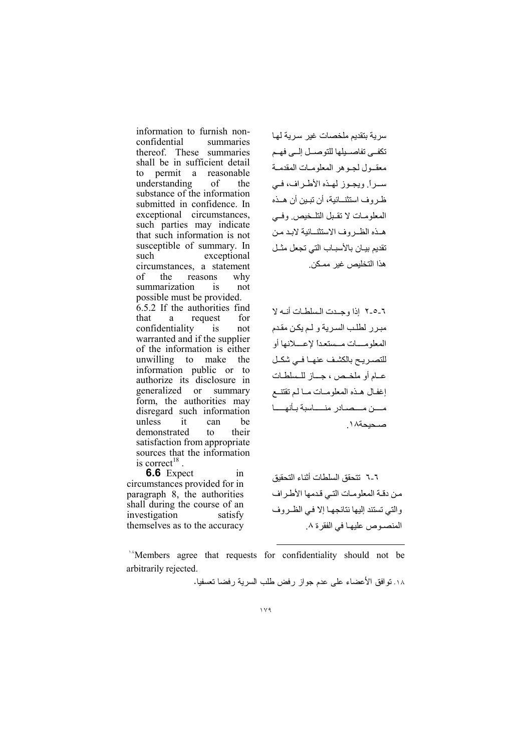information to furnish non-confidential summaries thereof. These summaries shall be in sufficient detail to permit a reasonable understanding of the substance of the information submitted in confidence. In exceptional circumstances, such parties may indicate that such information is not susceptible of summary. In such exceptional circumstances, a statement of the reasons why summarization is not possible must be provided.

6.5.2 If the authorities find that a request for confidentiality is not warranted and if the supplier of the information is either unwilling to make the information public or to authorize its disclosure in generalized or summary form, the authorities may disregard such information unless it can be demonstrated to their satisfaction from appropriate sources that the information is correct[18].

**6.6** Expect in circumstances provided for in paragraph 8, the authorities shall during the course of an investigation satisfy themselves as to the accuracy

سرية بتقديم ملخصات غير سرية لها تكفي تفاصيلها للتوصل إلى فهم معقول لجوهر المعلومات المقدمة سراً. ويجوز لهذه الأطراف، في ظروف استثنائية، أن تبين أن هذه المعلومات لا تقبل التلخيص. وفي هذه الظروف الاستثنائية لابد من تقديم بيان بالأسباب التي تجعل مثل هذا التخليص غير ممكن.

٦-٥-٢ إذا وجدت السلطات أنه لا مبرر لطلب السرية و لم يكن مقدم المعلومات مستعداً لإعلانها أو للتصريح بالكشف عنها في شكل عام أو ملخص ، جاز للسلطات إغفال هذه المعلومات ما لم تقتنع من مصادر مناسبة بأنها صحيحة١٨.

٦-٦ تتحقق السلطات أثناء التحقيق من دقة المعلومات التي قدمها الأطراف والتي تستند إليها نتائجها إلا في الظروف المنصوص عليها في الفقرة ٨.

---

[18] Members agree that requests for confidentiality should not be arbitrarily rejected.

١٨. توافق الأعضاء على عدم جواز رفض طلب السرية رفضا تعسفيا.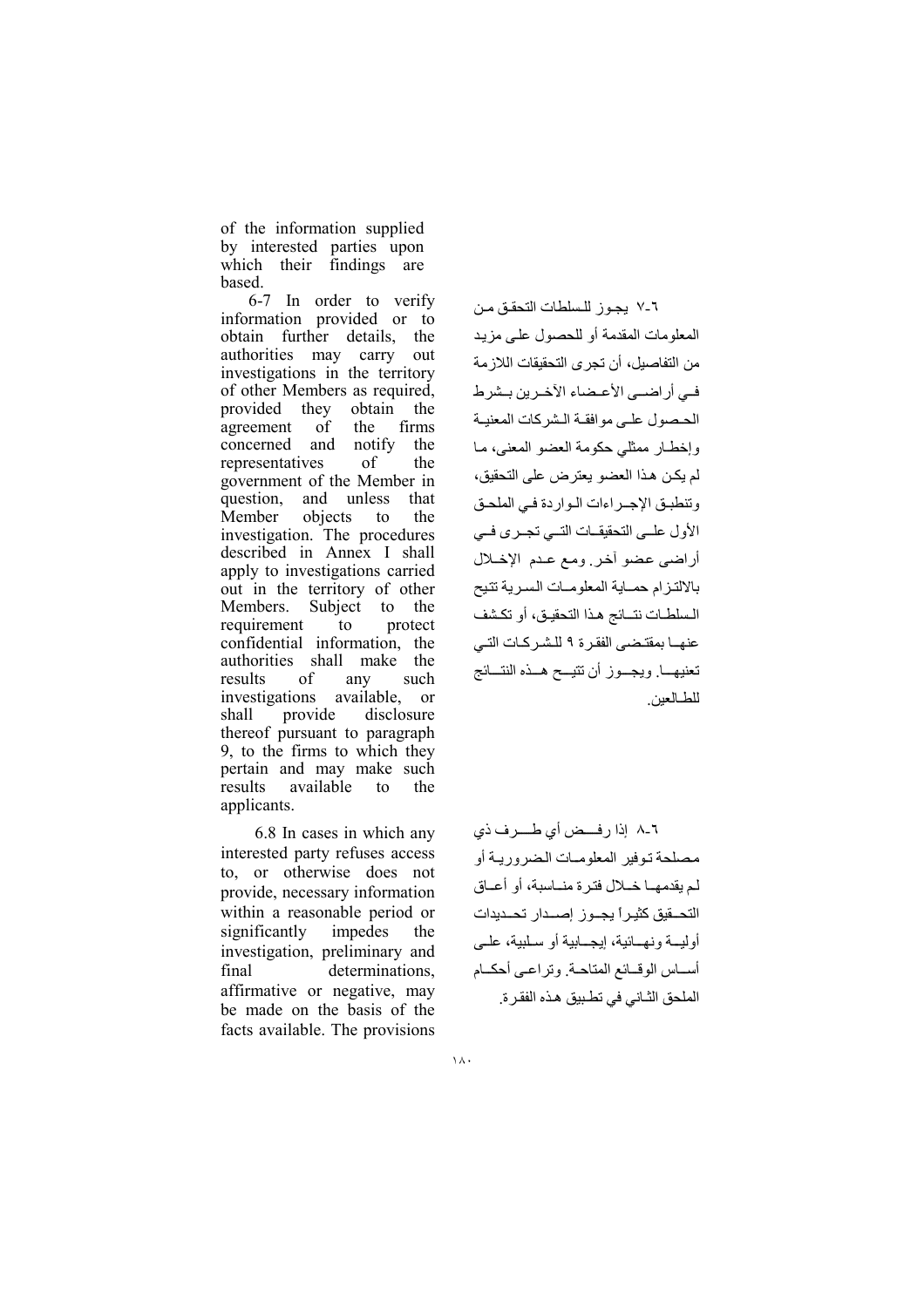of the information supplied by interested parties upon which their findings are based.

6-7 In order to verify information provided or to obtain further details, the authorities may carry out investigations in the territory of other Members as required, provided they obtain the agreement of the firms concerned and notify the representatives of the government of the Member in question, and unless that Member objects to the investigation. The procedures described in Annex I shall apply to investigations carried out in the territory of other Members. Subject to the requirement to protect confidential information, the authorities shall make the results of any such investigations available, or shall provide disclosure thereof pursuant to paragraph 9, to the firms to which they pertain and may make such results available to the applicants.

٦-٧ يجوز للسلطات التحقق من المعلومات المقدمة أو للحصول على مزيد من التفاصيل، أن تجرى التحقيقات اللازمة في أراضي الأعضاء الآخرين بشرط الحصول على موافقة الشركات المعنية وإخطار ممثلي حكومة العضو المعنى، ما لم يكن هذا العضو يعترض على التحقيق، وتنطبق الإجراءات الواردة في الملحق الأول على التحقيقات التي تجرى في أراضى عضو آخر. ومع عدم الإخلال بالالتزام حماية المعلومات السرية تتيح السلطات نتائج هذا التحقيق، أو تكشف عنها بمقتضى الفقرة ٩ للشركات التي تعنيها. ويجوز أن تتيح هذه النتائج للطالعين.

6.8 In cases in which any interested party refuses access to, or otherwise does not provide, necessary information within a reasonable period or significantly impedes the investigation, preliminary and final determinations, affirmative or negative, may be made on the basis of the facts available. The provisions

٦-٨ إذا رفض أي طرف ذي مصلحة توفير المعلومات الضرورية أو لم يقدمها خلال فترة مناسبة، أو أعاق التحقيق كثيراً يجوز إصدار تحديدات أولية ونهائية، إيجابية أو سلبية، على أساس الوقائع المتاحة. وتراعى أحكام الملحق الثاني في تطبيق هذه الفقرة.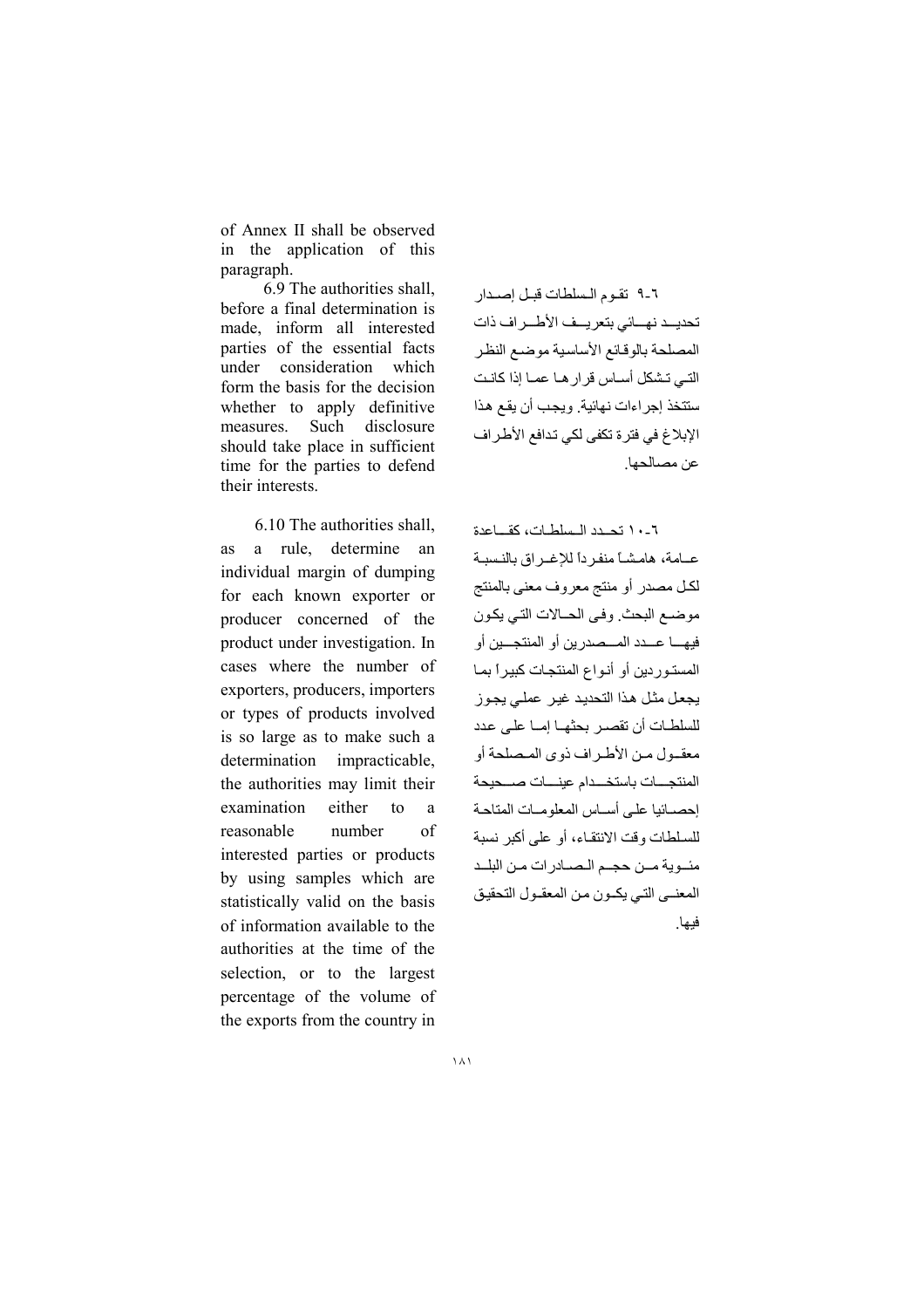of Annex II shall be observed in the application of this paragraph.

6.9 The authorities shall, before a final determination is made, inform all interested parties of the essential facts under consideration which form the basis for the decision whether to apply definitive measures. Such disclosure should take place in sufficient time for the parties to defend their interests.

٦-٩ تقوم السلطات قبل إصدار تحديد نهائي بتعريف الأطراف ذات المصلحة بالوقائع الأساسية موضع النظر التي تشكل أساس قرارها عما إذا كانت ستتخذ إجراءات نهائية. ويجب أن يقع هذا الإبلاغ في فترة تكفى لكي تدافع الأطراف عن مصالحها.

6.10 The authorities shall, as a rule, determine an individual margin of dumping for each known exporter or producer concerned of the product under investigation. In cases where the number of exporters, producers, importers or types of products involved is so large as to make such a determination impracticable, the authorities may limit their examination either to a reasonable number of interested parties or products by using samples which are statistically valid on the basis of information available to the authorities at the time of the selection, or to the largest percentage of the volume of the exports from the country in

٦-١٠ تحدد السلطات، كقاعدة عامة، هامشاً منفرداً للإغراق بالنسبة لكل مصدر أو منتج معروف معنى بالمنتج موضع البحث. وفى الحالات التي يكون فيها عدد المصدرين أو المنتجين أو المستوردين أو أنواع المنتجات كبيراً بما يجعل مثل هذا التحديد غير عملي يجوز للسلطات أن تقصر بحثها إما على عدد معقول من الأطراف ذوى المصلحة أو المنتجات باستخدام عينات صحيحة إحصائيا على أساس المعلومات المتاحة للسلطات وقت الانتقاء، أو على أكبر نسبة مئوية من حجم الصادرات من البلد المعنى التي يكون من المعقول التحقيق فيها.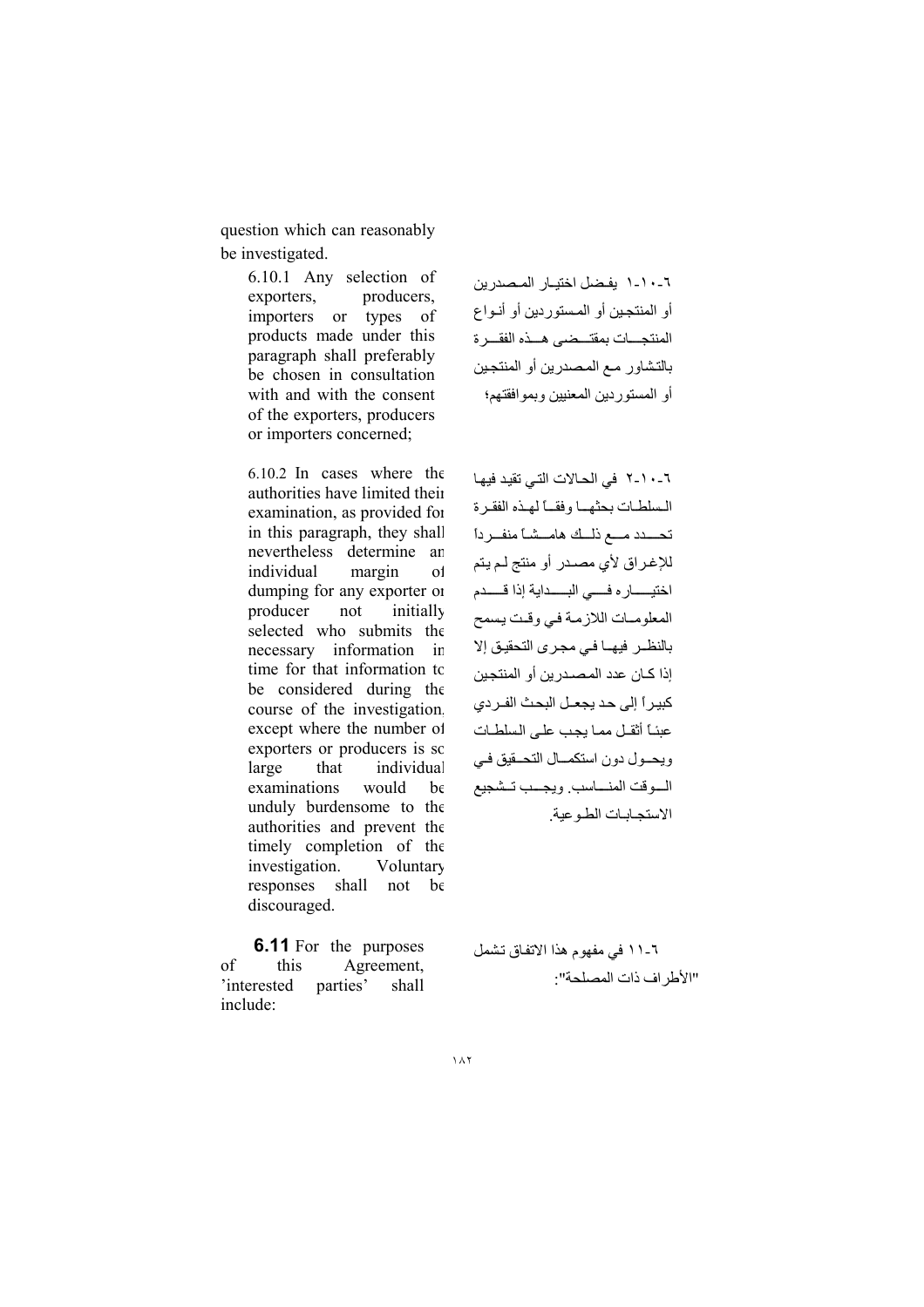question which can reasonably be investigated.

6.10.1 Any selection of exporters, producers, importers or types of products made under this paragraph shall preferably be chosen in consultation with and with the consent of the exporters, producers or importers concerned;

٦-١٠-١ يفضل اختيار المصدرين أو المنتجين أو المستوردين أو أنواع المنتجات بمقتضى هذه الفقرة بالتشاور مع المصدرين أو المنتجين أو المستوردين المعنيين وبموافقتهم؛

6.10.2 In cases where the authorities have limited their examination, as provided for in this paragraph, they shall nevertheless determine an individual margin of dumping for any exporter or producer not initially selected who submits the necessary information in time for that information to be considered during the course of the investigation, except where the number of exporters or producers is so large that individual examinations would be unduly burdensome to the authorities and prevent the timely completion of the investigation. Voluntary responses shall not be discouraged.

٦-١٠-٢ في الحالات التي تقيد فيها السلطات بحثها وفقاً لهذه الفقرة تحدد مع ذلك هامشاً منفرداً للإغراق لأي مصدر أو منتج لم يتم اختياره في البداية إذا قدم المعلومات اللازمة في وقت يسمح بالنظر فيها في مجرى التحقيق إلا إذا كان عدد المصدرين أو المنتجين كبيراً إلى حد يجعل البحث الفردي عبئاً أثقل مما يجب على السلطات ويحول دون استكمال التحقيق في الوقت المناسب. ويجب تشجيع الاستجابات الطوعية.

**6.11** For the purposes of this Agreement, 'interested parties' shall include:

٦-١١ في مفهوم هذا الاتفاق تشمل "الأطراف ذات المصلحة":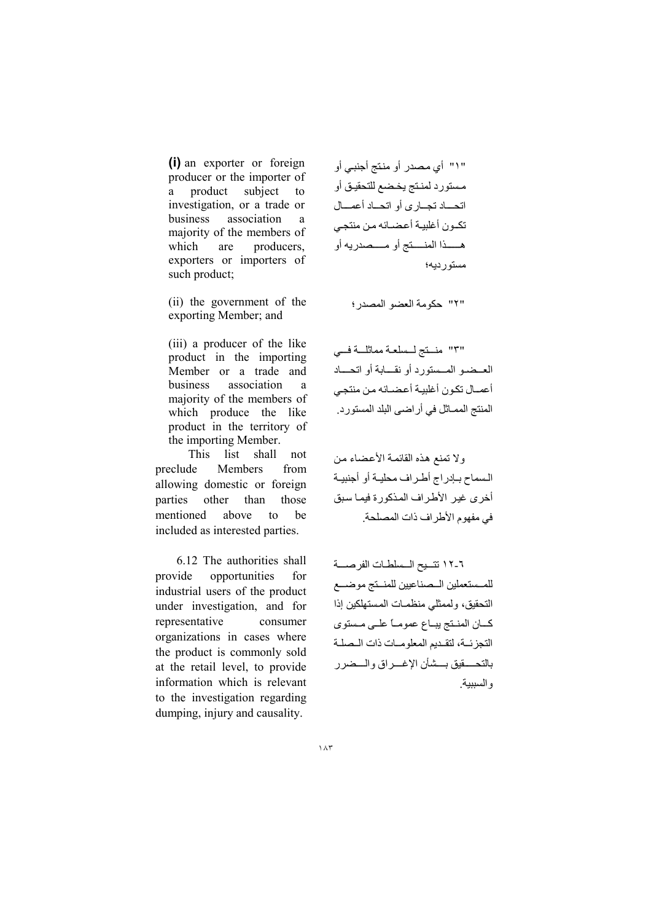**(i)** an exporter or foreign producer or the importer of a product subject to investigation, or a trade or business association a majority of the members of which are producers, exporters or importers of such product;

(ii) the government of the exporting Member; and

(iii) a producer of the like product in the importing Member or a trade and business association a majority of the members of which produce the like product in the territory of the importing Member.

This list shall not preclude Members from allowing domestic or foreign parties other than those mentioned above to be included as interested parties.

6.12 The authorities shall provide opportunities for industrial users of the product under investigation, and for representative consumer organizations in cases where the product is commonly sold at the retail level, to provide information which is relevant to the investigation regarding dumping, injury and causality.

"١" أي مصدر أو منتج أجنبي أو مستورد لمنتج يخضع للتحقيق أو اتحاد تجارى أو اتحاد أعمال تكون أغلبية أعضائه من منتجي هذا المنتج أو مصدريه أو مستورديه؛

"٢" حكومة العضو المصدر؛

"٣" منتج لسلعة مماثلة في العضو المستورد أو نقابة أو اتحاد أعمال تكون أغلبية أعضائه من منتجي المنتج المماثل في أراضي البلد المستورد.

ولا تمنع هذه القائمة الأعضاء من السماح بإدراج أطراف محلية أو أجنبية أخرى غير الأطراف المذكورة فيما سبق في مفهوم الأطراف ذات المصلحة.

٦-١٢ تتيح السلطات الفرصة للمستعملين الصناعيين للمنتج موضع التحقيق، ولممثلي منظمات المستهلكين إذا كان المنتج يباع عموماً على مستوى التجزئة، لتقديم المعلومات ذات الصلة بالتحقيق بشأن الإغراق والضرر والسببية.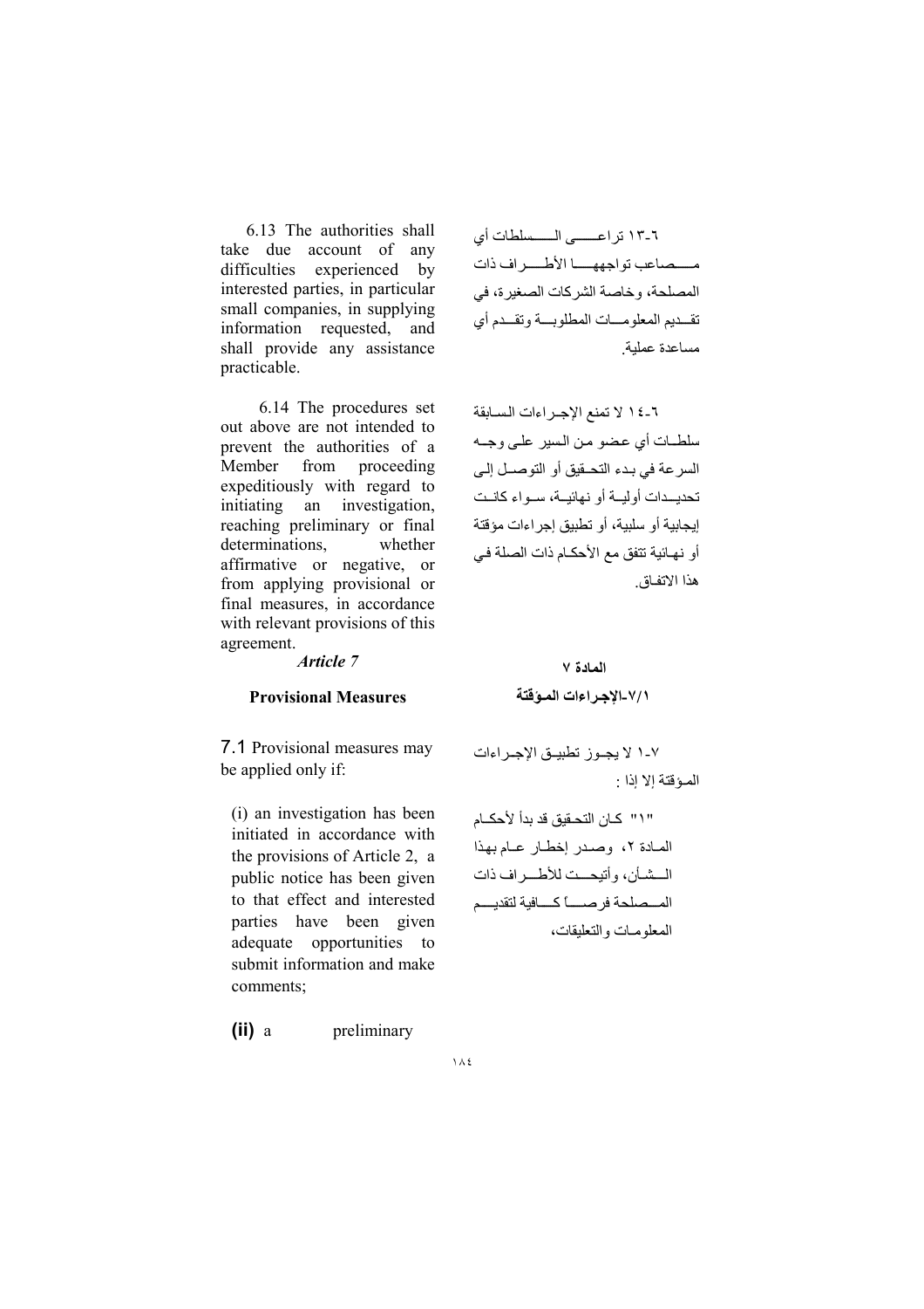6.13 The authorities shall take due account of any difficulties experienced by interested parties, in particular small companies, in supplying information requested, and shall provide any assistance practicable.

٦-١٣ تراعى السلطات أي مصاعب تواجهها الأطراف ذات المصلحة، وخاصة الشركات الصغيرة، في تقديم المعلومات المطلوبة وتقدم أي مساعدة عملية.

6.14 The procedures set out above are not intended to prevent the authorities of a Member from proceeding expeditiously with regard to initiating an investigation, reaching preliminary or final determinations, whether affirmative or negative, or from applying provisional or final measures, in accordance with relevant provisions of this agreement.

٦-١٤ لا تمنع الإجراءات السابقة سلطات أي عضو من السير على وجه السرعة في بدء التحقيق أو التوصل إلى تحديدات أولية أو نهائية، سواء كانت إيجابية أو سلبية، أو تطبيق إجراءات مؤقتة أو نهائية تتفق مع الأحكام ذات الصلة في هذا الاتفاق.

## *Article 7*

## المادة ٧

### Provisional Measures

### ٧/١-الإجراءات المؤقتة

7.1 Provisional measures may be applied only if:

٧-١ لا يجوز تطبيق الإجراءات المؤقتة إلا إذا :

(i) an investigation has been initiated in accordance with the provisions of Article 2, a public notice has been given to that effect and interested parties have been given adequate opportunities to submit information and make comments;

"١" كان التحقيق قد بدأ لأحكام المادة ٢، وصدر إخطار عام بهذا الشأن، وأتيحت للأطراف ذات المصلحة فرصاً كافية لتقديم المعلومات والتعليقات،

(ii) a preliminary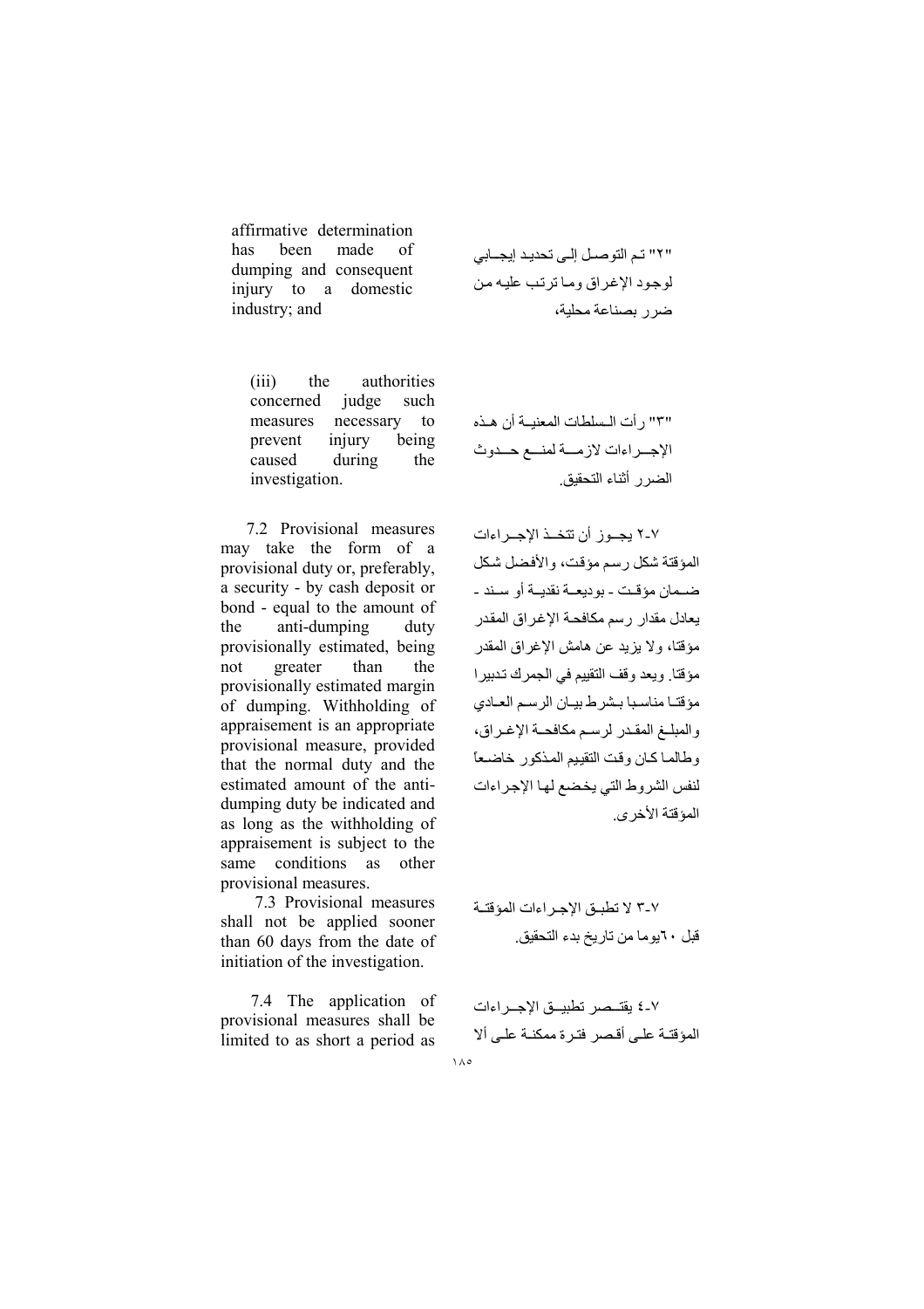affirmative determination has been made of dumping and consequent injury to a domestic industry; and

"٢" تم التوصل إلى تحديد إيجابي لوجود الإغراق وما ترتب عليه من ضرر بصناعة محلية،

(iii) the authorities concerned judge such measures necessary to prevent injury being caused during the investigation.

"٣" رأت السلطات المعنية أن هذه الإجراءات لازمة لمنع حدوث الضرر أثناء التحقيق.

7.2 Provisional measures may take the form of a provisional duty or, preferably, a security - by cash deposit or bond - equal to the amount of the anti-dumping duty provisionally estimated, being not greater than the provisionally estimated margin of dumping. Withholding of appraisement is an appropriate provisional measure, provided that the normal duty and the estimated amount of the anti-dumping duty be indicated and as long as the withholding of appraisement is subject to the same conditions as other provisional measures.

٧-٢ يجوز أن تتخذ الإجراءات المؤقتة شكل رسم مؤقت، والأفضل شكل ضمان مؤقت - بوديعة نقدية أو سند - يعادل مقدار رسم مكافحة الإغراق المقدر مؤقتا، ولا يزيد عن هامش الإغراق المقدر مؤقتا. ويعد وقف التقييم في الجمرك تدبيرا مؤقتا مناسبا بشرط بيان الرسم العادي والمبلغ المقدر لرسم مكافحة الإغراق، وطالما كان وقت التقييم المذكور خاضعاً لنفس الشروط التي يخضع لها الإجراءات المؤقتة الأخرى.

7.3 Provisional measures shall not be applied sooner than 60 days from the date of initiation of the investigation.

٧-٣ لا تطبق الإجراءات المؤقتة قبل ٦٠يوما من تاريخ بدء التحقيق.

7.4 The application of provisional measures shall be limited to as short a period as

٧-٤ يقتصر تطبيق الإجراءات المؤقتة على أقصر فترة ممكنة على ألا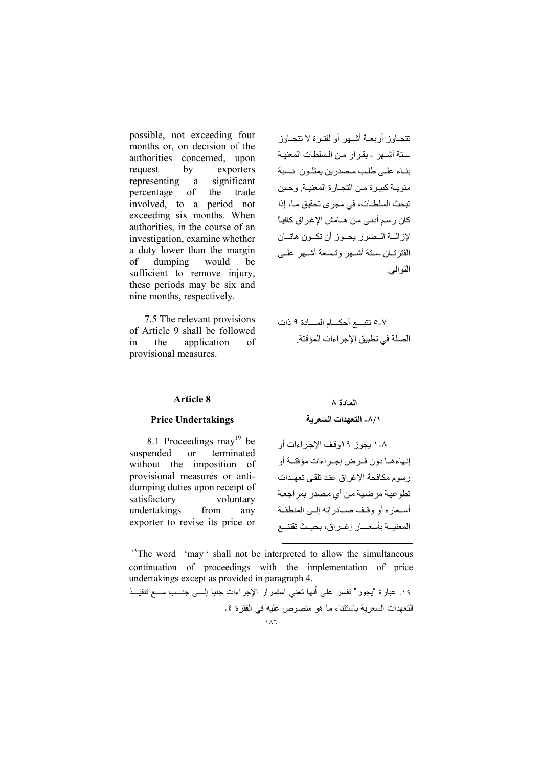possible, not exceeding four months or, on decision of the authorities concerned, upon request by exporters representing a significant percentage of the trade involved, to a period not exceeding six months. When authorities, in the course of an investigation, examine whether a duty lower than the margin of dumping would be sufficient to remove injury, these periods may be six and nine months, respectively.

تتجاوز أربعة أشهر أو لفترة لا تتجاوز ستة أشهر - بقرار من السلطات المعنية بناء على طلب مصدرين يمثلون نسبة مئوية كبيرة من التجارة المعنية. وحين تبحث السلطات، في مجرى تحقيق ما، إذا كان رسم أدنى من هامش الإغراق كافياً لإزالة الضرر يجوز أن تكون هاتان الفترتان ستة أشهر وتسعة أشهر على التوالي.

7.5 The relevant provisions of Article 9 shall be followed in the application of provisional measures.

٧-٥ تتبع أحكام المادة ٩ ذات الصلة في تطبيق الإجراءات المؤقتة.

## Article 8

## المادة ٨

### Price Undertakings

### ٨/١- التعهدات السعرية

8.1 Proceedings may[19] be suspended or terminated without the imposition of provisional measures or anti-dumping duties upon receipt of satisfactory voluntary undertakings from any exporter to revise its price or

٨-١ يجوز ١٩وقف الإجراءات أو إنهاءها دون فرض إجراءات مؤقتة أو رسوم مكافحة الإغراق عند تلقى تعهدات تطوعية مرضية من أي مصدر بمراجعة أسعاره أو وقف صادراته إلى المنطقة المعنية بأسعار إغراق، بحيث تقتنع

---

[19] The word 'may' shall not be interpreted to allow the simultaneous continuation of proceedings with the implementation of price undertakings except as provided in paragraph 4.

١٩. عبارة "يجوز" تفسر على أنها تعني استمرار الإجراءات جنبا إلى جنب مع تنفيذ التعهدات السعرية باستثناء ما هو منصوص عليه في الفقرة ٤.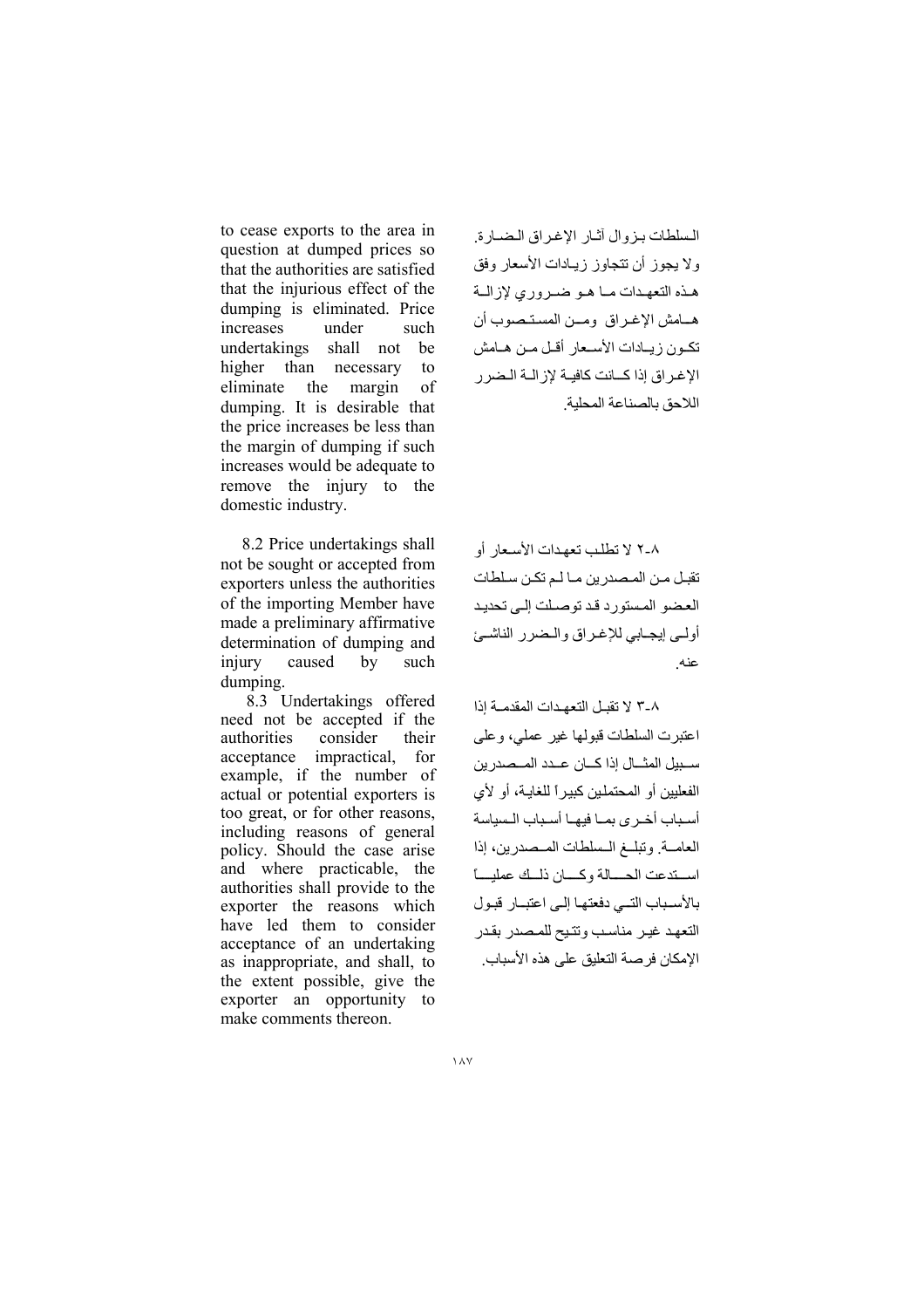to cease exports to the area in question at dumped prices so that the authorities are satisfied that the injurious effect of the dumping is eliminated. Price increases under such undertakings shall not be higher than necessary to eliminate the margin of dumping. It is desirable that the price increases be less than the margin of dumping if such increases would be adequate to remove the injury to the domestic industry.

السلطات بزوال آثار الإغراق الضارة. ولا يجوز أن تتجاوز زيادات الأسعار وفق هذه التعهدات ما هو ضروري لإزالة هامش الإغراق ومن المستصوب أن تكون زيادات الأسعار أقل من هامش الإغراق إذا كانت كافية لإزالة الضرر اللاحق بالصناعة المحلية.

8.2 Price undertakings shall not be sought or accepted from exporters unless the authorities of the importing Member have made a preliminary affirmative determination of dumping and injury caused by such dumping.

٨-٢ لا تطلب تعهدات الأسعار أو تقبل من المصدرين ما لم تكن سلطات العضو المستورد قد توصلت إلى تحديد أولي إيجابي للإغراق والضرر الناشئ عنه.

8.3 Undertakings offered need not be accepted if the authorities consider their acceptance impractical, for example, if the number of actual or potential exporters is too great, or for other reasons, including reasons of general policy. Should the case arise and where practicable, the authorities shall provide to the exporter the reasons which have led them to consider acceptance of an undertaking as inappropriate, and shall, to the extent possible, give the exporter an opportunity to make comments thereon.

٨-٣ لا تقبل التعهدات المقدمة إذا اعتبرت السلطات قبولها غير عملي، وعلى سبيل المثال إذا كان عدد المصدرين الفعليين أو المحتملين كبيراً للغاية، أو لأي أسباب أخرى بما فيها أسباب السياسة العامة. وتبلغ السلطات المصدرين، إذا استدعت الحالة وكان ذلك عملياً بالأسباب التي دفعتها إلى اعتبار قبول التعهد غير مناسب وتتيح للمصدر بقدر الإمكان فرصة التعليق على هذه الأسباب.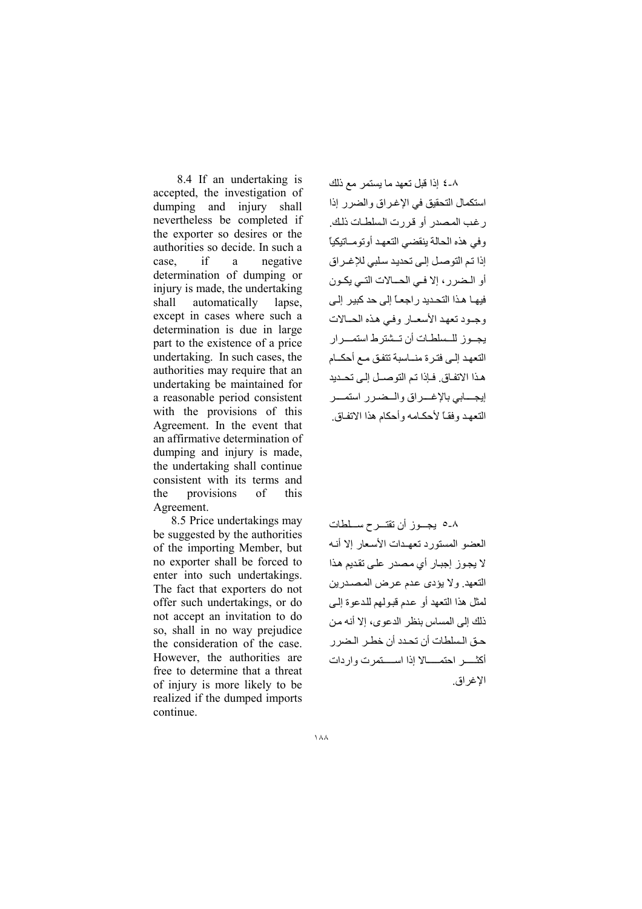8.4 If an undertaking is accepted, the investigation of dumping and injury shall nevertheless be completed if the exporter so desires or the authorities so decide. In such a case, if a negative determination of dumping or injury is made, the undertaking shall automatically lapse, except in cases where such a determination is due in large part to the existence of a price undertaking. In such cases, the authorities may require that an undertaking be maintained for a reasonable period consistent with the provisions of this Agreement. In the event that an affirmative determination of dumping and injury is made, the undertaking shall continue consistent with its terms and the provisions of this Agreement.

٨-٤ إذا قبل تعهد ما يستمر مع ذلك استكمال التحقيق في الإغراق والضرر إذا رغب المصدر أو قررت السلطات ذلك. وفي هذه الحالة ينقضي التعهد أوتوماتيكياً إذا تم التوصل إلى تحديد سلبي للإغراق أو الضرر، إلا في الحالات التي يكون فيها هذا التحديد راجعاً إلى حد كبير إلى وجود تعهد الأسعار وفي هذه الحالات يجوز للسلطات أن تشترط استمرار التعهد إلى فترة مناسبة تتفق مع أحكام هذا الاتفاق. فإذا تم التوصل إلى تحديد إيجابي بالإغراق والضرر استمر التعهد وفقاً لأحكامه وأحكام هذا الاتفاق.

8.5 Price undertakings may be suggested by the authorities of the importing Member, but no exporter shall be forced to enter into such undertakings. The fact that exporters do not offer such undertakings, or do not accept an invitation to do so, shall in no way prejudice the consideration of the case. However, the authorities are free to determine that a threat of injury is more likely to be realized if the dumped imports continue.

٨-٥ يجوز أن تقترح سلطات العضو المستورد تعهدات الأسعار إلا أنه لا يجوز إجبار أي مصدر على تقديم هذا التعهد. ولا يؤدى عدم عرض المصدرين لمثل هذا التعهد أو عدم قبولهم للدعوة إلى ذلك إلى المساس بنظر الدعوى، إلا أنه من حق السلطات أن تحدد أن خطر الضرر أكثر احتمالا إذا استمرت واردات الإغراق.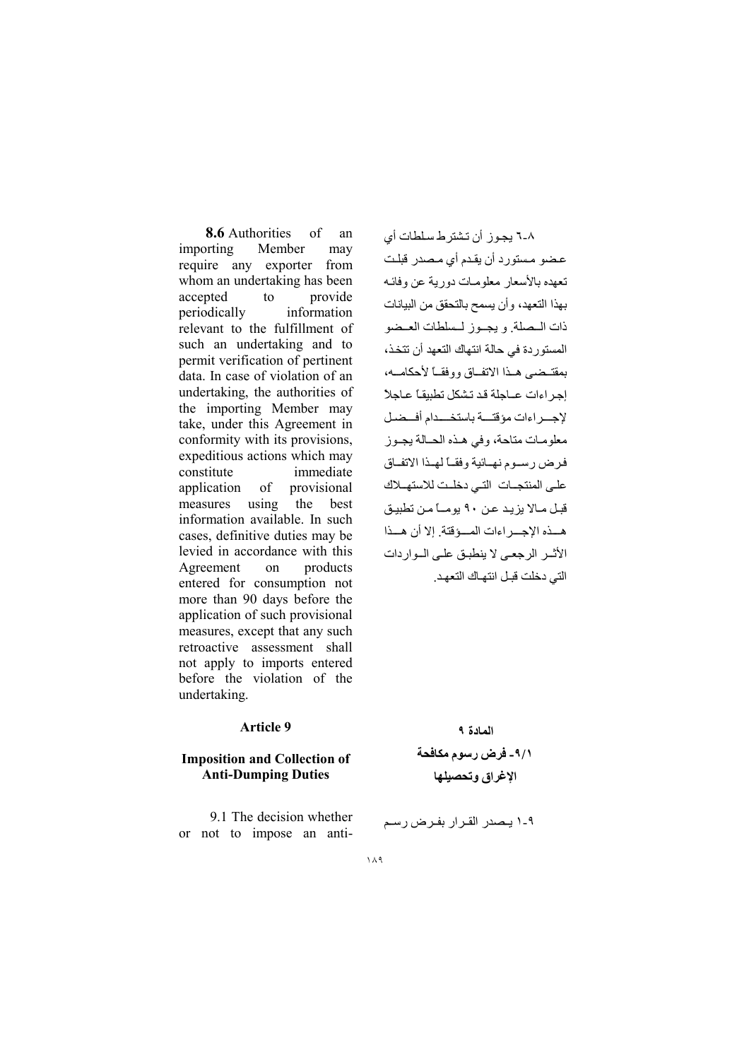**8.6** Authorities of an importing Member may require any exporter from whom an undertaking has been accepted to provide periodically information relevant to the fulfillment of such an undertaking and to permit verification of pertinent data. In case of violation of an undertaking, the authorities of the importing Member may take, under this Agreement in conformity with its provisions, expeditious actions which may constitute immediate application of provisional measures using the best information available. In such cases, definitive duties may be levied in accordance with this Agreement on products entered for consumption not more than 90 days before the application of such provisional measures, except that any such retroactive assessment shall not apply to imports entered before the violation of the undertaking.

٨-٦ يجوز أن تشترط سلطات أي عضو مستورد أن يقدم أي مصدر قبلت تعهده بالأسعار معلومات دورية عن وفائه بهذا التعهد، وأن يسمح بالتحقق من البيانات ذات الصلة. و يجوز لسلطات العضو المستوردة في حالة انتهاك التعهد أن تتخذ، بمقتضى هذا الاتفاق ووفقاً لأحكامه، إجراءات عاجلة قد تشكل تطبيقاً عاجلاً لإجراءات مؤقتة باستخدام أفضل معلومات متاحة، وفي هذه الحالة يجوز فرض رسوم نهائية وفقاً لهذا الاتفاق على المنتجات التي دخلت للاستهلاك قبل مالا يزيد عن ٩٠ يوماً من تطبيق هذه الإجراءات المؤقتة. إلا أن هذا الأثر الرجعي لا ينطبق على الواردات التي دخلت قبل انتهاك التعهد.

### Article 9

### Imposition and Collection of Anti-Dumping Duties

### المادة ٩

### ٩/١- فرض رسوم مكافحة الإغراق وتحصيلها

9.1 The decision whether or not to impose an anti-

٩-١ يصدر القرار بفرض رسم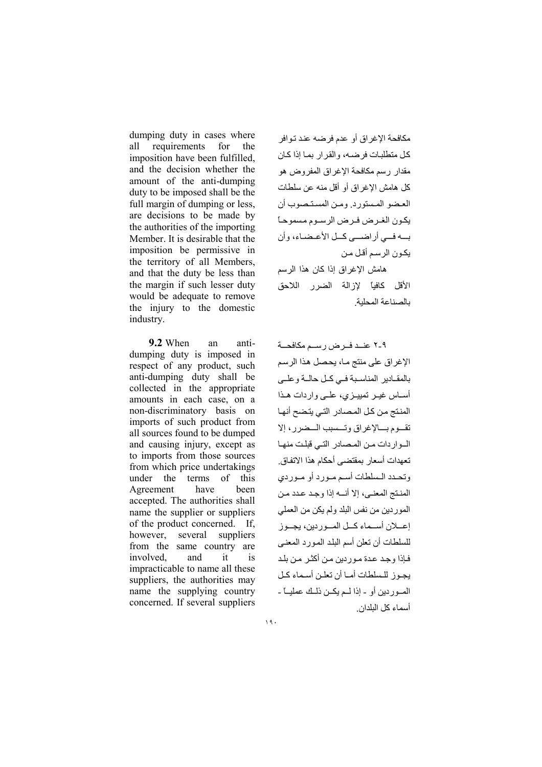dumping duty in cases where all requirements for the imposition have been fulfilled, and the decision whether the amount of the anti-dumping duty to be imposed shall be the full margin of dumping or less, are decisions to be made by the authorities of the importing Member. It is desirable that the imposition be permissive in the territory of all Members, and that the duty be less than the margin if such lesser duty would be adequate to remove the injury to the domestic industry.

مكافحة الإغراق أو عدم فرضه عند توافر كل متطلبات فرضه، والقرار بما إذا كان مقدار رسم مكافحة الإغراق المفروض هو كل هامش الإغراق أو أقل منه عن سلطات العضو المستورد. ومن المستصوب أن يكون الغرض فرض الرسوم مسموحاً به في أراضي كل الأعضاء، وأن يكون الرسم أقل من هامش الإغراق إذا كان هذا الرسم الأقل كافياً لإزالة الضرر اللاحق بالصناعة المحلية.

**9.2** When an anti-dumping duty is imposed in respect of any product, such anti-dumping duty shall be collected in the appropriate amounts in each case, on a non-discriminatory basis on imports of such product from all sources found to be dumped and causing injury, except as to imports from those sources from which price undertakings under the terms of this Agreement have been accepted. The authorities shall name the supplier or suppliers of the product concerned. If, however, several suppliers from the same country are involved, and it is impracticable to name all these suppliers, the authorities may name the supplying country concerned. If several suppliers

٩-٢ عند فرض رسم مكافحة الإغراق على منتج ما، يحصل هذا الرسم بالمقادير المناسبة في كل حالة وعلى أساس غير تمييزي، على واردات هذا المنتج من كل المصادر التي يتضح أنها تقوم بالإغراق وتسبب الضرر، إلا الواردات من المصادر التي قبلت منها تعهدات أسعار بمقتضى أحكام هذا الاتفاق. وتحدد السلطات أسم مورد أو موردي المنتج المعنى، إلا أنه إذا وجد عدد من الموردين من نفس البلد ولم يكن من العملي إعلان أسماء كل الموردين، يجوز للسلطات أن تعلن أسم البلد المورد المعنى فإذا وجد عدة موردين من أكثر من بلد يجوز للسلطات أما أن تعلن أسماء كل الموردين أو - إذا لم يكن ذلك عملياً - أسماء كل البلدان.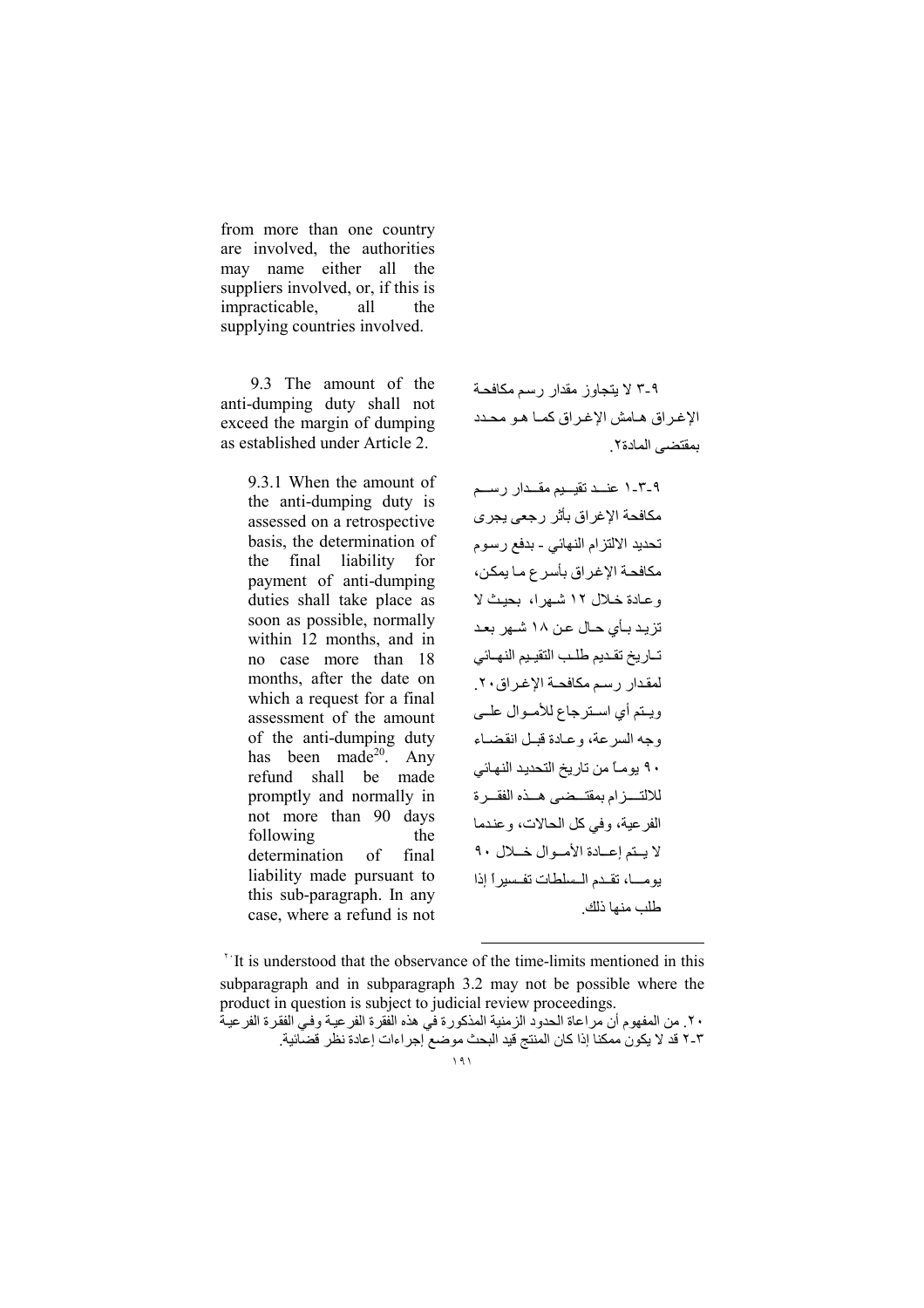from more than one country are involved, the authorities may name either all the suppliers involved, or, if this is impracticable, all the supplying countries involved.

9.3 The amount of the anti-dumping duty shall not exceed the margin of dumping as established under Article 2.

٩-٣ لا يتجاوز مقدار رسم مكافحة الإغراق هامش الإغراق كما هو محدد بمقتضى المادة٢.

9.3.1 When the amount of the anti-dumping duty is assessed on a retrospective basis, the determination of the final liability for payment of anti-dumping duties shall take place as soon as possible, normally within 12 months, and in no case more than 18 months, after the date on which a request for a final assessment of the amount of the anti-dumping duty has been made[20]. Any refund shall be made promptly and normally in not more than 90 days following the determination of final liability made pursuant to this sub-paragraph. In any case, where a refund is not

٩-٣-١ عند تقييم مقدار رسم مكافحة الإغراق بأثر رجعى يجرى تحديد الالتزام النهائي - بدفع رسوم مكافحة الإغراق بأسرع ما يمكن، وعادة خلال ١٢ شهرا، بحيث لا تزيد بأي حال عن ١٨ شهر بعد تاريخ تقديم طلب التقييم النهائي لمقدار رسم مكافحة الإغراق٢٠. ويتم أي استرجاع للأموال على وجه السرعة، وعادة قبل انقضاء ٩٠ يوماً من تاريخ التحديد النهائي للالتزام بمقتضى هذه الفقرة الفرعية، وفي كل الحالات، وعندما لا يتم إعادة الأموال خلال ٩٠ يوما، تقدم السلطات تفسيراً إذا طلب منها ذلك.

[20] It is understood that the observance of the time-limits mentioned in this subparagraph and in subparagraph 3.2 may not be possible where the product in question is subject to judicial review proceedings.

٢٠. من المفهوم أن مراعاة الحدود الزمنية المذكورة في هذه الفقرة الفرعية وفي الفقرة الفرعية ٣-٢ قد لا يكون ممكنا إذا كان المنتج قيد البحث موضع إجراءات إعادة نظر قضائية.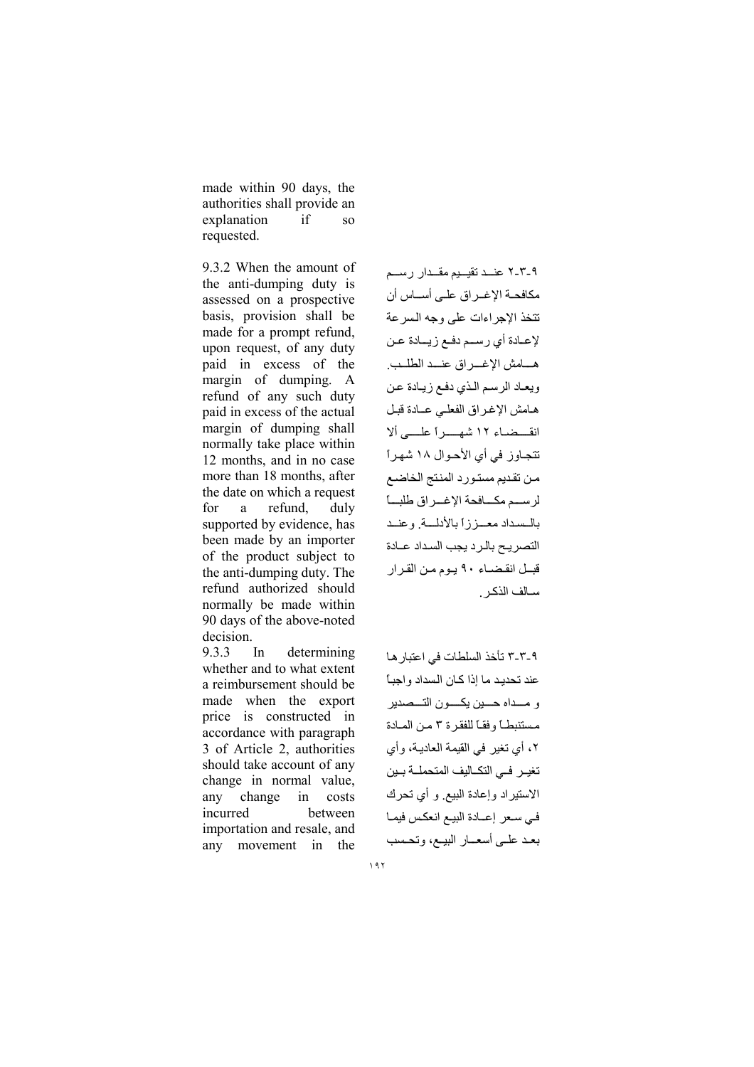made within 90 days, the authorities shall provide an explanation if so requested.

9.3.2 When the amount of the anti-dumping duty is assessed on a prospective basis, provision shall be made for a prompt refund, upon request, of any duty paid in excess of the margin of dumping. A refund of any such duty paid in excess of the actual margin of dumping shall normally take place within 12 months, and in no case more than 18 months, after the date on which a request for a refund, duly supported by evidence, has been made by an importer of the product subject to the anti-dumping duty. The refund authorized should normally be made within 90 days of the above-noted decision.

٩-٣-٢ عند تقييم مقدار رسم مكافحة الإغراق على أساس أن تتخذ الإجراءات على وجه السرعة لإعادة أي رسم دفع زيادة عن هامش الإغراق عند الطلب. ويعاد الرسم الذي دفع زيادة عن هامش الإغراق الفعلي عادة قبل انقضاء ١٢ شهراً على ألا تتجاوز في أي الأحوال ١٨ شهراً من تقديم مستورد المنتج الخاضع لرسم مكافحة الإغراق طلباً بالسداد معززاً بالأدلة. وعند التصريح بالرد يجب السداد عادة قبل انقضاء ٩٠ يوم من القرار سالف الذكر.

9.3.3 In determining whether and to what extent a reimbursement should be made when the export price is constructed in accordance with paragraph 3 of Article 2, authorities should take account of any change in normal value, any change in costs incurred between importation and resale, and any movement in the

٩-٣-٣ تأخذ السلطات في اعتبارها عند تحديد ما إذا كان السداد واجباً و مداه حين يكون التصدير مستنبطاً وفقاً للفقرة ٣ من المادة ٢، أي تغير في القيمة العادية، وأي تغير في التكاليف المتحملة بين الاستيراد وإعادة البيع. و أي تحرك في سعر إعادة البيع انعكس فيما بعد على أسعار البيع، وتحسب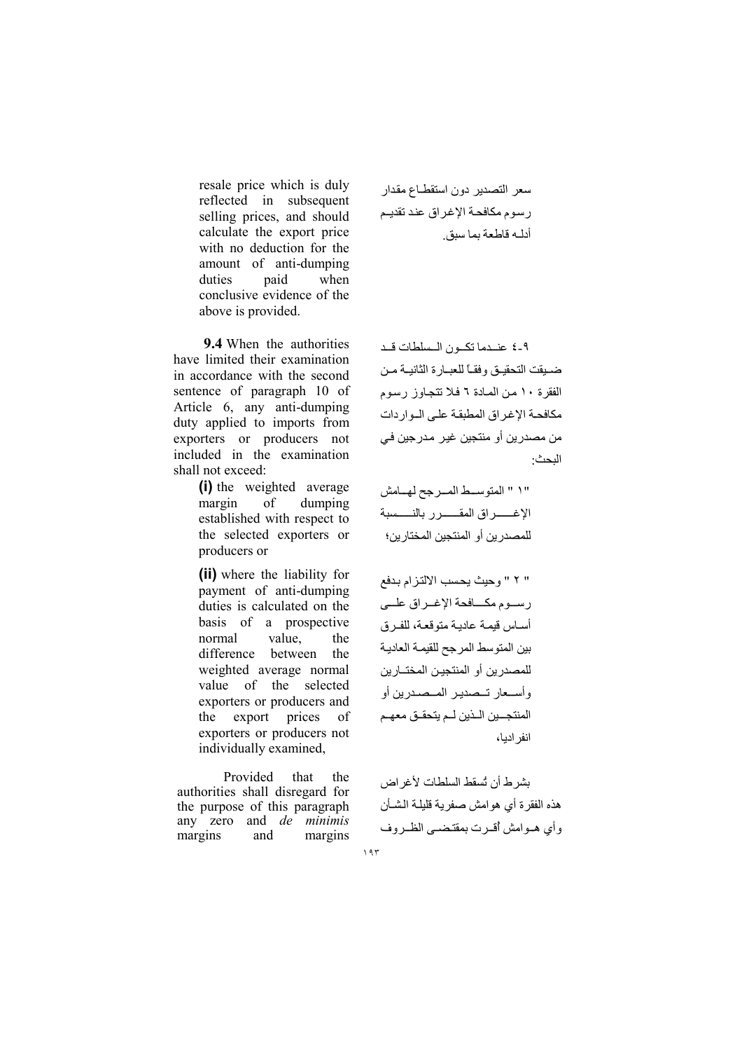resale price which is duly reflected in subsequent selling prices, and should calculate the export price with no deduction for the amount of anti-dumping duties paid when conclusive evidence of the above is provided.

سعر التصدير دون استقطاع مقدار رسوم مكافحة الإغراق عند تقديم أدلـه قاطعة بما سبق.

**9.4** When the authorities have limited their examination in accordance with the second sentence of paragraph 10 of Article 6, any anti-dumping duty applied to imports from exporters or producers not included in the examination shall not exceed:

- **(i)** the weighted average margin of dumping established with respect to the selected exporters or producers or
- **(ii)** where the liability for payment of anti-dumping duties is calculated on the basis of a prospective normal value, the difference between the weighted average normal value of the selected exporters or producers and the export prices of exporters or producers not individually examined,

Provided that the authorities shall disregard for the purpose of this paragraph any zero and *de minimis* margins and margins

٩-٤ عندما تكون السلطات قد ضيقت التحقيق وفقاً للعبارة الثانية من الفقرة ١٠ من المادة ٦ فلا تتجاوز رسوم مكافحة الإغراق المطبقة على الواردات من مصدرين أو منتجين غير مدرجين في البحث:

"١" المتوسط المرجح لهامش الإغراق المقرر بالنسبة للمصدرين أو المنتجين المختارين؛

"٢" وحيث يحسب الالتزام بدفع رسوم مكافحة الإغراق على أساس قيمة عادية متوقعة، للفرق بين المتوسط المرجح للقيمة العادية للمصدرين أو المنتجين المختارين وأسعار تصدير المصدرين أو المنتجين الذين لم يتحقق معهم انفراديا،

بشرط أن تُسقط السلطات لأغراض هذه الفقرة أي هوامش صفرية قليلة الشأن وأي هوامش أقرت بمقتضى الظروف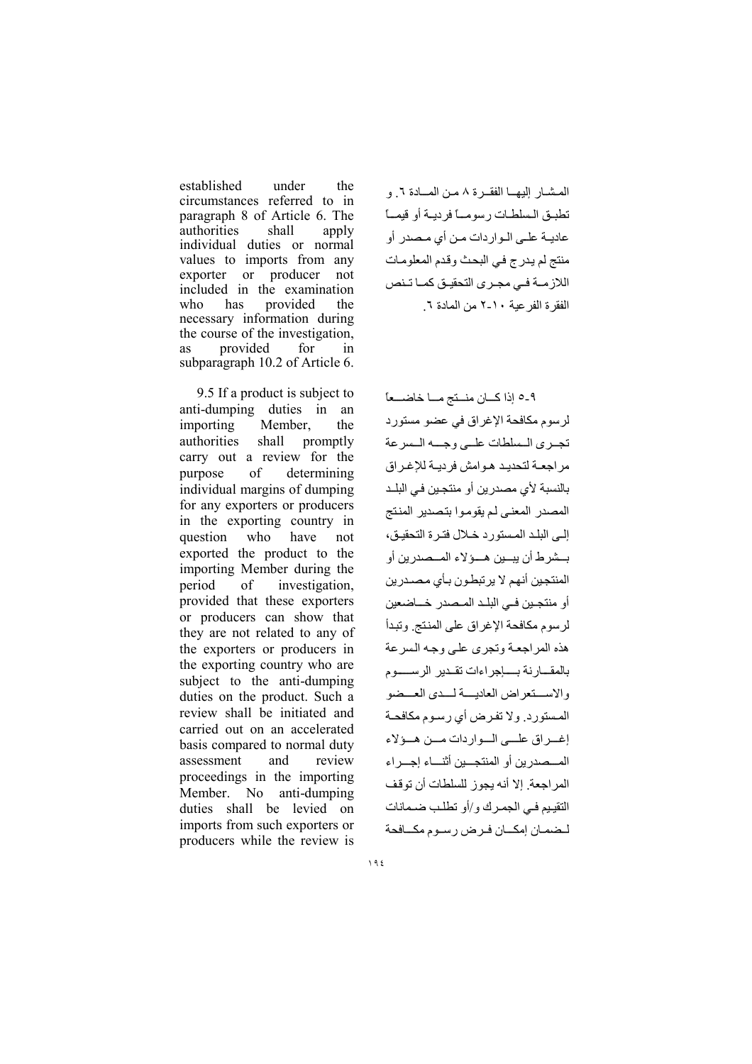established under the circumstances referred to in paragraph 8 of Article 6. The authorities shall apply individual duties or normal values to imports from any exporter or producer not included in the examination who has provided the necessary information during the course of the investigation, as provided for in subparagraph 10.2 of Article 6.

المشار إليها الفقرة ٨ من المادة ٦. و تطبق السلطات رسوماً فردية أو قيماً عادية على الواردات من أي مصدر أو منتج لم يدرج في البحث وقدم المعلومات اللازمة في مجرى التحقيق كما تنص الفقرة الفرعية ١٠-٢ من المادة ٦.

9.5 If a product is subject to anti-dumping duties in an importing Member, the authorities shall promptly carry out a review for the purpose of determining individual margins of dumping for any exporters or producers in the exporting country in question who have not exported the product to the importing Member during the period of investigation, provided that these exporters or producers can show that they are not related to any of the exporters or producers in the exporting country who are subject to the anti-dumping duties on the product. Such a review shall be initiated and carried out on an accelerated basis compared to normal duty assessment and review proceedings in the importing Member. No anti-dumping duties shall be levied on imports from such exporters or producers while the review is

٩-٥ إذا كان منتج ما خاضعاً لرسوم مكافحة الإغراق في عضو مستورد تجرى السلطات على وجه السرعة مراجعة لتحديد هوامش فردية للإغراق بالنسبة لأي مصدرين أو منتجين في البلد المصدر المعنى لم يقوموا بتصدير المنتج إلى البلد المستورد خلال فترة التحقيق، بشرط أن يبين هؤلاء المصدرين أو المنتجين أنهم لا يرتبطون بأي مصدرين أو منتجين في البلد المصدر خاضعين لرسوم مكافحة الإغراق على المنتج. وتبدأ هذه المراجعة وتجرى على وجه السرعة بالمقارنة بإجراءات تقدير الرسوم والاستعراض العادية لدى العضو المستورد. ولا تفرض أي رسوم مكافحة إغراق على الواردات من هؤلاء المصدرين أو المنتجين أثناء إجراء المراجعة. إلا أنه يجوز للسلطات أن توقف التقييم في الجمرك و/أو تطلب ضمانات لضمان إمكان فرض رسوم مكافحة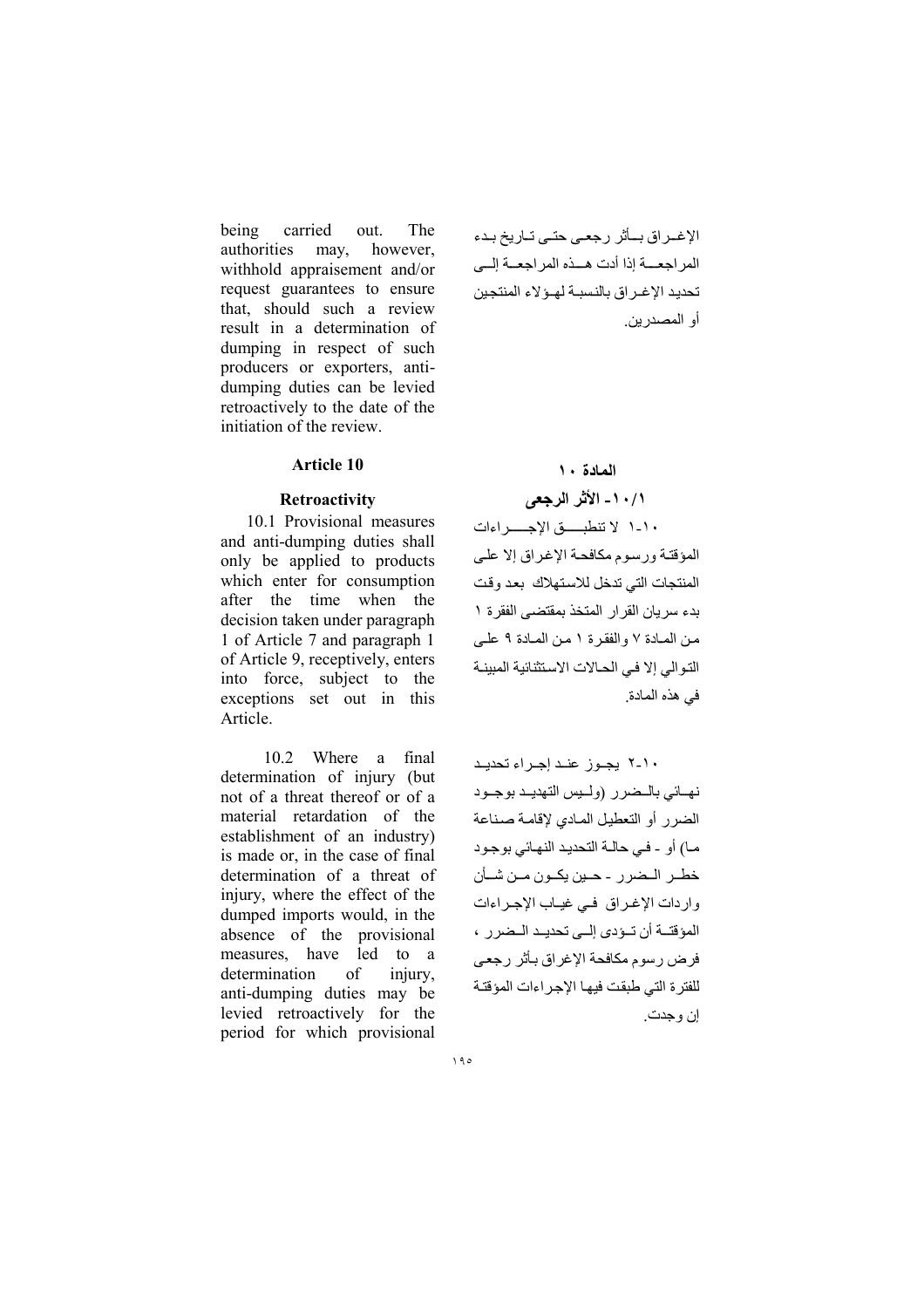being carried out. The authorities may, however, withhold appraisement and/or request guarantees to ensure that, should such a review result in a determination of dumping in respect of such producers or exporters, anti-dumping duties can be levied retroactively to the date of the initiation of the review.

الإغـراق بـأثر رجعـى حتـى تـاريخ بـدء المراجعـة إذا أدت هـذه المراجعـة إلـى تحديد الإغـراق بالنسبـة لهـؤلاء المنتجين أو المصدرين.

### Article 10

### Retroactivity

10.1 Provisional measures and anti-dumping duties shall only be applied to products which enter for consumption after the time when the decision taken under paragraph 1 of Article 7 and paragraph 1 of Article 9, receptively, enters into force, subject to the exceptions set out in this Article.

10.2 Where a final determination of injury (but not of a threat thereof or of a material retardation of the establishment of an industry) is made or, in the case of final determination of a threat of injury, where the effect of the dumped imports would, in the absence of the provisional measures, have led to a determination of injury, anti-dumping duties may be levied retroactively for the period for which provisional

### المادة ١٠

### ١٠/١- الأثر الرجعى

١٠-١ لا تنطبـق الإجـراءات المؤقتة ورسوم مكافحة الإغراق إلا على المنتجات التي تدخل للاستهلاك بعد وقت بدء سريان القرار المتخذ بمقتضى الفقرة ١ من المادة ٧ والفقرة ١ من المادة ٩ على التوالي إلا في الحالات الاستثنائية المبينة في هذه المادة.

١٠-٢ يجـوز عنـد إجـراء تحديـد نهـائي بالـضرر (ولـيس التهديـد بوجـود الضرر أو التعطيل المادي لإقامة صناعة مـا) أو - في حالـة التحديد النهائي بوجود خطـر الـضرر - حـين يكـون مـن شـأن واردات الإغـراق فـي غيـاب الإجـراءات المؤقتـة أن تـؤدى إلـى تحديـد الـضرر ، فرض رسوم مكافحة الإغراق بأثر رجعى للفترة التي طبقت فيها الإجراءات المؤقتة إن وجدت.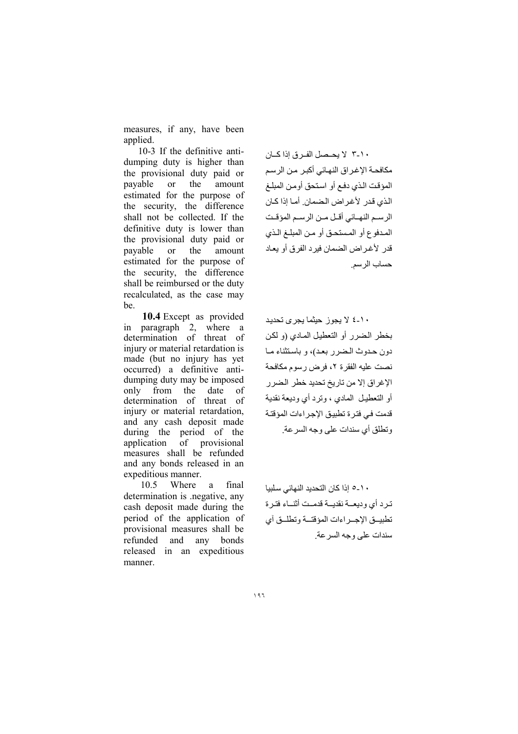measures, if any, have been applied.

10-3 If the definitive anti-dumping duty is higher than the provisional duty paid or payable or the amount estimated for the purpose of the security, the difference shall not be collected. If the definitive duty is lower than the provisional duty paid or payable or the amount estimated for the purpose of the security, the difference shall be reimbursed or the duty recalculated, as the case may be.

١٠-٣ لا يحصل الفرق إذا كان مكافحة الإغراق النهائي أكبر من الرسم المؤقت الذي دفع أو استحق أومن المبلغ الذي قدر لأغراض الضمان. أما إذا كان الرسم النهائي أقل من الرسم المؤقت المدفوع أو المستحق أو من المبلغ الذي قدر لأغراض الضمان فيرد الفرق أو يعاد حساب الرسم.

**10.4** Except as provided in paragraph 2, where a determination of threat of injury or material retardation is made (but no injury has yet occurred) a definitive anti-dumping duty may be imposed only from the date of determination of threat of injury or material retardation, and any cash deposit made during the period of the application of provisional measures shall be refunded and any bonds released in an expeditious manner.

١٠-٤ لا يجوز حيثما يجرى تحديد بخطر الضرر أو التعطيل المادي (و لكن دون حدوث الضرر بعد)، و باستثناء ما نصت عليه الفقرة ٢، فرض رسوم مكافحة الإغراق إلا من تاريخ تحديد خطر الضرر أو التعطيل المادي ، وترد أي وديعة نقدية قدمت في فترة تطبيق الإجراءات المؤقتة وتطلق أي سندات على وجه السرعة.

10.5 Where a final determination is .negative, any cash deposit made during the period of the application of provisional measures shall be refunded and any bonds released in an expeditious manner.

١٠-٥ إذا كان التحديد النهائي سلبيا ترد أي وديعة نقدية قدمت أثناء فترة تطبيق الإجراءات المؤقتة وتطلق آي سندات على وجه السرعة.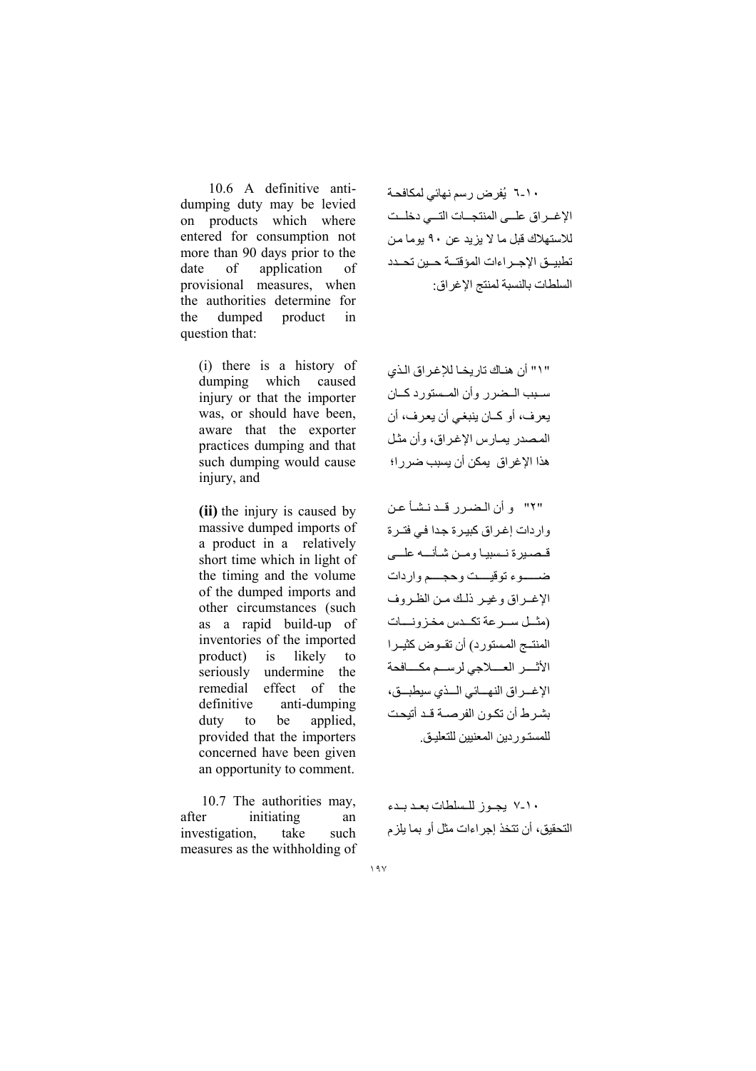10.6 A definitive anti-dumping duty may be levied on products which where entered for consumption not more than 90 days prior to the date of application of provisional measures, when the authorities determine for the dumped product in question that:

(i) there is a history of dumping which caused injury or that the importer was, or should have been, aware that the exporter practices dumping and that such dumping would cause injury, and

**(ii)** the injury is caused by massive dumped imports of a product in a relatively short time which in light of the timing and the volume of the dumped imports and other circumstances (such as a rapid build-up of inventories of the imported product) is likely to seriously undermine the remedial effect of the definitive anti-dumping duty to be applied, provided that the importers concerned have been given an opportunity to comment.

10.7 The authorities may, after initiating an investigation, take such measures as the withholding of

١٠-٦ يُفرض رسم نهائي لمكافحة الإغراق على المنتجات التي دخلت للاستهلاك قبل ما لا يزيد عن ٩٠ يوما من تطبيق الإجراءات المؤقتة حين تحدد السلطات بالنسبة لمنتج الإغراق:

"١" أن هناك تاريخا للإغراق الذي سبب الضرر وأن المستورد كان يعرف، أو كان ينبغي أن يعرف، أن المصدر يمارس الإغراق، وأن مثل هذا الإغراق يمكن أن يسبب ضررا؛

"٢" و أن الضرر قد نشأ عن واردات إغراق كبيرة جدا في فترة قصيرة نسبيا ومن شأنه على ضوء توقيت وحجم واردات الإغراق وغير ذلك من الظروف (مثل سرعة تكدس مخزونات المنتج المستورد) أن تقوض كثيرا الأثر العلاجي لرسم مكافحة الإغراق النهائي الذي سيطبق، بشرط أن تكون الفرصة قد أتيحت للمستوردين المعنيين للتعليق.

١٠-٧ يجوز للسلطات بعد بدء التحقيق، أن تتخذ إجراءات مثل أو بما يلزم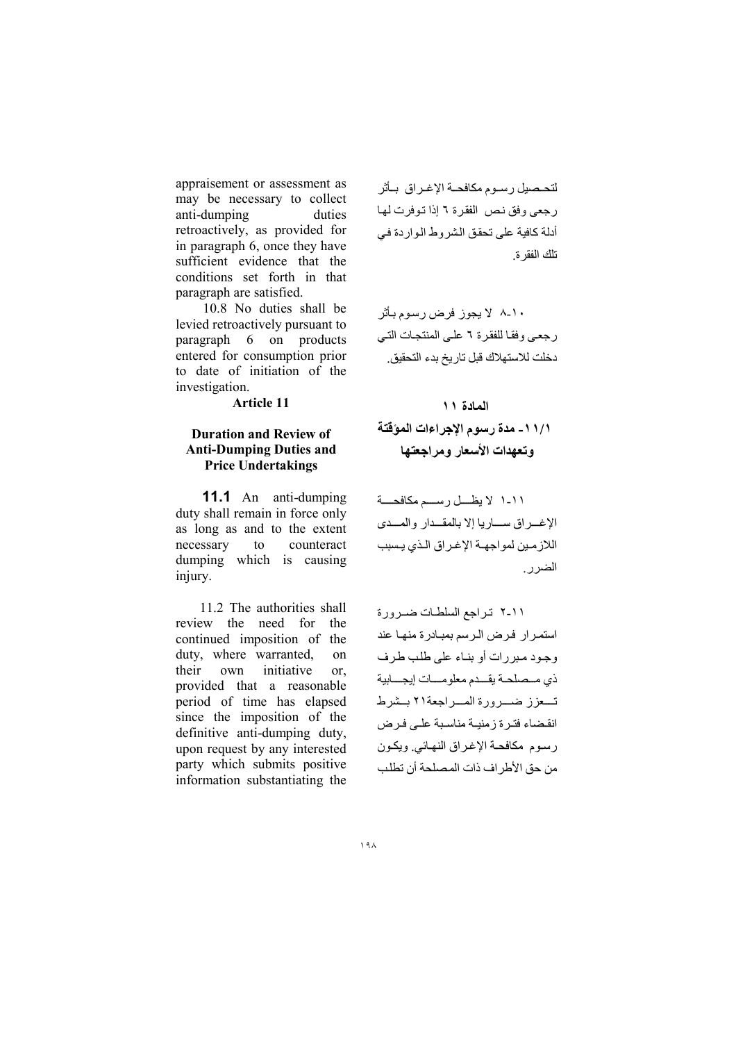appraisement or assessment as may be necessary to collect anti-dumping duties retroactively, as provided for in paragraph 6, once they have sufficient evidence that the conditions set forth in that paragraph are satisfied.

10.8 No duties shall be levied retroactively pursuant to paragraph 6 on products entered for consumption prior to date of initiation of the investigation.

لتحصيل رسوم مكافحة الإغراق بأثر رجعى وفق نص الفقرة ٦ إذا توفرت لها أدلة كافية على تحقق الشروط الواردة في تلك الفقرة.

١٠-٨ لا يجوز فرض رسوم بأثر رجعى وفقا للفقرة ٦ على المنتجات التي دخلت للاستهلاك قبل تاريخ بدء التحقيق.

## Article 11

## Duration and Review of Anti-Dumping Duties and Price Undertakings

## المادة ١١

## ١١/١- مدة رسوم الإجراءات المؤقتة وتعهدات الأسعار ومراجعتها

**11.1** An anti-dumping duty shall remain in force only as long as and to the extent necessary to counteract dumping which is causing injury.

١١-١ لا يظل رسم مكافحة الإغراق ساريا إلا بالمقدار والمدى اللازمين لمواجهة الإغراق الذي يسبب الضرر.

11.2 The authorities shall review the need for the continued imposition of the duty, where warranted, on their own initiative or, provided that a reasonable period of time has elapsed since the imposition of the definitive anti-dumping duty, upon request by any interested party which submits positive information substantiating the

١١-٢ تراجع السلطات ضرورة استمرار فرض الرسم بمبادرة منها عند وجود مبررات أو بناء على طلب طرف ذي مصلحة يقدم معلومات إيجابية تعزز ضرورة المراجعة٢١ بشرط انقضاء فترة زمنية مناسبة على فرض رسوم مكافحة الإغراق النهائي. ويكون من حق الأطراف ذات المصلحة أن تطلب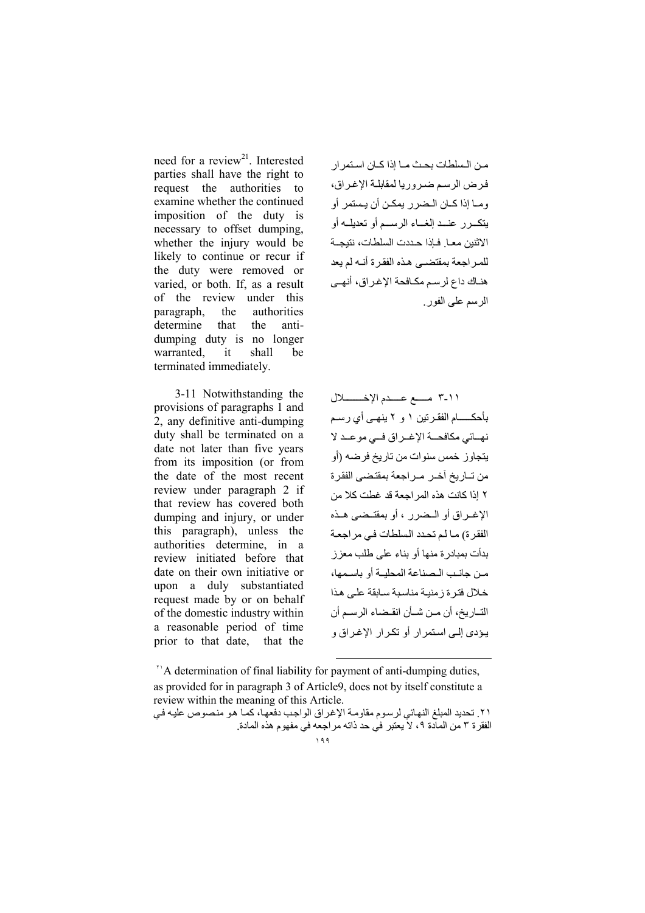need for a review[21]. Interested parties shall have the right to request the authorities to examine whether the continued imposition of the duty is necessary to offset dumping, whether the injury would be likely to continue or recur if the duty were removed or varied, or both. If, as a result of the review under this paragraph, the authorities determine that the anti-dumping duty is no longer warranted, it shall be terminated immediately.

من السلطات بحث ما إذا كان استمرار فرض الرسم ضروريا لمقابلة الإغراق، وما إذا كان الضرر يمكن أن يستمر أو يتكرر عند إلغاء الرسم أو تعديله أو الاثنين معا. فإذا حددت السلطات، نتيجة للمراجعة بمقتضى هذه الفقرة أنه لم يعد هناك داع لرسم مكافحة الإغراق، أنهى الرسم على الفور.

3-11 Notwithstanding the provisions of paragraphs 1 and 2, any definitive anti-dumping duty shall be terminated on a date not later than five years from its imposition (or from the date of the most recent review under paragraph 2 if that review has covered both dumping and injury, or under this paragraph), unless the authorities determine, in a review initiated before that date on their own initiative or upon a duly substantiated request made by or on behalf of the domestic industry within a reasonable period of time prior to that date, that the

١١-٣ مع عدم الإخلال بأحكام الفقرتين ١ و ٢ ينهى أي رسم نهائي مكافحة الإغراق في موعد لا يتجاوز خمس سنوات من تاريخ فرضه (أو من تاريخ آخر مراجعة بمقتضى الفقرة ٢ إذا كانت هذه المراجعة قد غطت كلا من الإغراق أو الضرر ، أو بمقتضى هذه الفقرة) ما لم تحدد السلطات في مراجعة بدأت بمبادرة منها أو بناء على طلب معزز من جانب الصناعة المحلية أو باسمها، خلال فترة زمنية مناسبة سابقة على هذا التاريخ، أن من شأن انقضاء الرسم أن يؤدى إلى استمرار أو تكرار الإغراق و

---

[21] A determination of final liability for payment of anti-dumping duties, as provided for in paragraph 3 of Article9, does not by itself constitute a review within the meaning of this Article.

٢١. تحديد المبلغ النهائي لرسوم مقاومة الإغراق الواجب دفعها، كما هو منصوص عليه في الفقرة ٣ من المادة ٩، لا يعتبر في حد ذاته مراجعه في مفهوم هذه المادة.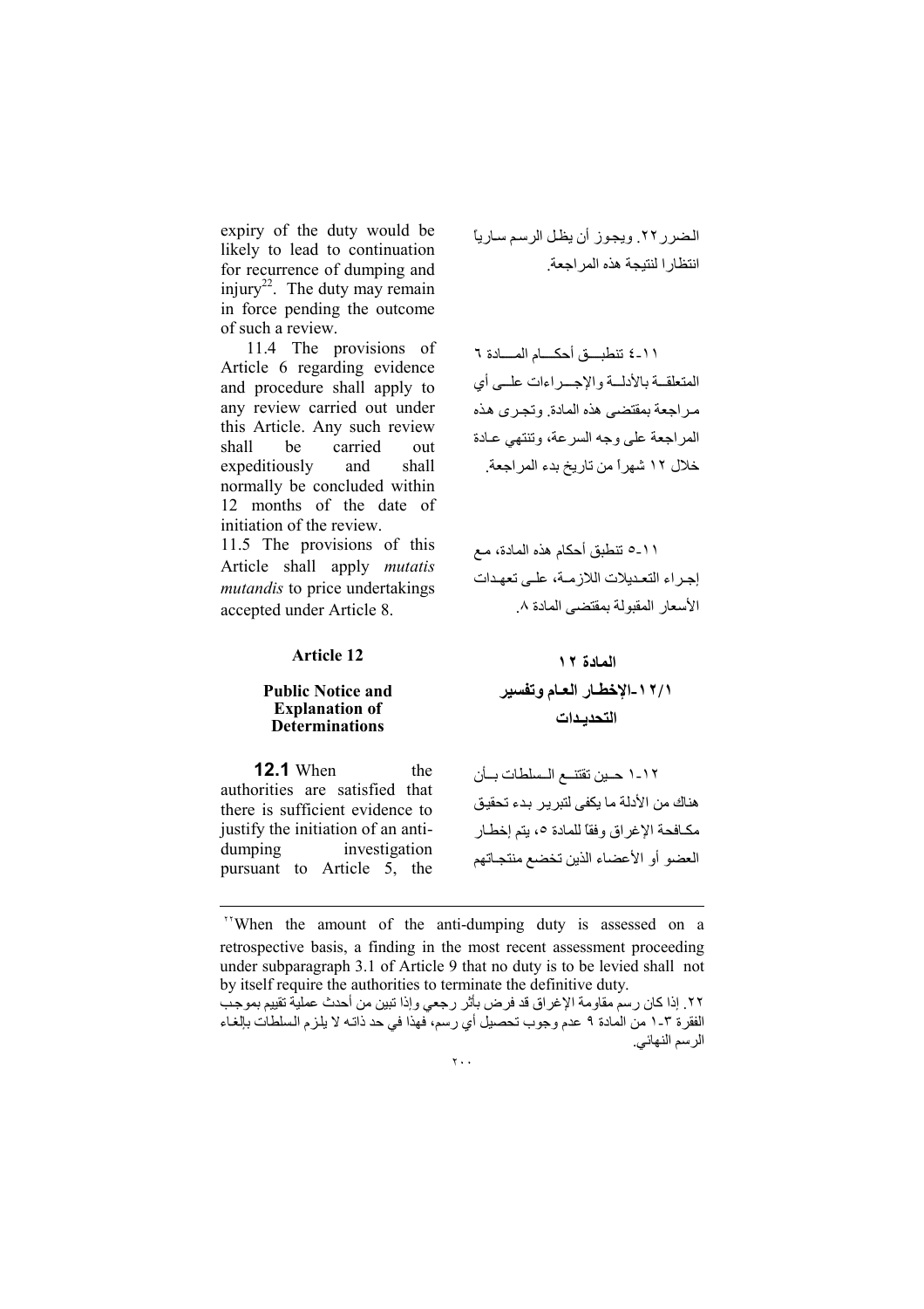expiry of the duty would be likely to lead to continuation for recurrence of dumping and injury[22]. The duty may remain in force pending the outcome of such a review.

الضرر٢٢. ويجوز أن يظل الرسم سارياً انتظارا لنتيجة هذه المراجعة.

11.4 The provisions of Article 6 regarding evidence and procedure shall apply to any review carried out under this Article. Any such review shall be carried out expeditiously and shall normally be concluded within 12 months of the date of initiation of the review.

١١-٤ تنطبق أحكام المادة ٦ المتعلقة بالأدلة والإجراءات على أي مراجعة بمقتضى هذه المادة. وتجرى هذه المراجعة على وجه السرعة، وتنتهي عادة خلال ١٢ شهراً من تاريخ بدء المراجعة.

11.5 The provisions of this Article shall apply *mutatis mutandis* to price undertakings accepted under Article 8.

١١-٥ تنطبق أحكام هذه المادة، مع إجراء التعديلات اللازمة، على تعهدات الأسعار المقبولة بمقتضى المادة ٨.

## Article 12

### Public Notice and Explanation of Determinations

## المادة ١٢

### ١٢/١-الإخطار العام وتفسير التحديدات

**12.1** When the authorities are satisfied that there is sufficient evidence to justify the initiation of an anti-dumping investigation pursuant to Article 5, the

١٢-١ حين تقتنع السلطات بأن هناك من الأدلة ما يكفي لتبرير بدء تحقيق مكافحة الإغراق وفقاً للمادة ٥، يتم إخطار العضو أو الأعضاء الذين تخضع منتجاتهم

---

[22] When the amount of the anti-dumping duty is assessed on a retrospective basis, a finding in the most recent assessment proceeding under subparagraph 3.1 of Article 9 that no duty is to be levied shall not by itself require the authorities to terminate the definitive duty.

٢٢. إذا كان رسم مقاومة الإغراق قد فرض بأثر رجعي وإذا تبين من أحدث عملية تقييم بموجب الفقرة ٣-١ من المادة ٩ عدم وجوب تحصيل أي رسم، فهذا في حد ذاته لا يلزم السلطات بإلغاء الرسم النهائي.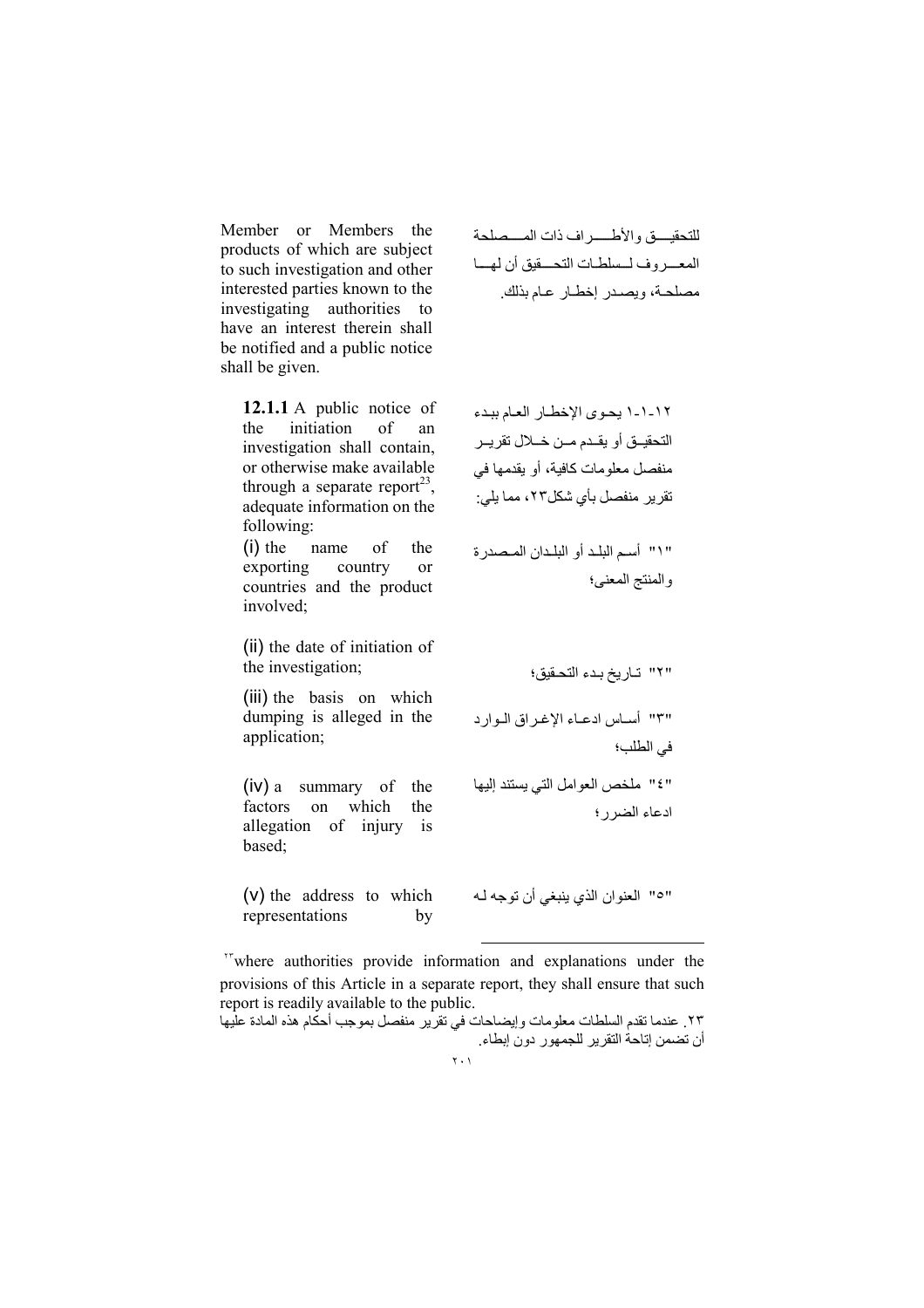Member or Members the products of which are subject to such investigation and other interested parties known to the investigating authorities to have an interest therein shall be notified and a public notice shall be given.

للتحقيق والأطراف ذات المصلحة المعروف لسلطات التحقيق أن لها مصلحة، ويصدر إخطار عام بذلك.

**12.1.1** A public notice of the initiation of an investigation shall contain, or otherwise make available through a separate report[23], adequate information on the following:

١٢-١-١ يحوى الإخطار العام ببدء التحقيق أو يقدم من خلال تقرير منفصل معلومات كافية، أو يقدمها في تقرير منفصل بأي شكل٢٣، مما يلي:

(i) the name of the exporting country or countries and the product involved;

"١" أسم البلد أو البلدان المصدرة والمنتج المعنى؛

(ii) the date of initiation of the investigation;

"٢" تاريخ بدء التحقيق؛

(iii) the basis on which dumping is alleged in the application;

"٣" أساس ادعاء الإغراق الوارد في الطلب؛

(iv) a summary of the factors on which the allegation of injury is based;

"٤" ملخص العوامل التي يستند إليها ادعاء الضرر؛

(v) the address to which representations by

"٥" العنوان الذي ينبغي أن توجه له

---

[23] where authorities provide information and explanations under the provisions of this Article in a separate report, they shall ensure that such report is readily available to the public.

٢٣. عندما تقدم السلطات معلومات وإيضاحات في تقرير منفصل بموجب أحكام هذه المادة عليها أن تضمن إتاحة التقرير للجمهور دون إبطاء.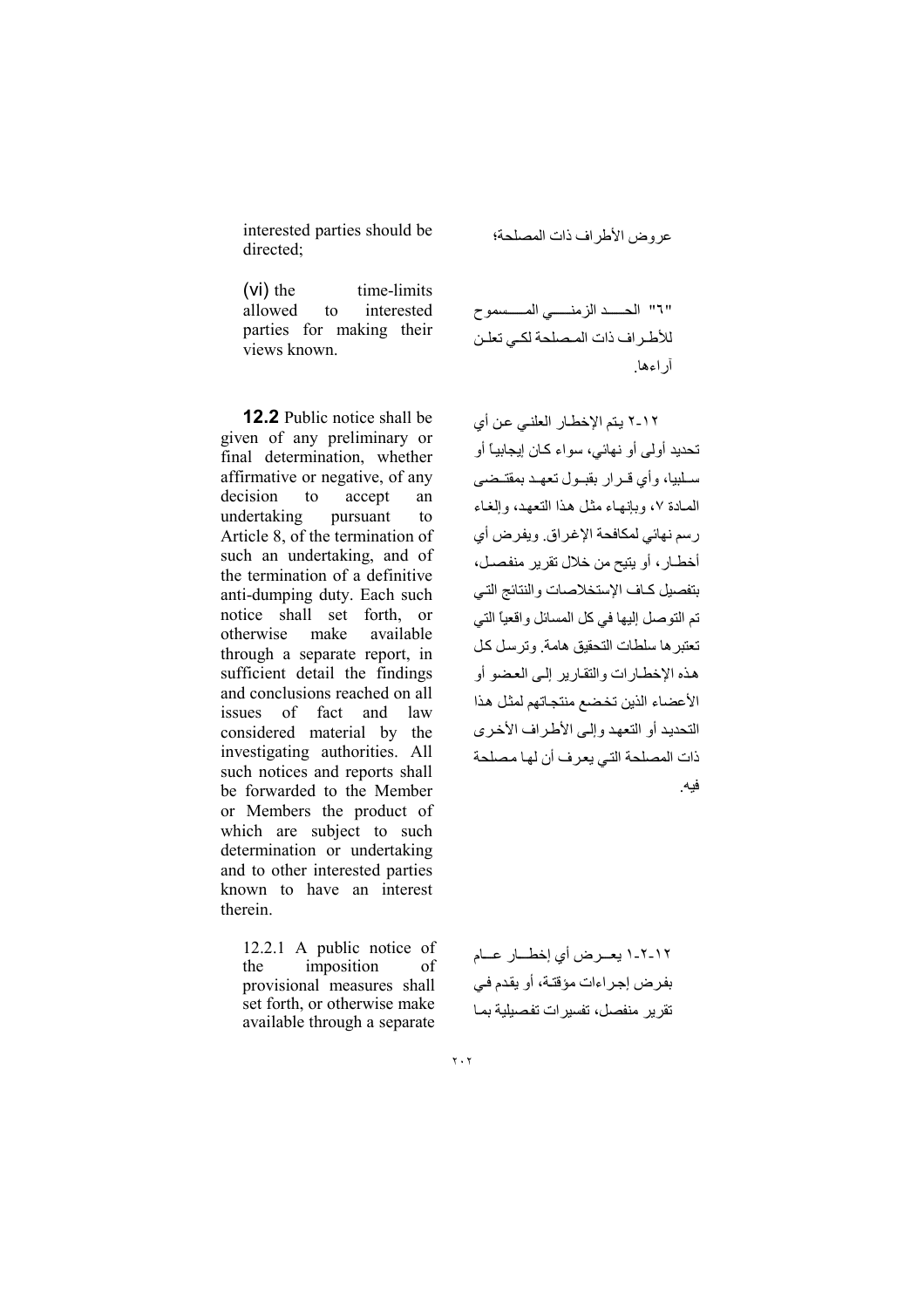interested parties should be directed;

عروض الأطراف ذات المصلحة؛

(vi) the time-limits allowed to interested parties for making their views known.

"٦" الحد الزمني المسموح للأطراف ذات المصلحة لكي تعلن آراءها.

**12.2** Public notice shall be given of any preliminary or final determination, whether affirmative or negative, of any decision to accept an undertaking pursuant to Article 8, of the termination of such an undertaking, and of the termination of a definitive anti-dumping duty. Each such notice shall set forth, or otherwise make available through a separate report, in sufficient detail the findings and conclusions reached on all issues of fact and law considered material by the investigating authorities. All such notices and reports shall be forwarded to the Member or Members the product of which are subject to such determination or undertaking and to other interested parties known to have an interest therein.

١٢-٢ يتم الإخطار العلني عن أي تحديد أولى أو نهائي، سواء كان إيجابياً أو سلبيا، وأي قرار بقبول تعهد بمقتضى المادة ٧، وبإنهاء مثل هذا التعهد، وإلغاء رسم نهائي لمكافحة الإغراق. ويفرض أي أخطار، أو يتيح من خلال تقرير منفصل، بتفصيل كاف الإستخلاصات والنتائج التي تم التوصل إليها في كل المسائل واقعياً التي تعتبرها سلطات التحقيق هامة. وترسل كل هذه الإخطارات والتقارير إلى العضو أو الأعضاء الذين تخضع منتجاتهم لمثل هذا التحديد أو التعهد وإلى الأطراف الأخرى ذات المصلحة التي يعرف أن لها مصلحة فيه.

12.2.1 A public notice of the imposition of provisional measures shall set forth, or otherwise make available through a separate

١٢-٢-١ يعرض أي إخطار عام بفرض إجراءات مؤقتة، أو يقدم في تقرير منفصل، تفسيرات تفصيلية بما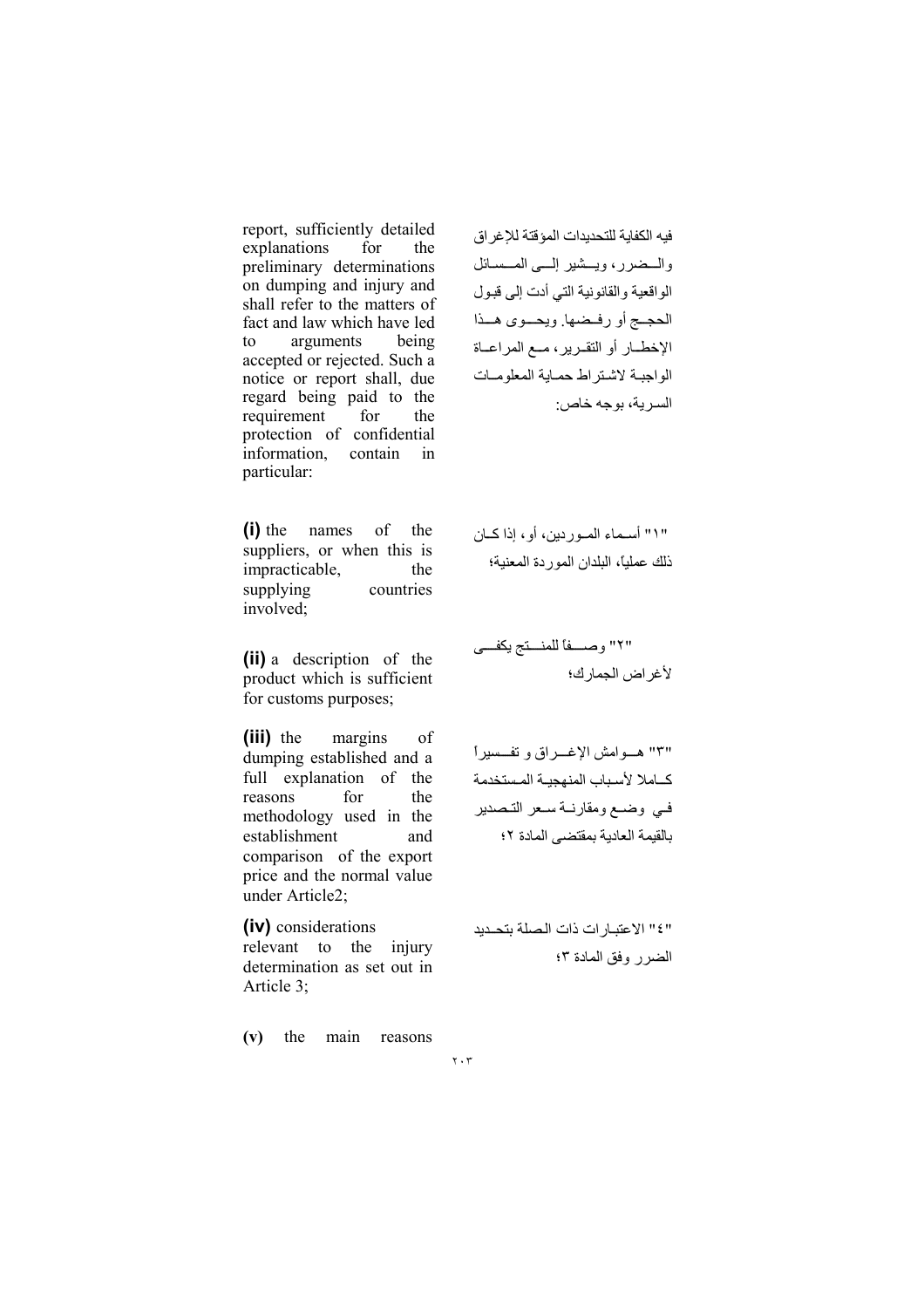report, sufficiently detailed explanations for the preliminary determinations on dumping and injury and shall refer to the matters of fact and law which have led to arguments being accepted or rejected. Such a notice or report shall, due regard being paid to the requirement for the protection of confidential information, contain in particular:

فيه الكفاية للتحديدات المؤقتة للإغراق والضرر، ويشير إلى المسائل الواقعية والقانونية التي أدت إلى قبول الحجج أو رفضها. ويحوى هذا الإخطار أو التقرير، مع المراعاة الواجبة لاشتراط حماية المعلومات السرية، بوجه خاص:

**(i)** the names of the suppliers, or when this is impracticable, the supplying countries involved;

"١" أسماء الموردين، أو، إذا كان ذلك عملياً، البلدان الموردة المعنية؛

**(ii)** a description of the product which is sufficient for customs purposes;

"٢" وصفاً للمنتج يكفي لأغراض الجمارك؛

**(iii)** the margins of dumping established and a full explanation of the reasons for the methodology used in the establishment and comparison of the export price and the normal value under Article2;

"٣" هوامش الإغراق و تفسيراً كاملا لأسباب المنهجية المستخدمة في وضع ومقارنة سعر التصدير بالقيمة العادية بمقتضى المادة ٢؛

**(iv)** considerations relevant to the injury determination as set out in Article 3;

"٤" الاعتبارات ذات الصلة بتحديد الضرر وفق المادة ٣؛

**(v)** the main reasons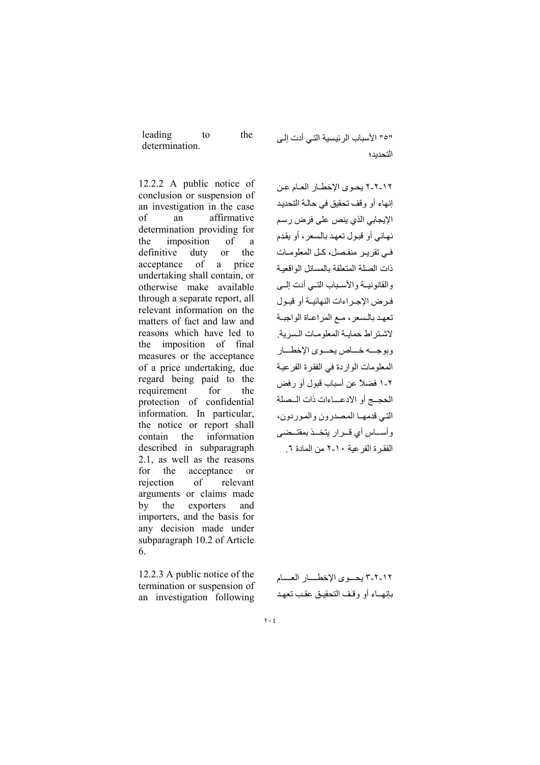leading to the determination.

"٥" الأسباب الرئيسية التي أدت إلى التحديد؛

12.2.2 A public notice of conclusion or suspension of an investigation in the case of an affirmative determination providing for the imposition of a definitive duty or the acceptance of a price undertaking shall contain, or otherwise make available through a separate report, all relevant information on the matters of fact and law and reasons which have led to the imposition of final measures or the acceptance of a price undertaking, due regard being paid to the requirement for the protection of confidential information. In particular, the notice or report shall contain the information described in subparagraph 2.1, as well as the reasons for the acceptance or rejection of relevant arguments or claims made by the exporters and importers, and the basis for any decision made under subparagraph 10.2 of Article 6.

١٢-٢-٢ يحوى الإخطار العام عن إنهاء أو وقف تحقيق في حالة التحديد الإيجابي الذي ينص على فرض رسم نهائي أو قبول تعهد بالسعر، أو يقدم في تقرير منفصل، كل المعلومات ذات الصلة المتعلقة بالمسائل الواقعية والقانونية والأسباب التي أدت إلى فرض الإجراءات النهائية أو قبول تعهد بالسعر، مع المراعاة الواجبة لاشتراط حماية المعلومات السرية. وبوجه خاص يحوى الإخطار المعلومات الواردة في الفقرة الفرعية ٢-١ فضلاً عن أسباب قبول أو رفض الحجج أو الادعاءات ذات الصلة التي قدمها المصدرون والموردون، وأساس أي قرار يتخذ بمقتضى الفقرة الفرعية ١٠-٢ من المادة ٦.

12.2.3 A public notice of the termination or suspension of an investigation following

١٢-٢-٣ يحوى الإخطار العام بإنهاء أو وقف التحقيق عقب تعهد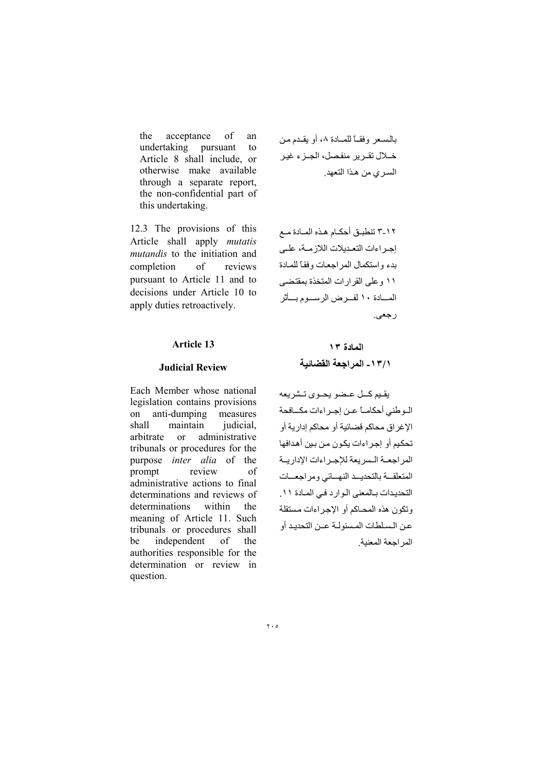the acceptance of an undertaking pursuant to Article 8 shall include, or otherwise make available through a separate report, the non-confidential part of this undertaking.

بالسعر وفقاً للمادة ٨، أو يقدم من خلال تقرير منفصل، الجزء غير السري من هذا التعهد.

12.3 The provisions of this Article shall apply *mutatis mutandis* to the initiation and completion of reviews pursuant to Article 11 and to decisions under Article 10 to apply duties retroactively.

١٢-٣ تنطبق أحكام هذه المادة مع إجراءات التعديلات اللازمة، على بدء واستكمال المراجعات وفقاً للمادة ١١ وعلى القرارات المتخذة بمقتضى المادة ١٠ لفرض الرسوم بأثر رجعي.

## Article 13

### Judicial Review

## المادة ١٣

### ١٣/١- المراجعة القضائية

Each Member whose national legislation contains provisions on anti-dumping measures shall maintain judicial, arbitrate or administrative tribunals or procedures for the purpose *inter alia* of the prompt review of administrative actions to final determinations and reviews of determinations within the meaning of Article 11. Such tribunals or procedures shall be independent of the authorities responsible for the determination or review in question.

يقيم كل عضو يحوى تشريعه الوطني أحكاماً عن إجراءات مكافحة الإغراق محاكم قضائية أو محاكم إدارية أو تحكيم أو إجراءات يكون من بين أهدافها المراجعة السريعة للإجراءات الإدارية المتعلقة بالتحديد النهائي ومراجعات التحديدات بالمعنى الوارد في المادة ١١. وتكون هذه المحاكم أو الإجراءات مستقلة عن السلطات المسئولة عن التحديد أو المراجعة المعنية.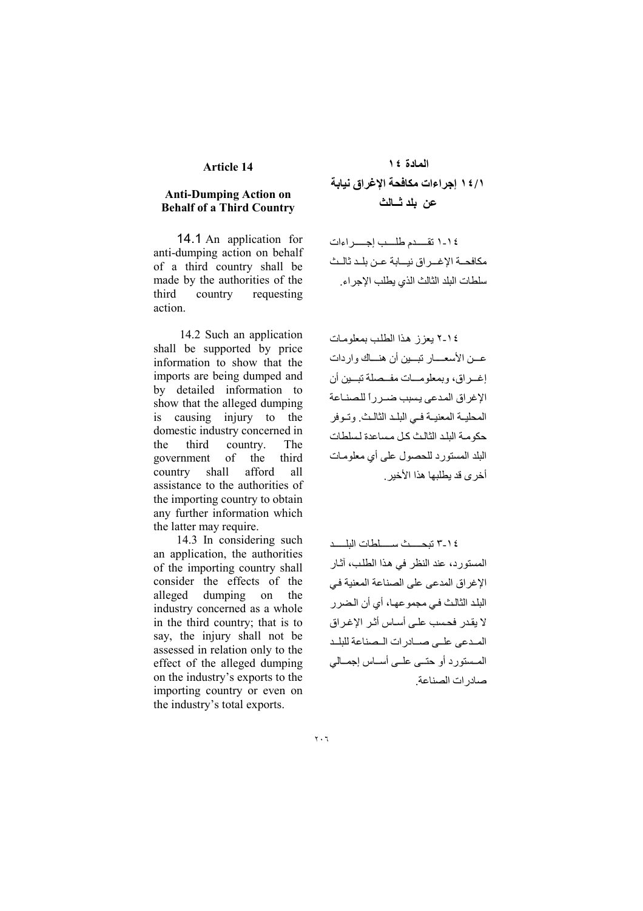## Article 14

### Anti-Dumping Action on Behalf of a Third Country

14.1 An application for anti-dumping action on behalf of a third country shall be made by the authorities of the third country requesting action.

14.2 Such an application shall be supported by price information to show that the imports are being dumped and by detailed information to show that the alleged dumping is causing injury to the domestic industry concerned in the third country. The government of the third country shall afford all assistance to the authorities of the importing country to obtain any further information which the latter may require.

14.3 In considering such an application, the authorities of the importing country shall consider the effects of the alleged dumping on the industry concerned as a whole in the third country; that is to say, the injury shall not be assessed in relation only to the effect of the alleged dumping on the industry's exports to the importing country or even on the industry's total exports.

## المادة ١٤

### ١٤/١ إجراءات مكافحة الإغراق نيابة عن بلد ثـالث

١٤-١ تقـدم طلـب إجـراءات مكافحـة الإغـراق نيـابة عـن بلـد ثالـث سلطات البلد الثالث الذي يطلب الإجراء.

١٤-٢ يعزز هذا الطلب بمعلومـات عـن الأسعـار تبـين أن هنـاك واردات إغـراق، وبمعلومـات مفـصلة تبـين أن الإغراق المدعى يسبب ضـرراً للصنـاعة المحليـة المعنيـة فـي البلـد الثالـث. وتـوفر حكومـة البلد الثالـث كل مساعدة لسلطات البلد المستورد للحصول على أي معلومات أخرى قد يطلبها هذا الأخير.

١٤-٣ تبحـث سـلطات البلـد المستورد، عند النظر في هذا الطلب، آثار الإغراق المدعى على الصناعة المعنية في البلد الثالث في مجموعها، أي أن الضرر لا يقدر فحسب على أساس أثر الإغراق المـدعى علـى صـادرات الـصناعة للبلـد المـستورد أو حتـى علـى أسـاس إجمـالي صادرات الصناعة.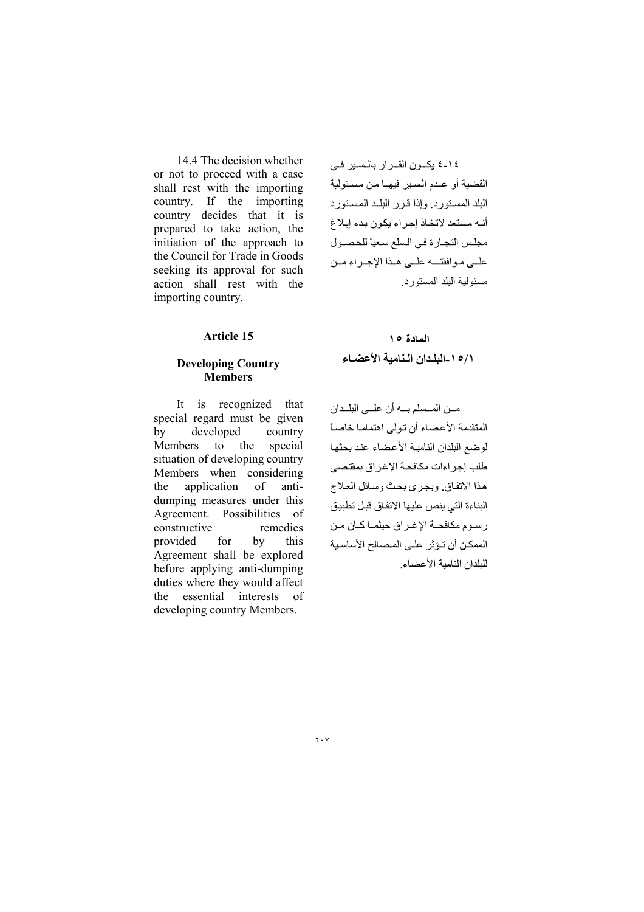14.4 The decision whether or not to proceed with a case shall rest with the importing country. If the importing country decides that it is prepared to take action, the initiation of the approach to the Council for Trade in Goods seeking its approval for such action shall rest with the importing country.

١٤-٤ يكون القرار بالسير في القضية أو عدم السير فيها من مسئولية البلد المستورد. وإذا قرر البلد المستورد أنه مستعد لاتخاذ إجراء يكون بدء إبلاغ مجلس التجارة في السلع سعياً للحصول على موافقته على هذا الإجراء من مسئولية البلد المستورد.

## Article 15

### Developing Country Members

It is recognized that special regard must be given by developed country Members to the special situation of developing country Members when considering the application of anti-dumping measures under this Agreement. Possibilities of constructive remedies provided for by this Agreement shall be explored before applying anti-dumping duties where they would affect the essential interests of developing country Members.

## المادة ١٥

### ١٥/١-البلدان النامية الأعضاء

من المسلم به أن على البلدان المتقدمة الأعضاء أن تولى اهتماما خاصاً لوضع البلدان النامية الأعضاء عند بحثها طلب إجراءات مكافحة الإغراق بمقتضى هذا الاتفاق. ويجرى بحث وسائل العلاج البناءة التي ينص عليها الاتفاق قبل تطبيق رسوم مكافحة الإغراق حيثما كان من الممكن أن تؤثر على المصالح الأساسية للبلدان النامية الأعضاء.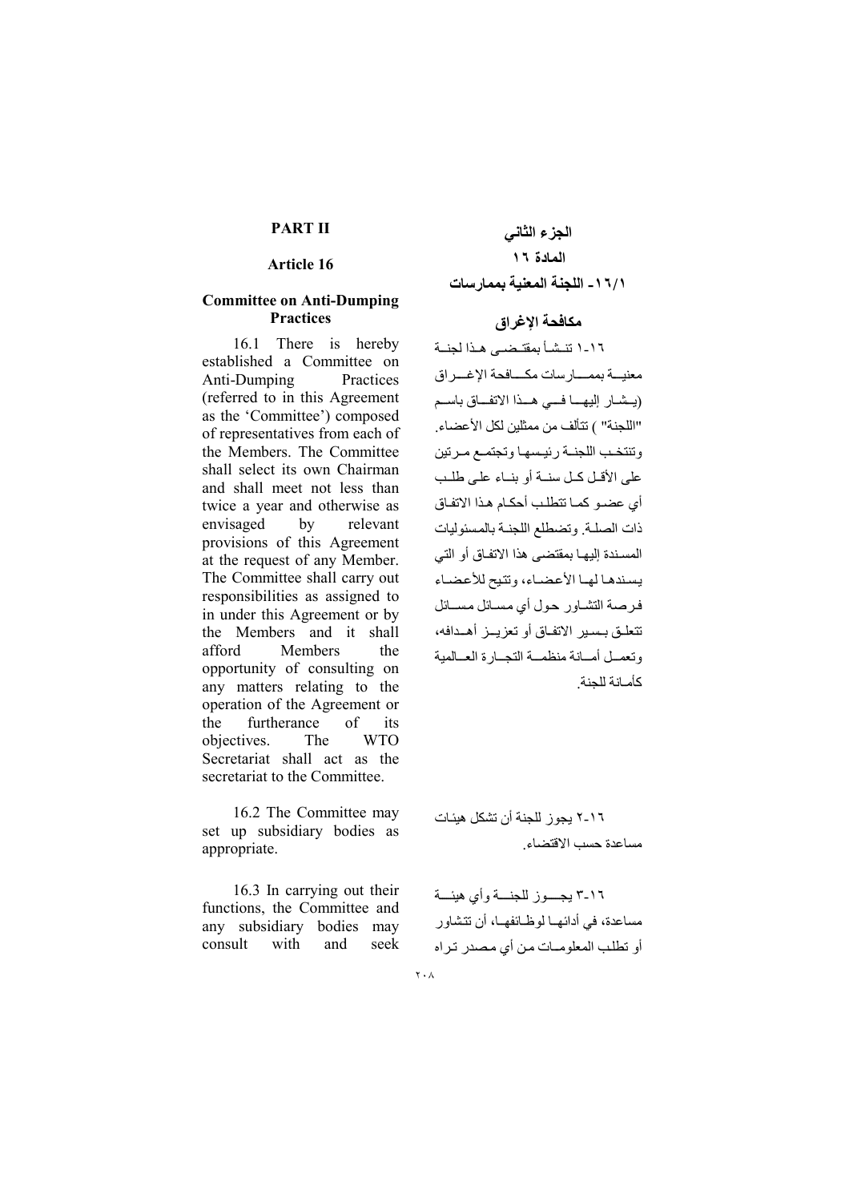## PART II

### Article 16

### Committee on Anti-Dumping Practices

16.1 There is hereby established a Committee on Anti-Dumping Practices (referred to in this Agreement as the 'Committee') composed of representatives from each of the Members. The Committee shall select its own Chairman and shall meet not less than twice a year and otherwise as envisaged by relevant provisions of this Agreement at the request of any Member. The Committee shall carry out responsibilities as assigned to in under this Agreement or by the Members and it shall afford Members the opportunity of consulting on any matters relating to the operation of the Agreement or the furtherance of its objectives. The WTO Secretariat shall act as the secretariat to the Committee.

16.2 The Committee may set up subsidiary bodies as appropriate.

16.3 In carrying out their functions, the Committee and any subsidiary bodies may consult with and seek

## الجزء الثاني

### المادة ١٦

### ١٦/١- اللجنة المعنية بممارسات مكافحة الإغراق

١٦-١ تنشأ بمقتضى هذا لجنة معنية بممارسات مكافحة الإغراق (يشار إليها في هذا الاتفاق باسم "اللجنة" ) تتألف من ممثلين لكل الأعضاء. وتنتخب اللجنة رئيسها وتجتمع مرتين على الأقل كل سنة أو بناء على طلب أي عضو كما تتطلب أحكام هذا الاتفاق ذات الصلة. وتضطلع اللجنة بالمسئوليات المسندة إليها بمقتضى هذا الاتفاق أو التي يسندها لها الأعضاء، وتتيح للأعضاء فرصة التشاور حول أي مسائل مسائل تتعلق بسير الاتفاق أو تعزيز أهدافه، وتعمل أمانة منظمة التجارة العالمية كأمانة للجنة.

١٦-٢ يجوز للجنة أن تشكل هيئات مساعدة حسب الاقتضاء.

١٦-٣ يجوز للجنة وأي هيئة مساعدة، في أدائها لوظائفها، أن تتشاور أو تطلب المعلومات من أي مصدر تراه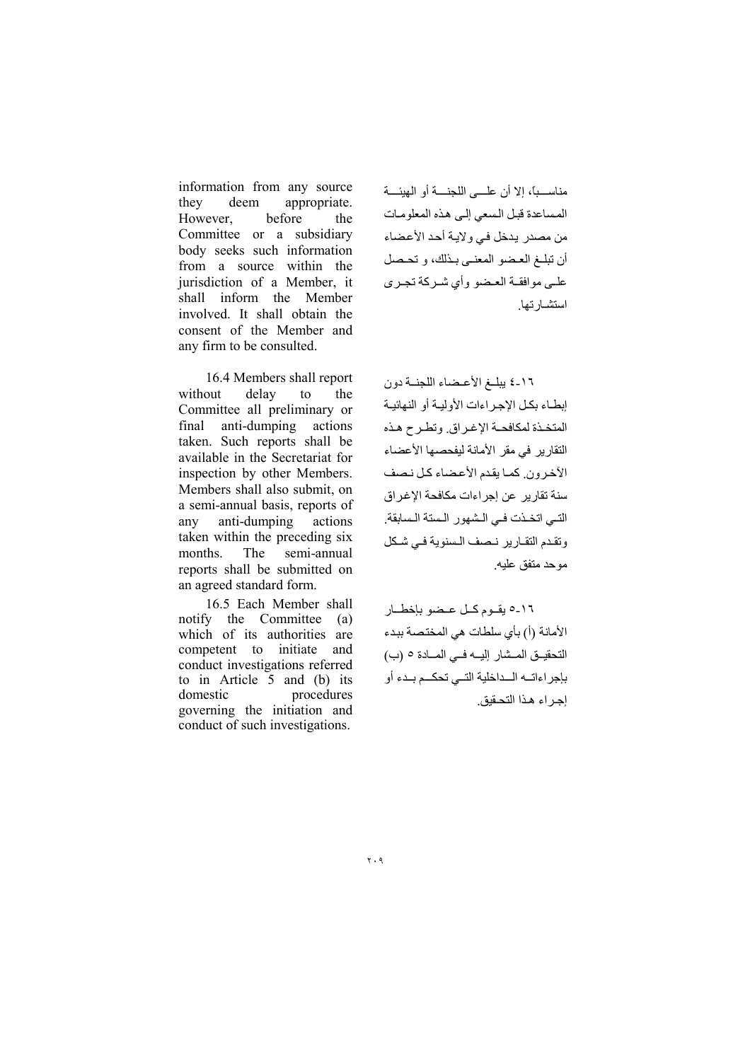information from any source they deem appropriate. However, before the Committee or a subsidiary body seeks such information from a source within the jurisdiction of a Member, it shall inform the Member involved. It shall obtain the consent of the Member and any firm to be consulted.

مناسبا، إلا أن على اللجنة أو الهيئة المساعدة قبل السعي إلى هذه المعلومات من مصدر يدخل في ولاية أحد الأعضاء أن تبلغ العضو المعني بذلك، و تحصل على موافقة العضو وأي شركة تجرى استشارتها.

16.4 Members shall report without delay to the Committee all preliminary or final anti-dumping actions taken. Such reports shall be available in the Secretariat for inspection by other Members. Members shall also submit, on a semi-annual basis, reports of any anti-dumping actions taken within the preceding six months. The semi-annual reports shall be submitted on an agreed standard form.

١٦-٤ يبلغ الأعضاء اللجنة دون إبطاء بكل الإجراءات الأولية أو النهائية المتخذة لمكافحة الإغراق. وتطرح هذه التقارير في مقر الأمانة ليفحصها الأعضاء الآخرون. كما يقدم الأعضاء كل نصف سنة تقارير عن إجراءات مكافحة الإغراق التي اتخذت في الشهور الستة السابقة. وتقدم التقارير نصف السنوية في شكل موحد متفق عليه.

16.5 Each Member shall notify the Committee (a) which of its authorities are competent to initiate and conduct investigations referred to in Article 5 and (b) its domestic procedures governing the initiation and conduct of such investigations.

١٦-٥ يقوم كل عضو بإخطار الأمانة (أ) بأي سلطات هي المختصة ببدء التحقيق المشار إليه في المادة ٥ (ب) بإجراءاته الداخلية التي تحكم بدء أو إجراء هذا التحقيق.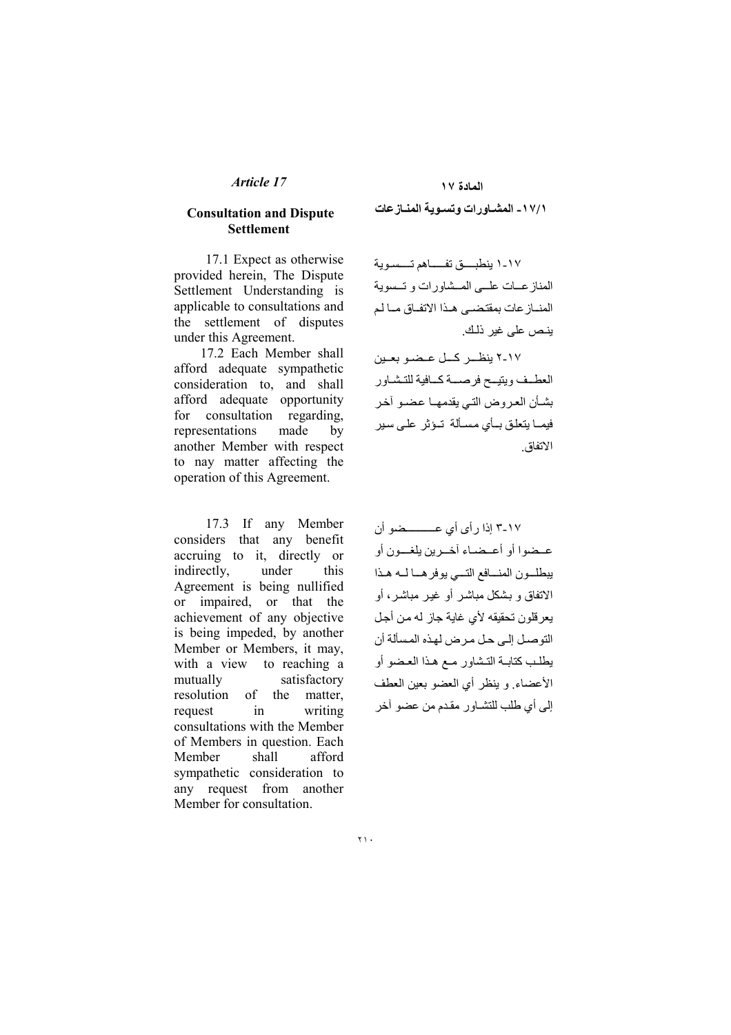*Article 17*

**Consultation and Dispute Settlement**

17.1 Expect as otherwise provided herein, The Dispute Settlement Understanding is applicable to consultations and the settlement of disputes under this Agreement.

17.2 Each Member shall afford adequate sympathetic consideration to, and shall afford adequate opportunity for consultation regarding, representations made by another Member with respect to nay matter affecting the operation of this Agreement.

17.3 If any Member considers that any benefit accruing to it, directly or indirectly, under this Agreement is being nullified or impaired, or that the achievement of any objective is being impeded, by another Member or Members, it may, with a view to reaching a mutually satisfactory resolution of the matter, request in writing consultations with the Member of Members in question. Each Member shall afford sympathetic consideration to any request from another Member for consultation.

**المادة ١٧**

**١٧/١- المشاورات وتسوية المنازعات**

١٧-١ ينطبق تفاهم تسوية المنازعات على المشاورات و تسوية المنازعات بمقتضى هذا الاتفاق ما لم ينص على غير ذلك.

١٧-٢ ينظر كل عضو بعين العطف ويتيح فرصة كافية للتشاور بشأن العروض التي يقدمها عضو آخر فيما يتعلق بأي مسألة تؤثر على سير الاتفاق.

١٧-٣ إذا رأى أي عضو أن عضوا أو أعضاء آخرين يلغون أو يبطلون المنافع التي يوفرها له هذا الاتفاق و بشكل مباشر أو غير مباشر، أو يعرقلون تحقيقه لأي غاية جاز له من أجل التوصل إلى حل مرض لهذه المسألة أن يطلب كتابة التشاور مع هذا العضو أو الأعضاء. و ينظر أي العضو بعين العطف إلى أي طلب للتشاور مقدم من عضو آخر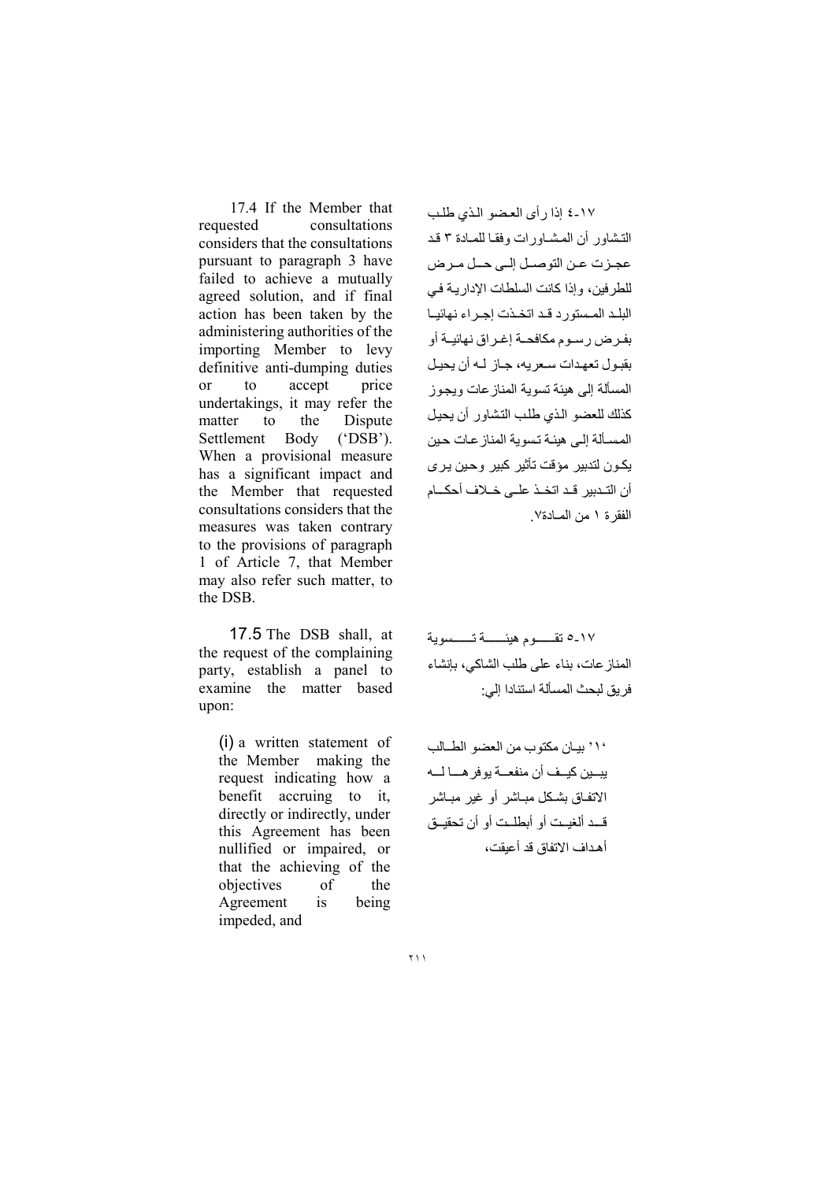17.4 If the Member that requested consultations considers that the consultations pursuant to paragraph 3 have failed to achieve a mutually agreed solution, and if final action has been taken by the administering authorities of the importing Member to levy definitive anti-dumping duties or to accept price undertakings, it may refer the matter to the Dispute Settlement Body ('DSB'). When a provisional measure has a significant impact and the Member that requested consultations considers that the measures was taken contrary to the provisions of paragraph 1 of Article 7, that Member may also refer such matter, to the DSB.

١٧-٤ إذا رأى العضو الذي طلب التشاور أن المشاورات وفقا للمادة ٣ قد عجزت عن التوصل إلى حل مرض للطرفين، وإذا كانت السلطات الإدارية في البلد المستورد قد اتخذت إجراء نهائيا بفرض رسوم مكافحة إغراق نهائية أو بقبول تعهدات سعريه، جاز له أن يحيل المسألة إلى هيئة تسوية المنازعات ويجوز كذلك للعضو الذي طلب التشاور أن يحيل المسألة إلى هيئة تسوية المنازعات حين يكون لتدبير مؤقت تأثير كبير وحين يرى أن التدبير قد اتخذ على خلاف أحكام الفقرة ١ من المادة٧.

17.5 The DSB shall, at the request of the complaining party, establish a panel to examine the matter based upon:

١٧-٥ تقوم هيئة تسوية المنازعات، بناء على طلب الشاكي، بإنشاء فريق لبحث المسألة استنادا إلي:

(i) a written statement of the Member making the request indicating how a benefit accruing to it, directly or indirectly, under this Agreement has been nullified or impaired, or that the achieving of the objectives of the Agreement is being impeded, and

'١' بيان مكتوب من العضو الطالب يبين كيف أن منفعة يوفرها له الاتفاق بشكل مباشر أو غير مباشر قد ألغيت أو أبطلت أو أن تحقيق أهداف الاتفاق قد أعيقت،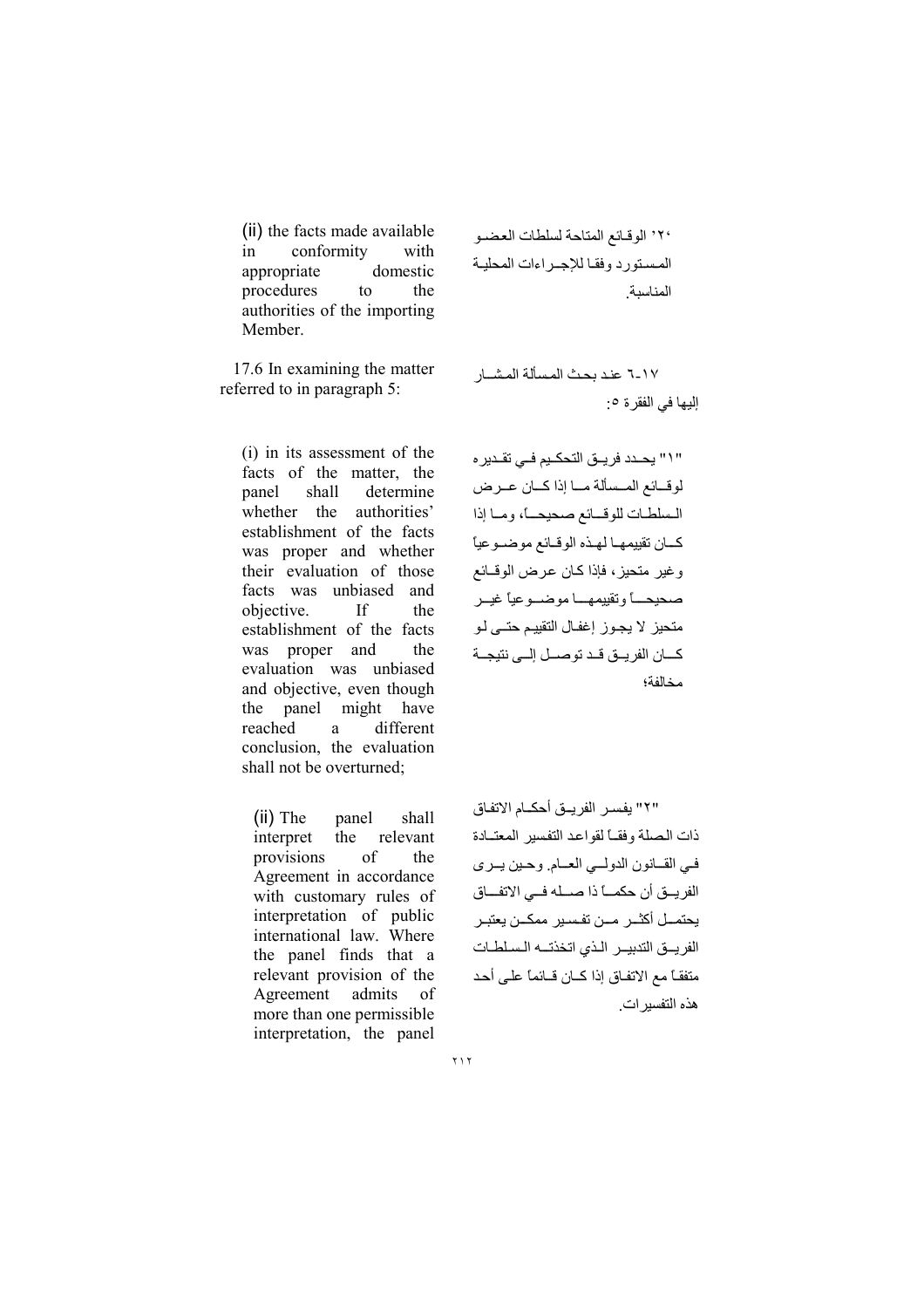(ii) the facts made available in conformity with appropriate domestic procedures to the authorities of the importing Member.

'٢' الوقـائع المتاحة لسلطات العضـو المسـتورد وفقـا للإجـراءات المحليـة المناسبة.

17.6 In examining the matter referred to in paragraph 5:

١٧-٦ عند بحث المسألة المشـار إليها في الفقرة ٥:

(i) in its assessment of the facts of the matter, the panel shall determine whether the authorities' establishment of the facts was proper and whether their evaluation of those facts was unbiased and objective. If the establishment of the facts was proper and the evaluation was unbiased and objective, even though the panel might have reached a different conclusion, the evaluation shall not be overturned;

"١" يحـدد فريـق التحكـيم فـي تقـديره لوقـائع المـسألة مـا إذا كـان عـرض الـسلطـات للوقـائع صحيحـاً، ومـا إذا كـان تقييمهـا لهـذه الوقـائع موضـوعياً وغير متحيز، فإذا كان عرض الوقـائع صحيحـاً وتقييمهـا موضـوعياً غيـر متحيز لا يجوز إغفال التقييم حتـى لـو كـان الفريـق قـد توصـل إلـى نتيجـة مخالفة؛

(ii) The panel shall interpret the relevant provisions of the Agreement in accordance with customary rules of interpretation of public international law. Where the panel finds that a relevant provision of the Agreement admits of more than one permissible interpretation, the panel

"٢" يفسر الفريـق أحكـام الاتفاق ذات الصلة وفقـاً لقواعد التفسير المعتـادة فـي القـانون الدولـي العـام. وحـين يـرى الفريـق أن حكمـاً ذا صـله فـي الاتفـاق يحتمـل أكثـر مـن تفـسير ممكـن يعتبـر الفريـق التدبيـر الـذي اتخذتـه الـسلطـات متفقاً مع الاتفاق إذا كـان قـائماً على أحد هذه التفسيرات.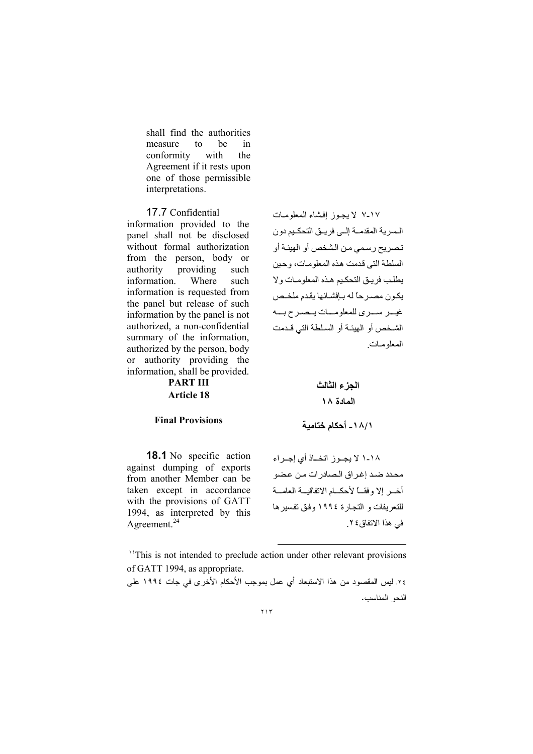shall find the authorities measure to be in conformity with the Agreement if it rests upon one of those permissible interpretations.

17.7 Confidential information provided to the panel shall not be disclosed without formal authorization from the person, body or authority providing such information. Where such information is requested from the panel but release of such information by the panel is not authorized, a non-confidential summary of the information, authorized by the person, body or authority providing the information, shall be provided.

١٧-٧ لا يجوز إفشاء المعلومات السرية المقدمة إلى فريق التحكيم دون تصريح رسمي من الشخص أو الهيئة أو السلطة التى قدمت هذه المعلومات، وحين يطلب فريق التحكيم هذه المعلومات ولا يكون مصرحاً له بإفشائها يقدم ملخص غير سرى للمعلومات يصرح به الشخص أو الهيئة أو السلطة التي قدمت المعلومات.

## PART III
## Article 18

## الجزء الثالث
## المادة ١٨

### Final Provisions

### ١٨/١- أحكام ختامية

**18.1** No specific action against dumping of exports from another Member can be taken except in accordance with the provisions of GATT 1994, as interpreted by this Agreement.[24]

١٨-١ لا يجوز اتخاذ أي إجراء محدد ضد إغراق الصادرات من عضو أخر إلا وفقاً لأحكام الاتفاقية العامة للتعريفات و التجارة ١٩٩٤ وفق تفسيرها في هذا الاتفاق٢٤.

---

[24] This is not intended to preclude action under other relevant provisions of GATT 1994, as appropriate.

٢٤. ليس المقصود من هذا الاستبعاد أي عمل بموجب الأحكام الأخرى في جات ١٩٩٤ على النحو المناسب.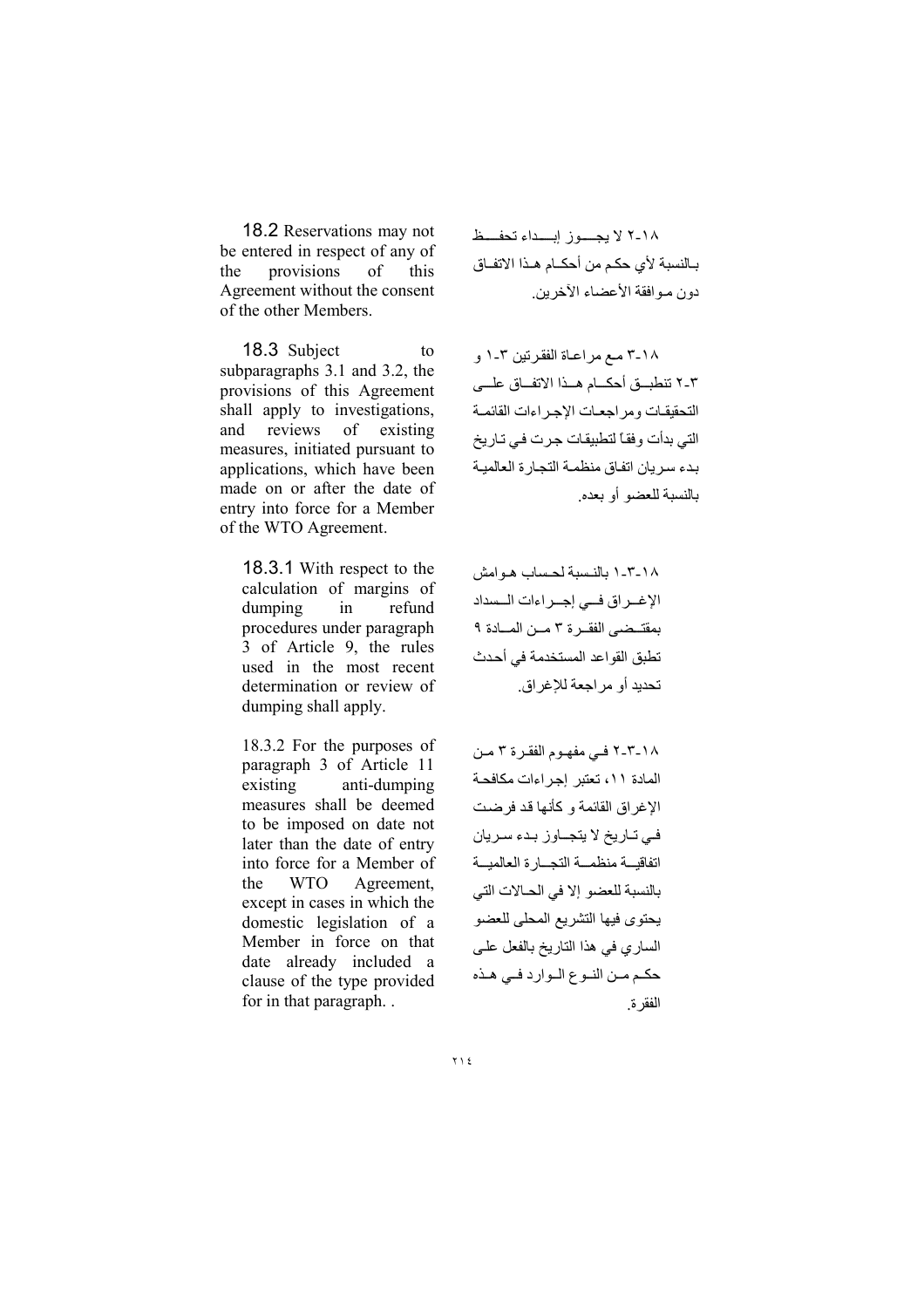18.2 Reservations may not be entered in respect of any of the provisions of this Agreement without the consent of the other Members.

١٨-٢ لا يجوز إبداء تحفظ بالنسبة لأي حكم من أحكام هذا الاتفاق دون موافقة الأعضاء الآخرين.

18.3 Subject to subparagraphs 3.1 and 3.2, the provisions of this Agreement shall apply to investigations, and reviews of existing measures, initiated pursuant to applications, which have been made on or after the date of entry into force for a Member of the WTO Agreement.

١٨-٣ مع مراعاة الفقرتين ٣-١ و ٣-٢ تنطبق أحكام هذا الاتفاق على التحقيقات ومراجعات الإجراءات القائمة التي بدأت وفقاً لتطبيقات جرت في تاريخ بدء سريان اتفاق منظمة التجارة العالمية بالنسبة للعضو أو بعده.

18.3.1 With respect to the calculation of margins of dumping in refund procedures under paragraph 3 of Article 9, the rules used in the most recent determination or review of dumping shall apply.

١٨-٣-١ بالنسبة لحساب هوامش الإغراق في إجراءات السداد بمقتضى الفقرة ٣ من المادة ٩ تطبق القواعد المستخدمة في أحدث تحديد أو مراجعة للإغراق.

18.3.2 For the purposes of paragraph 3 of Article 11 existing anti-dumping measures shall be deemed to be imposed on date not later than the date of entry into force for a Member of the WTO Agreement, except in cases in which the domestic legislation of a Member in force on that date already included a clause of the type provided for in that paragraph. .

١٨-٣-٢ في مفهوم الفقرة ٣ من المادة ١١، تعتبر إجراءات مكافحة الإغراق القائمة و كأنها قد فرضت في تاريخ لا يتجاوز بدء سريان اتفاقية منظمة التجارة العالمية بالنسبة للعضو إلا في الحالات التي يحتوى فيها التشريع المحلى للعضو الساري في هذا التاريخ بالفعل على حكم من النوع الوارد في هذه الفقرة.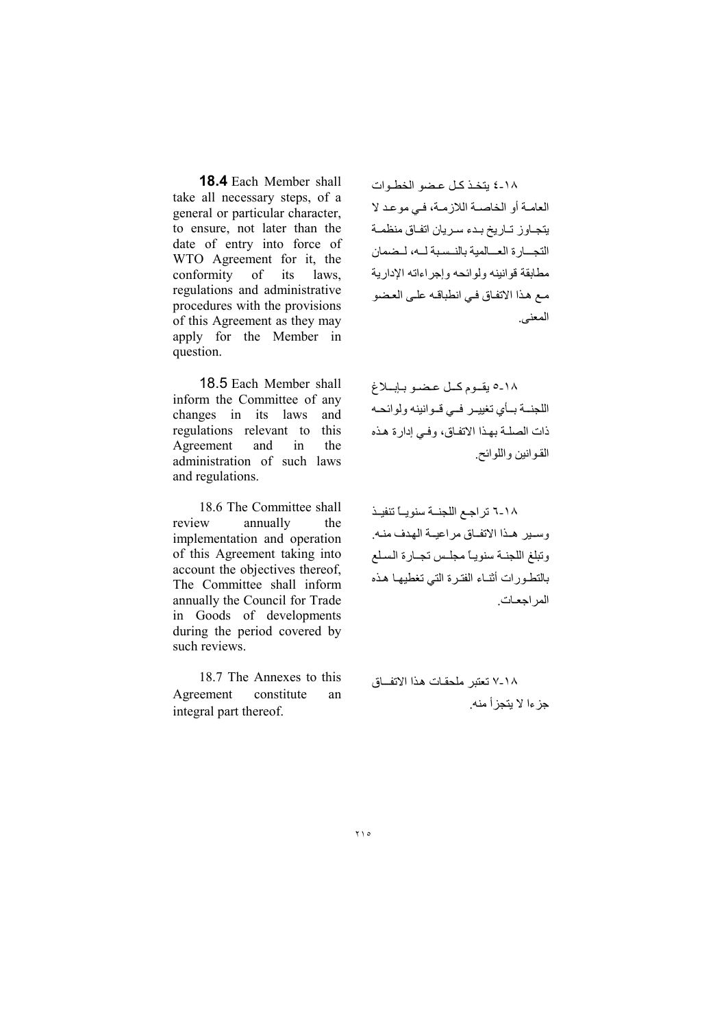**18.4** Each Member shall take all necessary steps, of a general or particular character, to ensure, not later than the date of entry into force of WTO Agreement for it, the conformity of its laws, regulations and administrative procedures with the provisions of this Agreement as they may apply for the Member in question.

١٨-٤ يتخذ كل عضو الخطوات العامة أو الخاصة اللازمة، في موعد لا يتجاوز تاريخ بدء سريان اتفاق منظمة التجارة العالمية بالنسبة له، لضمان مطابقة قوانينه ولوائحه وإجراءاته الإدارية مع هذا الاتفاق في انطباقه على العضو المعنى.

18.5 Each Member shall inform the Committee of any changes in its laws and regulations relevant to this Agreement and in the administration of such laws and regulations.

١٨-٥ يقوم كل عضو بإبلاغ اللجنة بأي تغيير في قوانينه ولوائحه ذات الصلة بهذا الاتفاق، وفي إدارة هذه القوانين واللوائح.

18.6 The Committee shall review annually the implementation and operation of this Agreement taking into account the objectives thereof, The Committee shall inform annually the Council for Trade in Goods of developments during the period covered by such reviews.

١٨-٦ تراجع اللجنة سنوياً تنفيذ وسير هذا الاتفاق مراعية الهدف منه. وتبلغ اللجنة سنوياً مجلس تجارة السلع بالتطورات أثناء الفترة التي تغطيها هذه المراجعات.

18.7 The Annexes to this Agreement constitute an integral part thereof.

١٨-٧ تعتبر ملحقات هذا الاتفاق جزءا لا يتجزأ منه.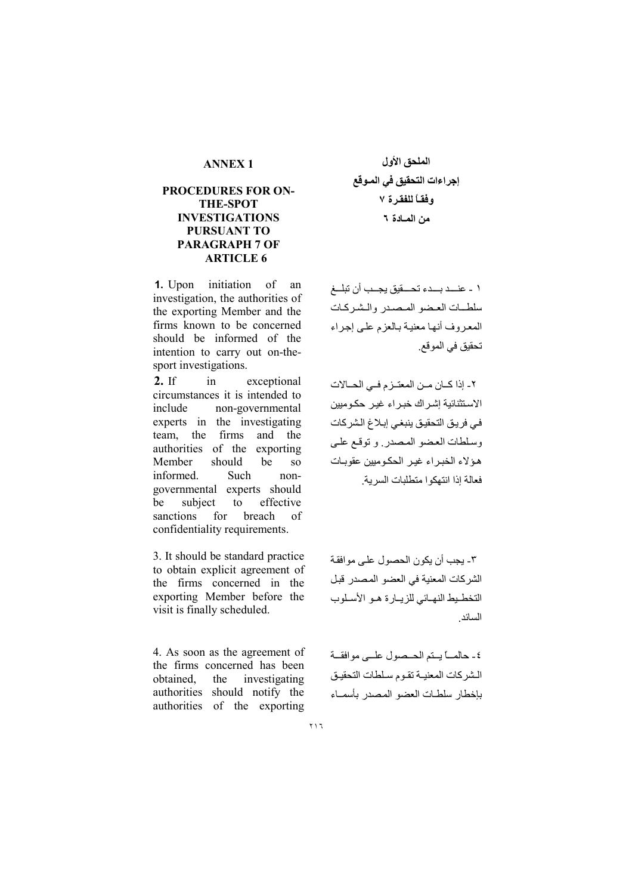## ANNEX 1

### PROCEDURES FOR ON-THE-SPOT INVESTIGATIONS PURSUANT TO PARAGRAPH 7 OF ARTICLE 6

**1.** Upon initiation of an investigation, the authorities of the exporting Member and the firms known to be concerned should be informed of the intention to carry out on-the-sport investigations.

**2.** If in exceptional circumstances it is intended to include non-governmental experts in the investigating team, the firms and the authorities of the exporting Member should be so informed. Such non-governmental experts should be subject to effective sanctions for breach of confidentiality requirements.

3. It should be standard practice to obtain explicit agreement of the firms concerned in the exporting Member before the visit is finally scheduled.

4. As soon as the agreement of the firms concerned has been obtained, the investigating authorities should notify the authorities of the exporting

## الملحق الأول

### إجراءات التحقيق في الموقع وفقاً للفقرة ٧ من المادة ٦

١ - عند بدء تحقيق يجب أن تبلغ سلطات العضو المصدر والشركات المعروف أنها معنية بالعزم على إجراء تحقيق في الموقع.

٢- إذا كان من المعتزم في الحالات الاستثنائية إشراك خبراء غير حكوميين في فريق التحقيق ينبغي إبلاغ الشركات وسلطات العضو المصدر. و توقع على هؤلاء الخبراء غير الحكوميين عقوبات فعالة إذا انتهكوا متطلبات السرية.

٣- يجب أن يكون الحصول على موافقة الشركات المعنية في العضو المصدر قبل التخطيط النهائي للزيارة هو الأسلوب السائد.

٤- حالما يتم الحصول على موافقة الشركات المعنية تقوم سلطات التحقيق بإخطار سلطات العضو المصدر بأسماء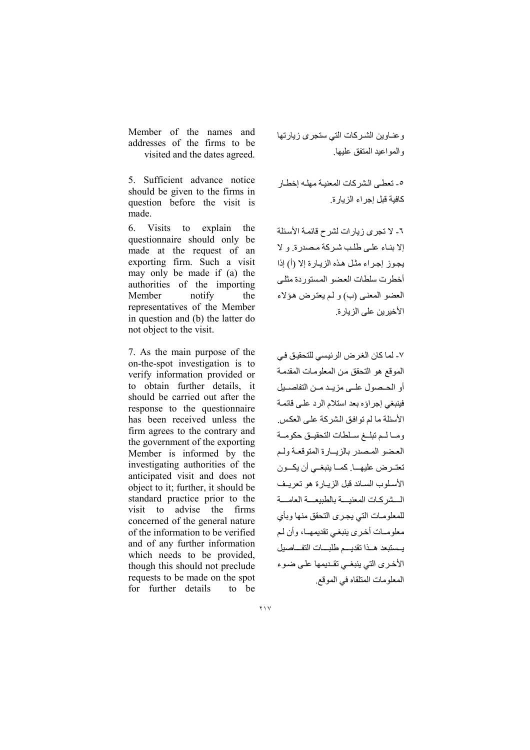Member of the names and addresses of the firms to be visited and the dates agreed.

وعناوين الشركات التي ستجرى زيارتها والمواعيد المتفق عليها.

5. Sufficient advance notice should be given to the firms in question before the visit is made.

٥- تعطى الشركات المعنية مهله إخطار كافية قبل إجراء الزيارة.

6. Visits to explain the questionnaire should only be made at the request of an exporting firm. Such a visit may only be made if (a) the authorities of the importing Member notify the representatives of the Member in question and (b) the latter do not object to the visit.

٦- لا تجرى زيارات لشرح قائمة الأسئلة إلا بناء على طلب شركة مصدرة. و لا يجوز إجراء مثل هذه الزيارة إلا (أ) إذا أخطرت سلطات العضو المستوردة ممثلى العضو المعنى (ب) و لم يعترض هؤلاء الأخيرين على الزيارة.

7. As the main purpose of the on-the-spot investigation is to verify information provided or to obtain further details, it should be carried out after the response to the questionnaire has been received unless the firm agrees to the contrary and the government of the exporting Member is informed by the investigating authorities of the anticipated visit and does not object to it; further, it should be standard practice prior to the visit to advise the firms concerned of the general nature of the information to be verified and of any further information which needs to be provided, though this should not preclude requests to be made on the spot for further details to be

٧- لما كان الغرض الرئيسي للتحقيق في الموقع هو التحقق من المعلومات المقدمة أو الحصول على مزيد من التفاصيل فينبغي إجراؤه بعد استلام الرد على قائمة الأسئلة ما لم توافق الشركة على العكس. وما لم تبلغ سلطات التحقيق حكومة العضو المصدر بالزيارة المتوقعة ولم تعترض عليها. كما ينبغي أن يكون الأسلوب السائد قبل الزيارة هو تعريف الشركات المعنية بالطبيعة العامة للمعلومات التي يجرى التحقق منها وبأي معلومات أخرى ينبغي تقديمها، وأن لم يستبعد هذا تقديم طلبات التفاصيل الأخرى التي ينبغي تقديمها على ضوء المعلومات المتلقاه في الموقع.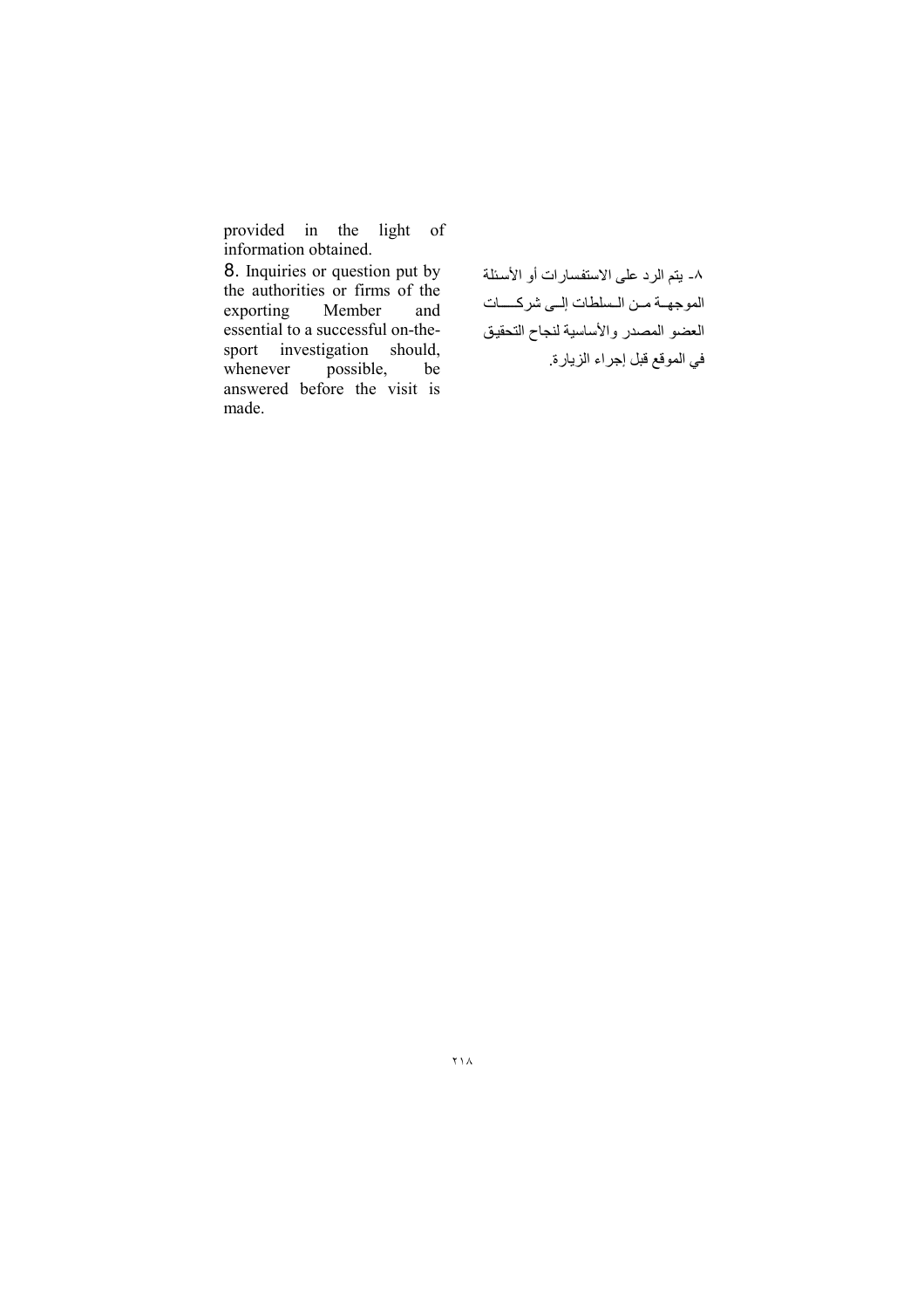provided in the light of information obtained.

8. Inquiries or question put by the authorities or firms of the exporting Member and essential to a successful on-the-sport investigation should, whenever possible, be answered before the visit is made.

٨- يتم الرد على الاستفسارات أو الأسئلة الموجهة من السلطات إلى شركات العضو المصدر والأساسية لنجاح التحقيق في الموقع قبل إجراء الزيارة.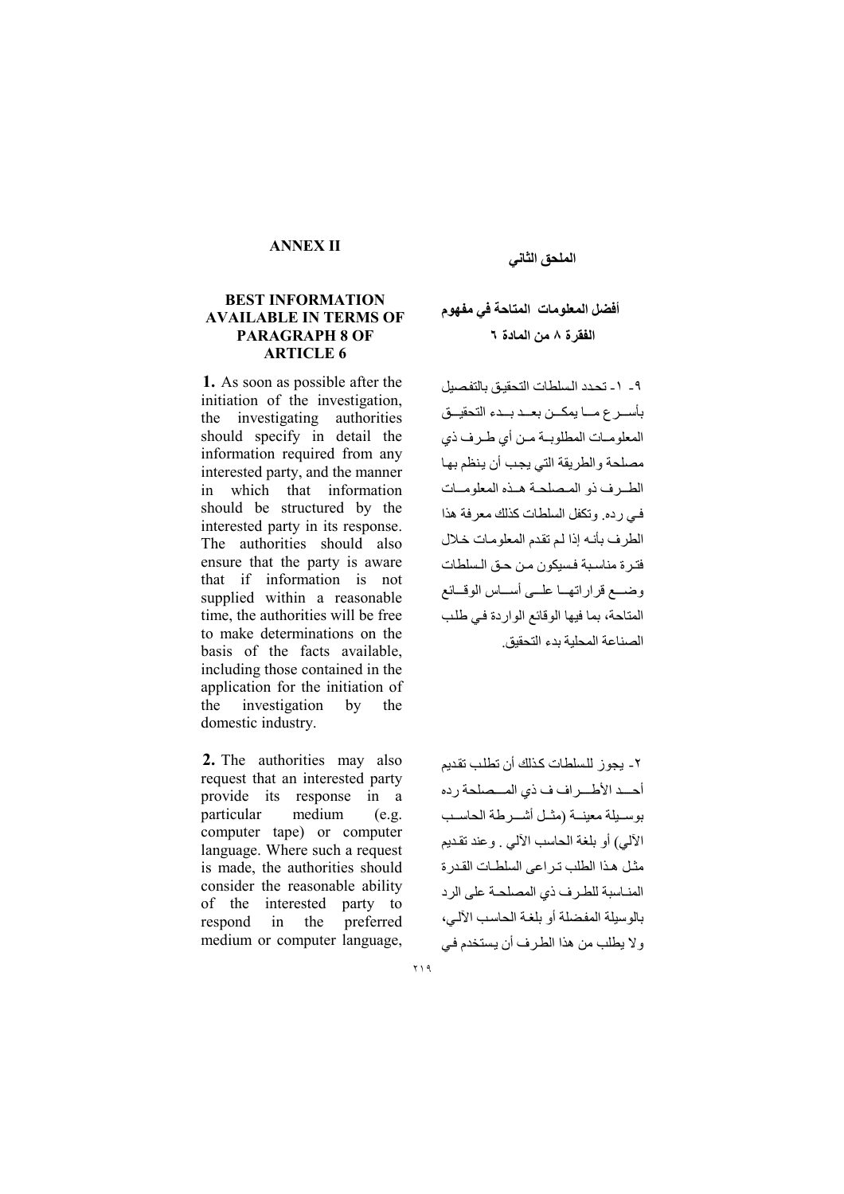# ANNEX II

## BEST INFORMATION AVAILABLE IN TERMS OF PARAGRAPH 8 OF ARTICLE 6

**1.** As soon as possible after the initiation of the investigation, the investigating authorities should specify in detail the information required from any interested party, and the manner in which that information should be structured by the interested party in its response. The authorities should also ensure that the party is aware that if information is not supplied within a reasonable time, the authorities will be free to make determinations on the basis of the facts available, including those contained in the application for the initiation of the investigation by the domestic industry.

**2.** The authorities may also request that an interested party provide its response in a particular medium (e.g. computer tape) or computer language. Where such a request is made, the authorities should consider the reasonable ability of the interested party to respond in the preferred medium or computer language,

# الملحق الثاني

## أفضل المعلومات المتاحة في مفهوم الفقرة ٨ من المادة ٦

٩- ١- تحدد السلطات التحقيق بالتفصيل بأسرع ما يمكن بعد بدء التحقيق المعلومات المطلوبة من أي طرف ذي مصلحة والطريقة التي يجب أن ينظم بها الطرف ذو المصلحة هذه المعلومات في رده. وتكفل السلطات كذلك معرفة هذا الطرف بأنه إذا لم تقدم المعلومات خلال فترة مناسبة فسيكون من حق السلطات وضع قراراتها على أساس الوقائع المتاحة، بما فيها الوقائع الواردة في طلب الصناعة المحلية بدء التحقيق.

٢- يجوز للسلطات كذلك أن تطلب تقديم أحد الأطراف ذي المصلحة رده بوسيلة معينة (مثل أشرطة الحاسب الآلي) أو بلغة الحاسب الآلي . وعند تقديم مثل هذا الطلب تراعى السلطات القدرة المناسبة للطرف ذي المصلحة على الرد بالوسيلة المفضلة أو بلغة الحاسب الآلي، ولا يطلب من هذا الطرف أن يستخدم في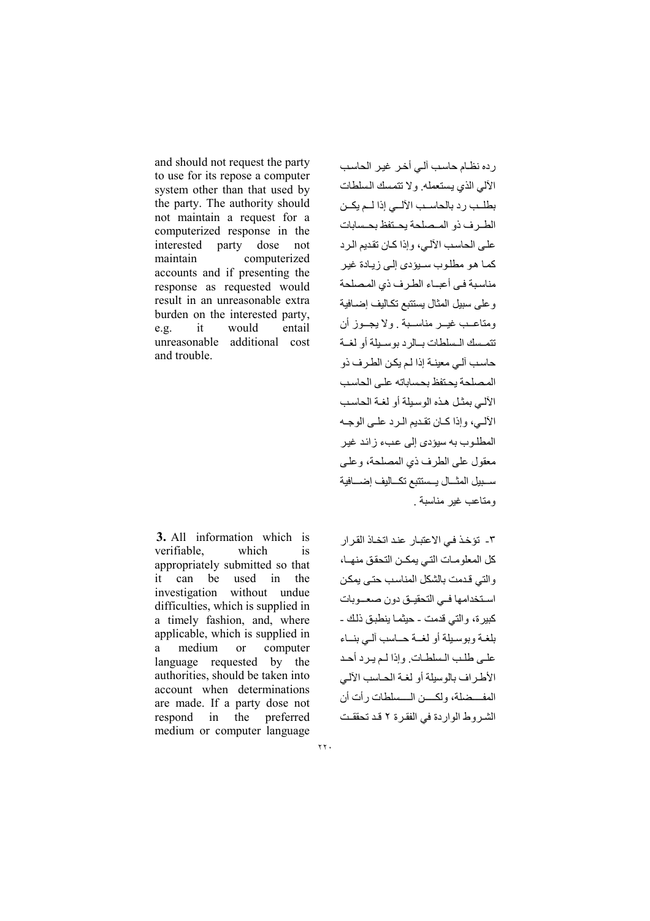and should not request the party to use for its repose a computer system other than that used by the party. The authority should not maintain a request for a computerized response in the interested party dose not maintain computerized accounts and if presenting the response as requested would result in an unreasonable extra burden on the interested party, e.g. it would entail unreasonable additional cost and trouble.

رده نظام حاسب آلي أخر غير الحاسب الآلي الذي يستعمله. ولا تتمسك السلطات بطلب رد بالحاسب الآلي إذا لم يكن الطرف ذو المصلحة يحتفظ بحسابات على الحاسب الآلي، وإذا كان تقديم الرد كما هو مطلوب سيؤدى إلى زيادة غير مناسبة فى أعباء الطرف ذي المصلحة وعلى سبيل المثال يستتبع تكاليف إضافية ومتاعب غير مناسبة . ولا يجوز أن تتمسك السلطات بالرد بوسيلة أو لغة حاسب آلي معينة إذا لم يكن الطرف ذو المصلحة يحتفظ بحساباته على الحاسب الآلي بمثل هذه الوسيلة أو لغة الحاسب الآلي، وإذا كان تقديم الرد على الوجه المطلوب به سيؤدى إلى عبء زائد غير معقول على الطرف ذي المصلحة، وعلى سبيل المثال يستتبع تكاليف إضافية ومتاعب غير مناسبة .

**3.** All information which is verifiable, which is appropriately submitted so that it can be used in the investigation without undue difficulties, which is supplied in a timely fashion, and, where applicable, which is supplied in a medium or computer language requested by the authorities, should be taken into account when determinations are made. If a party dose not respond in the preferred medium or computer language

٣- تؤخذ في الاعتبار عند اتخاذ القرار كل المعلومات التي يمكن التحقق منها، والتي قدمت بالشكل المناسب حتى يمكن استخدامها في التحقيق دون صعوبات كبيرة، والتي قدمت - حيثما ينطبق ذلك - بلغة وبوسيلة أو لغة حاسب آلي بناء على طلب السلطات. وإذا لم يرد أحد الأطراف بالوسيلة أو لغة الحاسب الآلي المفضلة، ولكن السلطات رأت أن الشروط الواردة في الفقرة ٢ قد تحققت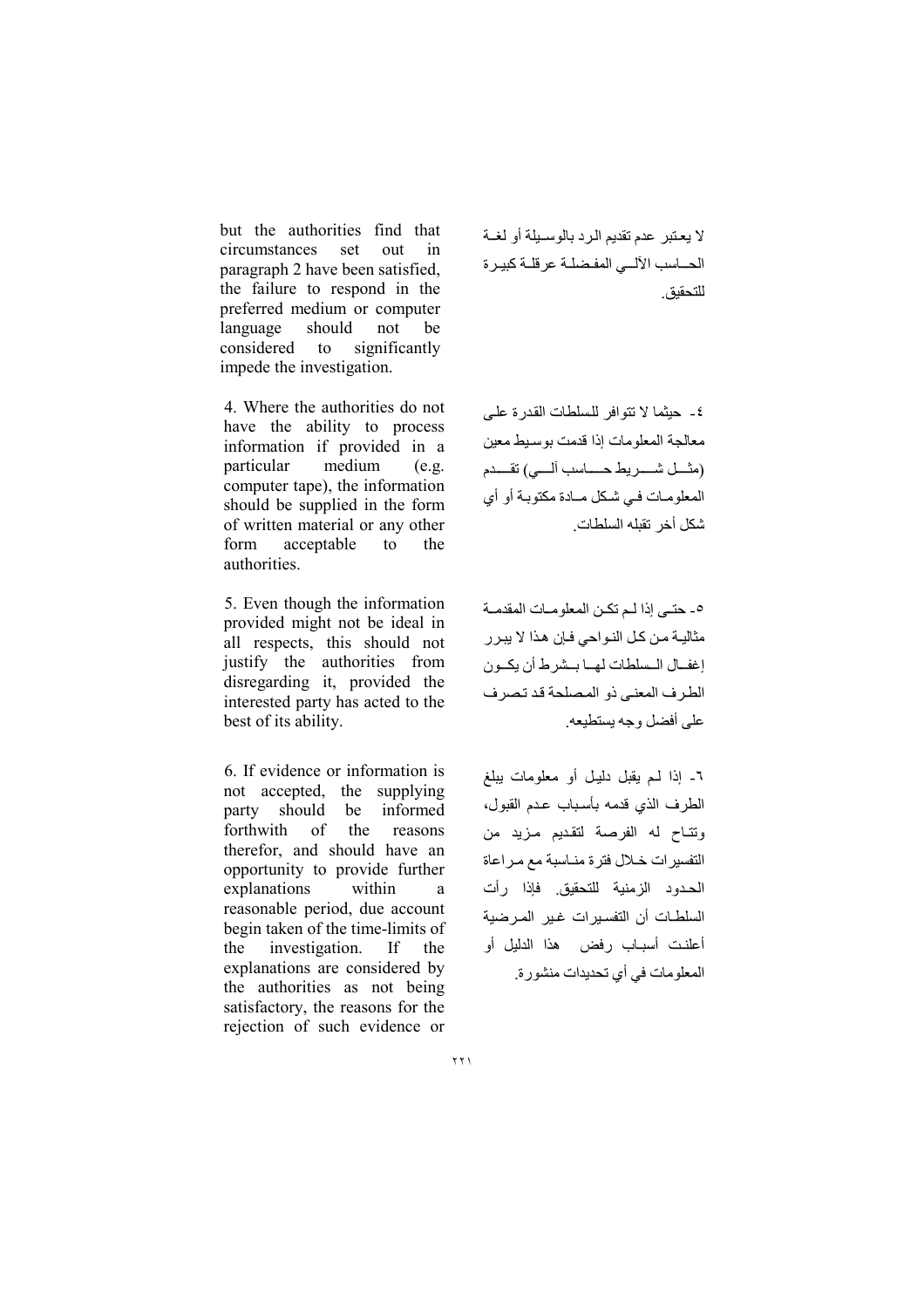but the authorities find that circumstances set out in paragraph 2 have been satisfied, the failure to respond in the preferred medium or computer language should not be considered to significantly impede the investigation.

لا يعتبر عدم تقديم الرد بالوسيلة أو لغة الحاسب الآلي المفضلة عرقلة كبيرة للتحقيق.

4. Where the authorities do not have the ability to process information if provided in a particular medium (e.g. computer tape), the information should be supplied in the form of written material or any other form acceptable to the authorities.

٤- حيثما لا تتوافر للسلطات القدرة على معالجة المعلومات إذا قدمت بوسيط معين (مثل شريط حاسب آلي) تقدم المعلومات في شكل مادة مكتوبة أو أي شكل أخر تقبله السلطات.

5. Even though the information provided might not be ideal in all respects, this should not justify the authorities from disregarding it, provided the interested party has acted to the best of its ability.

٥- حتى إذا لم تكن المعلومات المقدمة مثالية من كل النواحي فإن هذا لا يبرر إغفال السلطات لها بشرط أن يكون الطرف المعنى ذو المصلحة قد تصرف على أفضل وجه يستطيعه.

6. If evidence or information is not accepted, the supplying party should be informed forthwith of the reasons therefor, and should have an opportunity to provide further explanations within a reasonable period, due account begin taken of the time-limits of the investigation. If the explanations are considered by the authorities as not being satisfactory, the reasons for the rejection of such evidence or

٦- إذا لم يقبل دليل أو معلومات يبلغ الطرف الذي قدمه بأسباب عدم القبول، وتتاح له الفرصة لتقديم مزيد من التفسيرات خلال فترة مناسبة مع مراعاة الحدود الزمنية للتحقيق. فإذا رأت السلطات أن التفسيرات غير المرضية أعلنت أسباب رفض هذا الدليل أو المعلومات في أي تحديدات منشورة.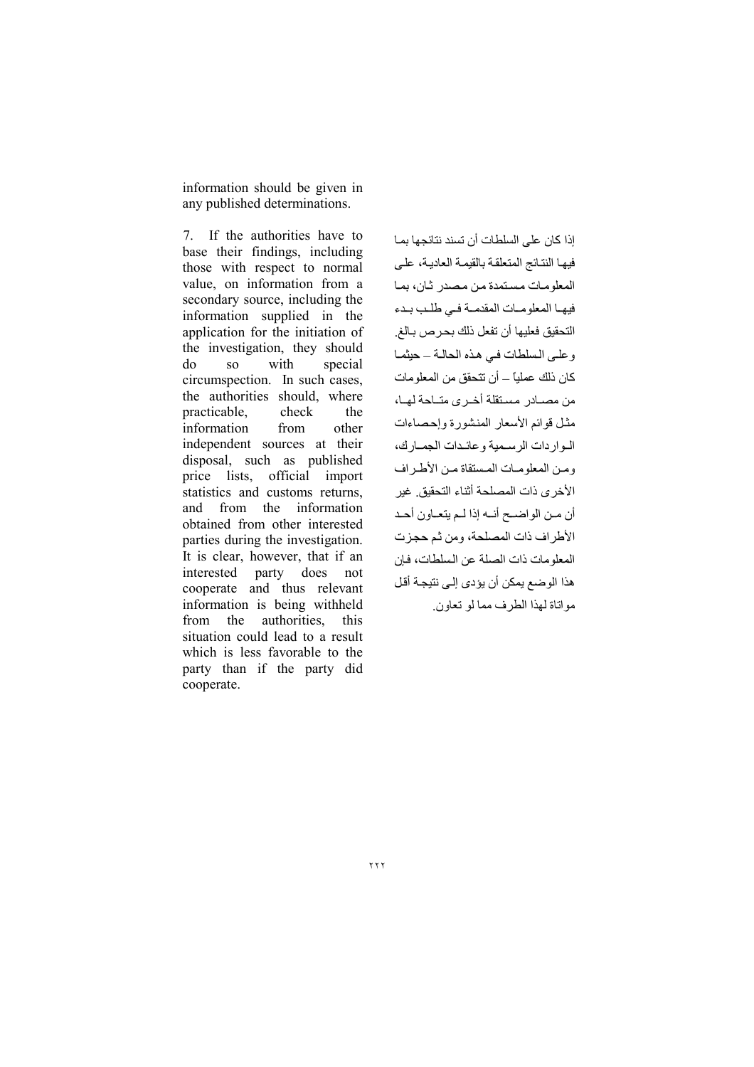information should be given in any published determinations.

7. If the authorities have to base their findings, including those with respect to normal value, on information from a secondary source, including the information supplied in the application for the initiation of the investigation, they should do so with special circumspection. In such cases, the authorities should, where practicable, check the information from other independent sources at their disposal, such as published price lists, official import statistics and customs returns, and from the information obtained from other interested parties during the investigation. It is clear, however, that if an interested party does not cooperate and thus relevant information is being withheld from the authorities, this situation could lead to a result which is less favorable to the party than if the party did cooperate.

إذا كان على السلطات أن تسند نتائجها بما فيها النتائج المتعلقة بالقيمة العادية، على المعلومات مستمدة من مصدر ثان، بما فيها المعلومات المقدمة في طلب بدء التحقيق فعليها أن تفعل ذلك بحرص بالغ. وعلى السلطات في هذه الحالة – حيثما كان ذلك عملياً – أن تتحقق من المعلومات من مصادر مستقلة أخرى متاحة لها، مثل قوائم الأسعار المنشورة وإحصاءات الواردات الرسمية وعائدات الجمارك، ومن المعلومات المستقاة من الأطراف الأخرى ذات المصلحة أثناء التحقيق. غير أن من الواضح أنه إذا لم يتعاون أحد الأطراف ذات المصلحة، ومن ثم حجزت المعلومات ذات الصلة عن السلطات، فإن هذا الوضع يمكن أن يؤدى إلى نتيجة أقل مواتاة لهذا الطرف مما لو تعاون.